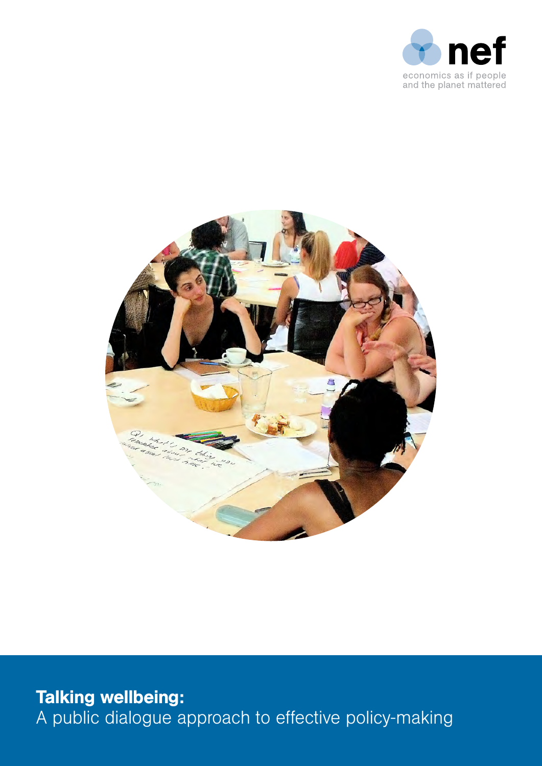nef

economics as if people and the planet mattered

# Talking wellbeing:

A public dialogue approach to effective policy-making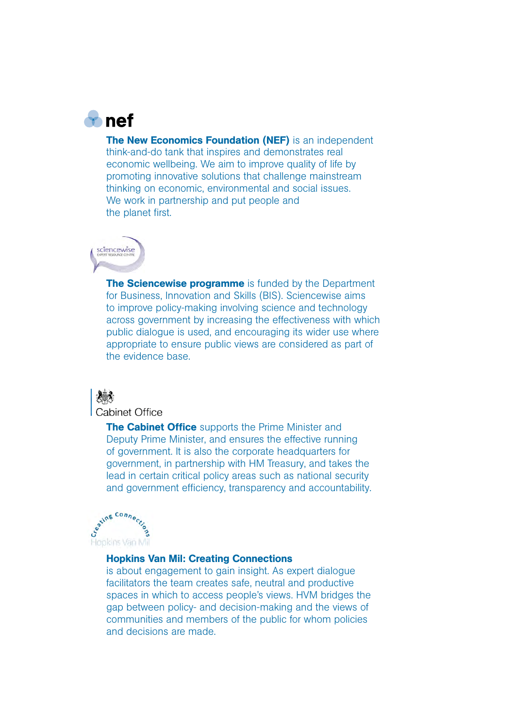nef

**The New Economics Foundation (NEF)** is an independent think-and-do tank that inspires and demonstrates real economic wellbeing. We aim to improve quality of life by promoting innovative solutions that challenge mainstream thinking on economic, environmental and social issues. We work in partnership and put people and the planet first.

sciencewise
EXPERT RESOURCE CENTRE

**The Sciencewise programme** is funded by the Department for Business, Innovation and Skills (BIS). Sciencewise aims to improve policy-making involving science and technology across government by increasing the effectiveness with which public dialogue is used, and encouraging its wider use where appropriate to ensure public views are considered as part of the evidence base.

Cabinet Office

**The Cabinet Office** supports the Prime Minister and Deputy Prime Minister, and ensures the effective running of government. It is also the corporate headquarters for government, in partnership with HM Treasury, and takes the lead in certain critical policy areas such as national security and government efficiency, transparency and accountability.

Creating Connections
Hopkins Van Mil

**Hopkins Van Mil: Creating Connections**
is about engagement to gain insight. As expert dialogue facilitators the team creates safe, neutral and productive spaces in which to access people's views. HVM bridges the gap between policy- and decision-making and the views of communities and members of the public for whom policies and decisions are made.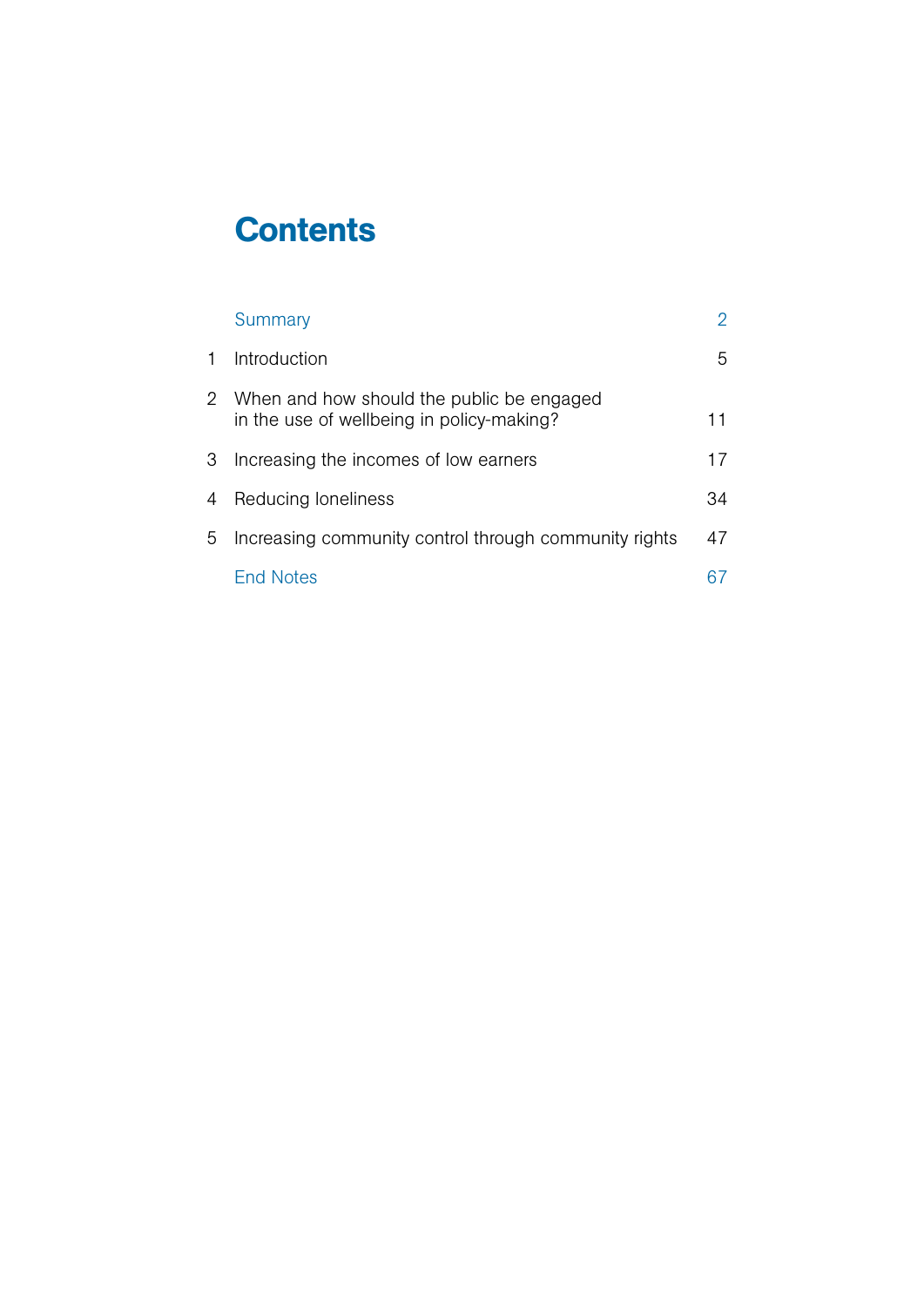# Contents

| | | |
|---|---|---|
| | Summary | 2 |
| 1 | Introduction | 5 |
| 2 | When and how should the public be engaged in the use of wellbeing in policy-making? | 11 |
| 3 | Increasing the incomes of low earners | 17 |
| 4 | Reducing loneliness | 34 |
| 5 | Increasing community control through community rights | 47 |
| | End Notes | 67 |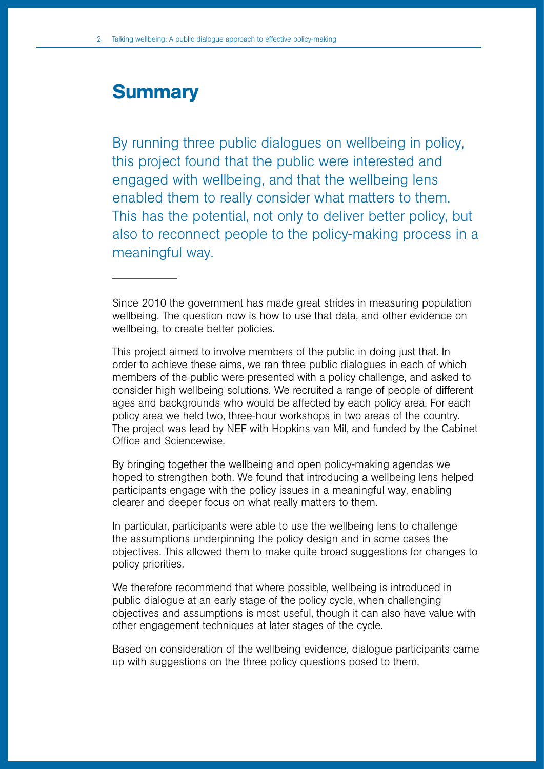# Summary

By running three public dialogues on wellbeing in policy, this project found that the public were interested and engaged with wellbeing, and that the wellbeing lens enabled them to really consider what matters to them. This has the potential, not only to deliver better policy, but also to reconnect people to the policy-making process in a meaningful way.

---

Since 2010 the government has made great strides in measuring population wellbeing. The question now is how to use that data, and other evidence on wellbeing, to create better policies.

This project aimed to involve members of the public in doing just that. In order to achieve these aims, we ran three public dialogues in each of which members of the public were presented with a policy challenge, and asked to consider high wellbeing solutions. We recruited a range of people of different ages and backgrounds who would be affected by each policy area. For each policy area we held two, three-hour workshops in two areas of the country. The project was lead by NEF with Hopkins van Mil, and funded by the Cabinet Office and Sciencewise.

By bringing together the wellbeing and open policy-making agendas we hoped to strengthen both. We found that introducing a wellbeing lens helped participants engage with the policy issues in a meaningful way, enabling clearer and deeper focus on what really matters to them.

In particular, participants were able to use the wellbeing lens to challenge the assumptions underpinning the policy design and in some cases the objectives. This allowed them to make quite broad suggestions for changes to policy priorities.

We therefore recommend that where possible, wellbeing is introduced in public dialogue at an early stage of the policy cycle, when challenging objectives and assumptions is most useful, though it can also have value with other engagement techniques at later stages of the cycle.

Based on consideration of the wellbeing evidence, dialogue participants came up with suggestions on the three policy questions posed to them.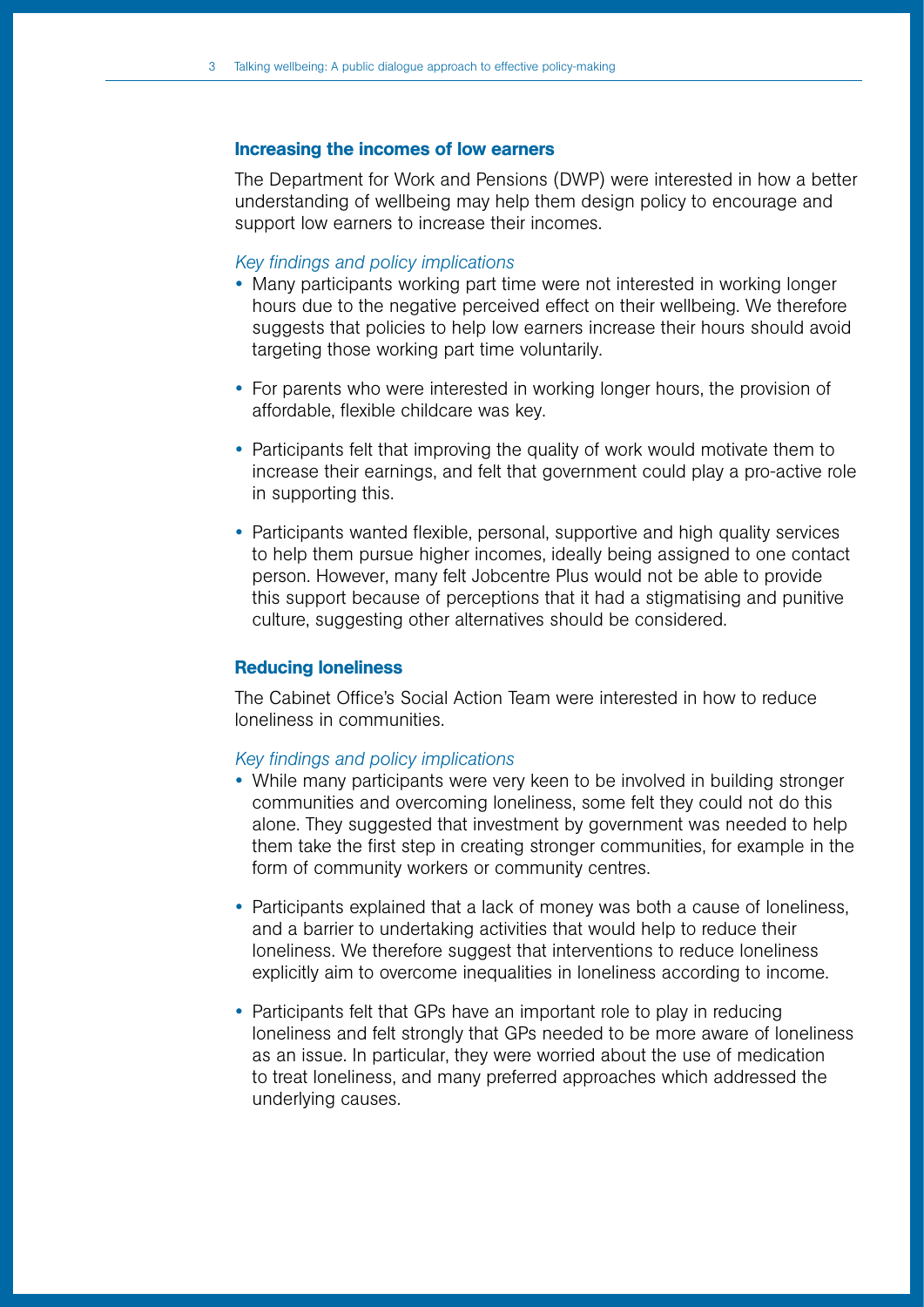### Increasing the incomes of low earners

The Department for Work and Pensions (DWP) were interested in how a better understanding of wellbeing may help them design policy to encourage and support low earners to increase their incomes.

*Key findings and policy implications*

- Many participants working part time were not interested in working longer hours due to the negative perceived effect on their wellbeing. We therefore suggests that policies to help low earners increase their hours should avoid targeting those working part time voluntarily.
- For parents who were interested in working longer hours, the provision of affordable, flexible childcare was key.
- Participants felt that improving the quality of work would motivate them to increase their earnings, and felt that government could play a pro-active role in supporting this.
- Participants wanted flexible, personal, supportive and high quality services to help them pursue higher incomes, ideally being assigned to one contact person. However, many felt Jobcentre Plus would not be able to provide this support because of perceptions that it had a stigmatising and punitive culture, suggesting other alternatives should be considered.

### Reducing loneliness

The Cabinet Office's Social Action Team were interested in how to reduce loneliness in communities.

*Key findings and policy implications*

- While many participants were very keen to be involved in building stronger communities and overcoming loneliness, some felt they could not do this alone. They suggested that investment by government was needed to help them take the first step in creating stronger communities, for example in the form of community workers or community centres.
- Participants explained that a lack of money was both a cause of loneliness, and a barrier to undertaking activities that would help to reduce their loneliness. We therefore suggest that interventions to reduce loneliness explicitly aim to overcome inequalities in loneliness according to income.
- Participants felt that GPs have an important role to play in reducing loneliness and felt strongly that GPs needed to be more aware of loneliness as an issue. In particular, they were worried about the use of medication to treat loneliness, and many preferred approaches which addressed the underlying causes.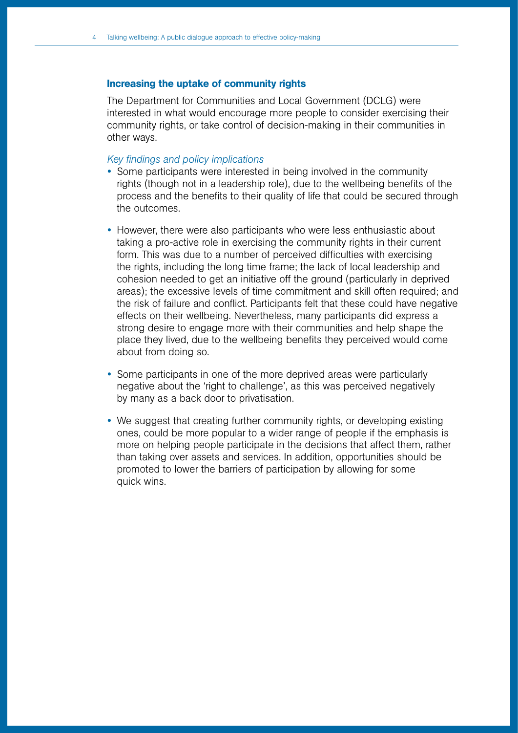### Increasing the uptake of community rights

The Department for Communities and Local Government (DCLG) were interested in what would encourage more people to consider exercising their community rights, or take control of decision-making in their communities in other ways.

*Key findings and policy implications*

- Some participants were interested in being involved in the community rights (though not in a leadership role), due to the wellbeing benefits of the process and the benefits to their quality of life that could be secured through the outcomes.
- However, there were also participants who were less enthusiastic about taking a pro-active role in exercising the community rights in their current form. This was due to a number of perceived difficulties with exercising the rights, including the long time frame; the lack of local leadership and cohesion needed to get an initiative off the ground (particularly in deprived areas); the excessive levels of time commitment and skill often required; and the risk of failure and conflict. Participants felt that these could have negative effects on their wellbeing. Nevertheless, many participants did express a strong desire to engage more with their communities and help shape the place they lived, due to the wellbeing benefits they perceived would come about from doing so.
- Some participants in one of the more deprived areas were particularly negative about the 'right to challenge', as this was perceived negatively by many as a back door to privatisation.
- We suggest that creating further community rights, or developing existing ones, could be more popular to a wider range of people if the emphasis is more on helping people participate in the decisions that affect them, rather than taking over assets and services. In addition, opportunities should be promoted to lower the barriers of participation by allowing for some quick wins.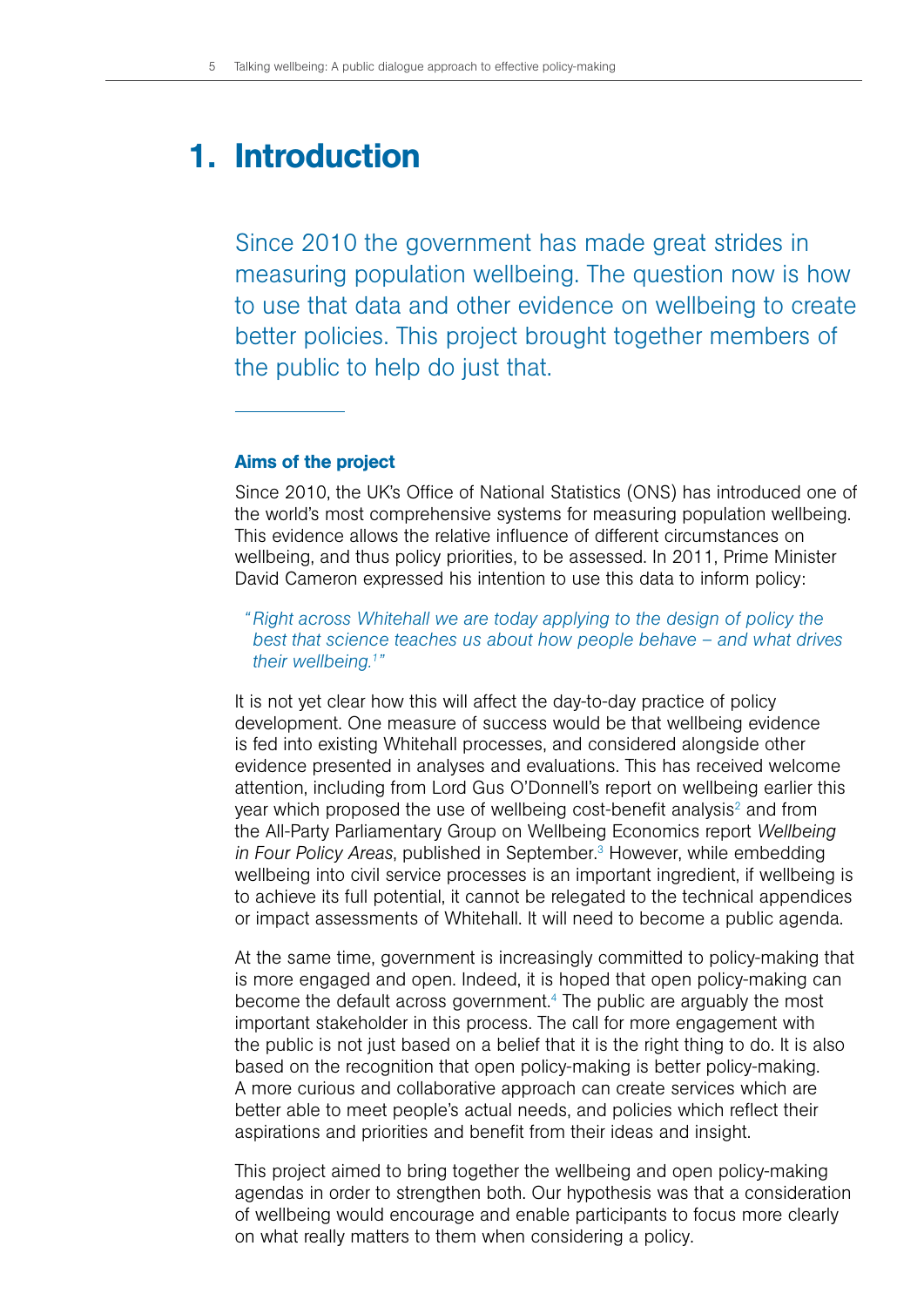# 1. Introduction

Since 2010 the government has made great strides in measuring population wellbeing. The question now is how to use that data and other evidence on wellbeing to create better policies. This project brought together members of the public to help do just that.

### Aims of the project

Since 2010, the UK's Office of National Statistics (ONS) has introduced one of the world's most comprehensive systems for measuring population wellbeing. This evidence allows the relative influence of different circumstances on wellbeing, and thus policy priorities, to be assessed. In 2011, Prime Minister David Cameron expressed his intention to use this data to inform policy:

> "*Right across Whitehall we are today applying to the design of policy the best that science teaches us about how people behave – and what drives their wellbeing.*[1]"

It is not yet clear how this will affect the day-to-day practice of policy development. One measure of success would be that wellbeing evidence is fed into existing Whitehall processes, and considered alongside other evidence presented in analyses and evaluations. This has received welcome attention, including from Lord Gus O'Donnell's report on wellbeing earlier this year which proposed the use of wellbeing cost-benefit analysis[2] and from the All-Party Parliamentary Group on Wellbeing Economics report *Wellbeing in Four Policy Areas*, published in September.[3] However, while embedding wellbeing into civil service processes is an important ingredient, if wellbeing is to achieve its full potential, it cannot be relegated to the technical appendices or impact assessments of Whitehall. It will need to become a public agenda.

At the same time, government is increasingly committed to policy-making that is more engaged and open. Indeed, it is hoped that open policy-making can become the default across government.[4] The public are arguably the most important stakeholder in this process. The call for more engagement with the public is not just based on a belief that it is the right thing to do. It is also based on the recognition that open policy-making is better policy-making. A more curious and collaborative approach can create services which are better able to meet people's actual needs, and policies which reflect their aspirations and priorities and benefit from their ideas and insight.

This project aimed to bring together the wellbeing and open policy-making agendas in order to strengthen both. Our hypothesis was that a consideration of wellbeing would encourage and enable participants to focus more clearly on what really matters to them when considering a policy.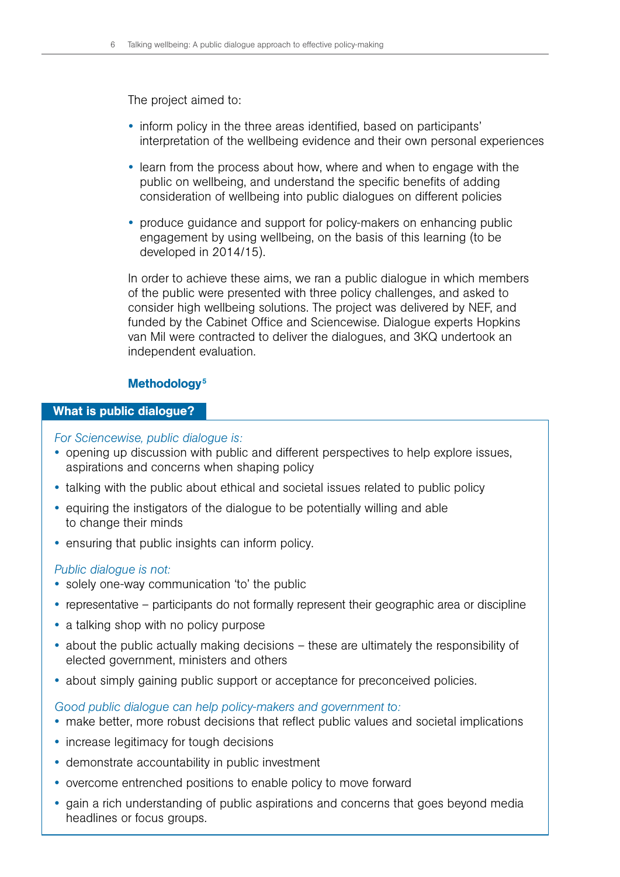The project aimed to:

- inform policy in the three areas identified, based on participants' interpretation of the wellbeing evidence and their own personal experiences
- learn from the process about how, where and when to engage with the public on wellbeing, and understand the specific benefits of adding consideration of wellbeing into public dialogues on different policies
- produce guidance and support for policy-makers on enhancing public engagement by using wellbeing, on the basis of this learning (to be developed in 2014/15).

In order to achieve these aims, we ran a public dialogue in which members of the public were presented with three policy challenges, and asked to consider high wellbeing solutions. The project was delivered by NEF, and funded by the Cabinet Office and Sciencewise. Dialogue experts Hopkins van Mil were contracted to deliver the dialogues, and 3KQ undertook an independent evaluation.

### Methodology[5]

#### What is public dialogue?

*For Sciencewise, public dialogue is:*

- opening up discussion with public and different perspectives to help explore issues, aspirations and concerns when shaping policy
- talking with the public about ethical and societal issues related to public policy
- equiring the instigators of the dialogue to be potentially willing and able to change their minds
- ensuring that public insights can inform policy.

*Public dialogue is not:*

- solely one-way communication 'to' the public
- representative – participants do not formally represent their geographic area or discipline
- a talking shop with no policy purpose
- about the public actually making decisions – these are ultimately the responsibility of elected government, ministers and others
- about simply gaining public support or acceptance for preconceived policies.

*Good public dialogue can help policy-makers and government to:*

- make better, more robust decisions that reflect public values and societal implications
- increase legitimacy for tough decisions
- demonstrate accountability in public investment
- overcome entrenched positions to enable policy to move forward
- gain a rich understanding of public aspirations and concerns that goes beyond media headlines or focus groups.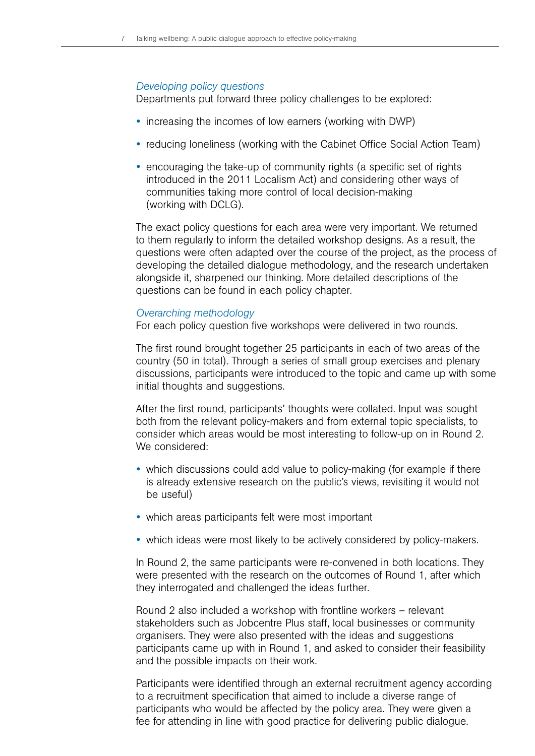*Developing policy questions*
Departments put forward three policy challenges to be explored:

- increasing the incomes of low earners (working with DWP)
- reducing loneliness (working with the Cabinet Office Social Action Team)
- encouraging the take-up of community rights (a specific set of rights introduced in the 2011 Localism Act) and considering other ways of communities taking more control of local decision-making (working with DCLG).

The exact policy questions for each area were very important. We returned to them regularly to inform the detailed workshop designs. As a result, the questions were often adapted over the course of the project, as the process of developing the detailed dialogue methodology, and the research undertaken alongside it, sharpened our thinking. More detailed descriptions of the questions can be found in each policy chapter.

*Overarching methodology*
For each policy question five workshops were delivered in two rounds.

The first round brought together 25 participants in each of two areas of the country (50 in total). Through a series of small group exercises and plenary discussions, participants were introduced to the topic and came up with some initial thoughts and suggestions.

After the first round, participants' thoughts were collated. Input was sought both from the relevant policy-makers and from external topic specialists, to consider which areas would be most interesting to follow-up on in Round 2. We considered:

- which discussions could add value to policy-making (for example if there is already extensive research on the public's views, revisiting it would not be useful)
- which areas participants felt were most important
- which ideas were most likely to be actively considered by policy-makers.

In Round 2, the same participants were re-convened in both locations. They were presented with the research on the outcomes of Round 1, after which they interrogated and challenged the ideas further.

Round 2 also included a workshop with frontline workers – relevant stakeholders such as Jobcentre Plus staff, local businesses or community organisers. They were also presented with the ideas and suggestions participants came up with in Round 1, and asked to consider their feasibility and the possible impacts on their work.

Participants were identified through an external recruitment agency according to a recruitment specification that aimed to include a diverse range of participants who would be affected by the policy area. They were given a fee for attending in line with good practice for delivering public dialogue.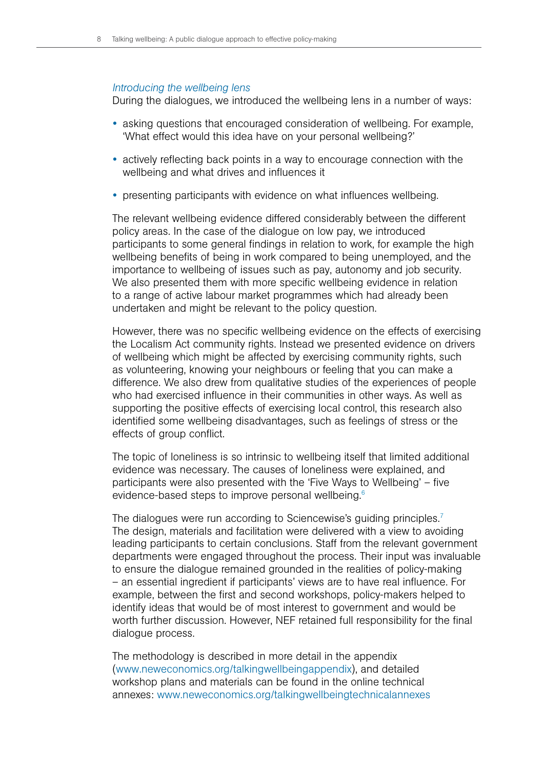*Introducing the wellbeing lens*

During the dialogues, we introduced the wellbeing lens in a number of ways:

- asking questions that encouraged consideration of wellbeing. For example, 'What effect would this idea have on your personal wellbeing?'
- actively reflecting back points in a way to encourage connection with the wellbeing and what drives and influences it
- presenting participants with evidence on what influences wellbeing.

The relevant wellbeing evidence differed considerably between the different policy areas. In the case of the dialogue on low pay, we introduced participants to some general findings in relation to work, for example the high wellbeing benefits of being in work compared to being unemployed, and the importance to wellbeing of issues such as pay, autonomy and job security. We also presented them with more specific wellbeing evidence in relation to a range of active labour market programmes which had already been undertaken and might be relevant to the policy question.

However, there was no specific wellbeing evidence on the effects of exercising the Localism Act community rights. Instead we presented evidence on drivers of wellbeing which might be affected by exercising community rights, such as volunteering, knowing your neighbours or feeling that you can make a difference. We also drew from qualitative studies of the experiences of people who had exercised influence in their communities in other ways. As well as supporting the positive effects of exercising local control, this research also identified some wellbeing disadvantages, such as feelings of stress or the effects of group conflict.

The topic of loneliness is so intrinsic to wellbeing itself that limited additional evidence was necessary. The causes of loneliness were explained, and participants were also presented with the 'Five Ways to Wellbeing' – five evidence-based steps to improve personal wellbeing.[6]

The dialogues were run according to Sciencewise's guiding principles.[7] The design, materials and facilitation were delivered with a view to avoiding leading participants to certain conclusions. Staff from the relevant government departments were engaged throughout the process. Their input was invaluable to ensure the dialogue remained grounded in the realities of policy-making – an essential ingredient if participants' views are to have real influence. For example, between the first and second workshops, policy-makers helped to identify ideas that would be of most interest to government and would be worth further discussion. However, NEF retained full responsibility for the final dialogue process.

The methodology is described in more detail in the appendix (www.neweconomics.org/talkingwellbeingappendix), and detailed workshop plans and materials can be found in the online technical annexes: www.neweconomics.org/talkingwellbeingtechnicalannexes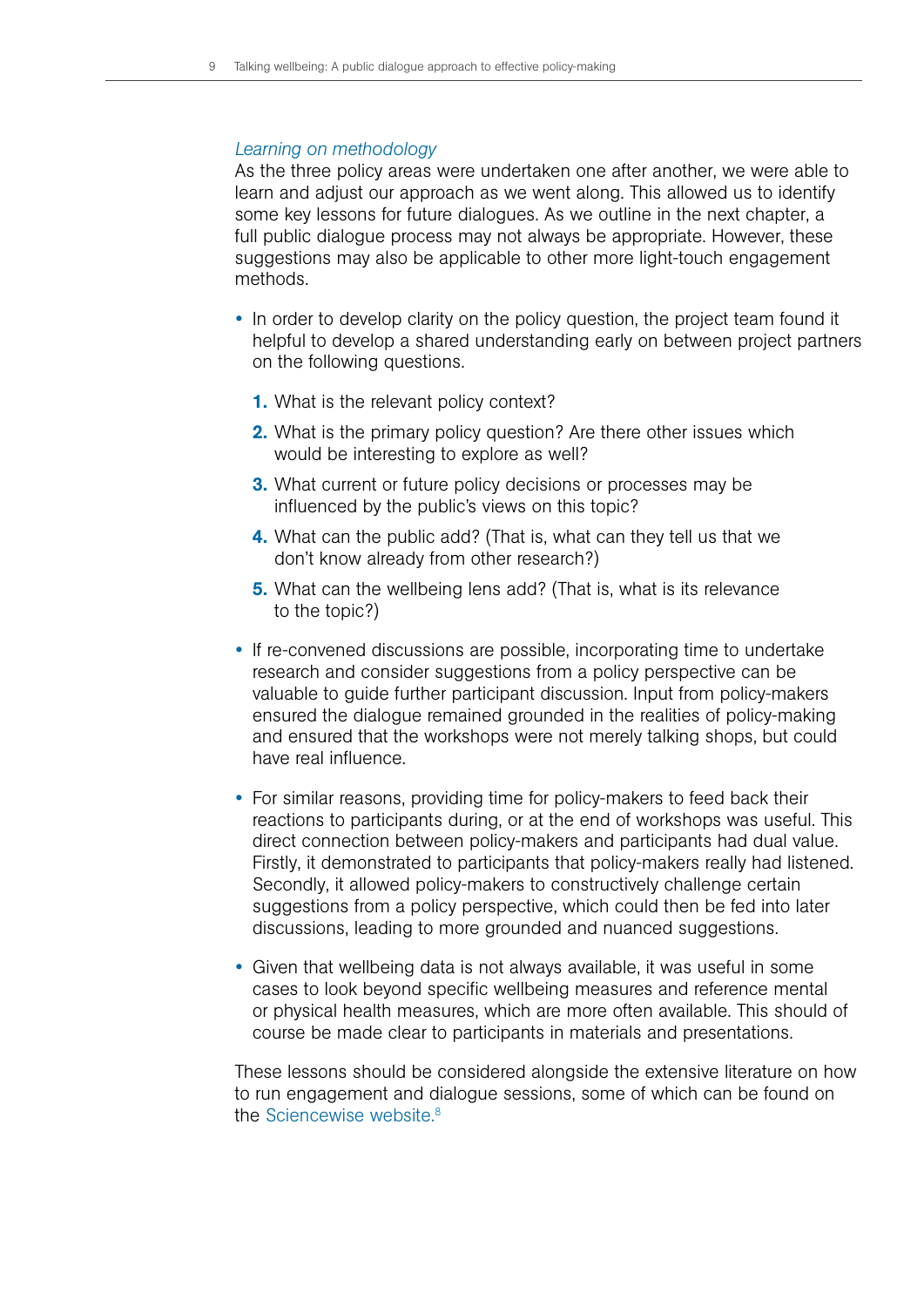*Learning on methodology*

As the three policy areas were undertaken one after another, we were able to learn and adjust our approach as we went along. This allowed us to identify some key lessons for future dialogues. As we outline in the next chapter, a full public dialogue process may not always be appropriate. However, these suggestions may also be applicable to other more light-touch engagement methods.

- In order to develop clarity on the policy question, the project team found it helpful to develop a shared understanding early on between project partners on the following questions.

  1. What is the relevant policy context?
  2. What is the primary policy question? Are there other issues which would be interesting to explore as well?
  3. What current or future policy decisions or processes may be influenced by the public's views on this topic?
  4. What can the public add? (That is, what can they tell us that we don't know already from other research?)
  5. What can the wellbeing lens add? (That is, what is its relevance to the topic?)

- If re-convened discussions are possible, incorporating time to undertake research and consider suggestions from a policy perspective can be valuable to guide further participant discussion. Input from policy-makers ensured the dialogue remained grounded in the realities of policy-making and ensured that the workshops were not merely talking shops, but could have real influence.

- For similar reasons, providing time for policy-makers to feed back their reactions to participants during, or at the end of workshops was useful. This direct connection between policy-makers and participants had dual value. Firstly, it demonstrated to participants that policy-makers really had listened. Secondly, it allowed policy-makers to constructively challenge certain suggestions from a policy perspective, which could then be fed into later discussions, leading to more grounded and nuanced suggestions.

- Given that wellbeing data is not always available, it was useful in some cases to look beyond specific wellbeing measures and reference mental or physical health measures, which are more often available. This should of course be made clear to participants in materials and presentations.

These lessons should be considered alongside the extensive literature on how to run engagement and dialogue sessions, some of which can be found on the Sciencewise website.[8]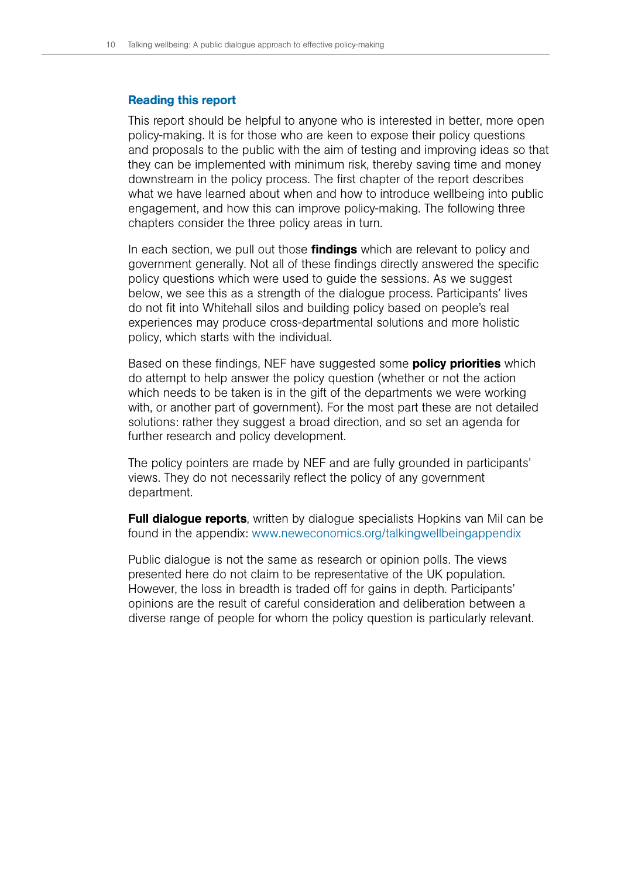### Reading this report

This report should be helpful to anyone who is interested in better, more open policy-making. It is for those who are keen to expose their policy questions and proposals to the public with the aim of testing and improving ideas so that they can be implemented with minimum risk, thereby saving time and money downstream in the policy process. The first chapter of the report describes what we have learned about when and how to introduce wellbeing into public engagement, and how this can improve policy-making. The following three chapters consider the three policy areas in turn.

In each section, we pull out those **findings** which are relevant to policy and government generally. Not all of these findings directly answered the specific policy questions which were used to guide the sessions. As we suggest below, we see this as a strength of the dialogue process. Participants' lives do not fit into Whitehall silos and building policy based on people's real experiences may produce cross-departmental solutions and more holistic policy, which starts with the individual.

Based on these findings, NEF have suggested some **policy priorities** which do attempt to help answer the policy question (whether or not the action which needs to be taken is in the gift of the departments we were working with, or another part of government). For the most part these are not detailed solutions: rather they suggest a broad direction, and so set an agenda for further research and policy development.

The policy pointers are made by NEF and are fully grounded in participants' views. They do not necessarily reflect the policy of any government department.

**Full dialogue reports**, written by dialogue specialists Hopkins van Mil can be found in the appendix: www.neweconomics.org/talkingwellbeingappendix

Public dialogue is not the same as research or opinion polls. The views presented here do not claim to be representative of the UK population. However, the loss in breadth is traded off for gains in depth. Participants' opinions are the result of careful consideration and deliberation between a diverse range of people for whom the policy question is particularly relevant.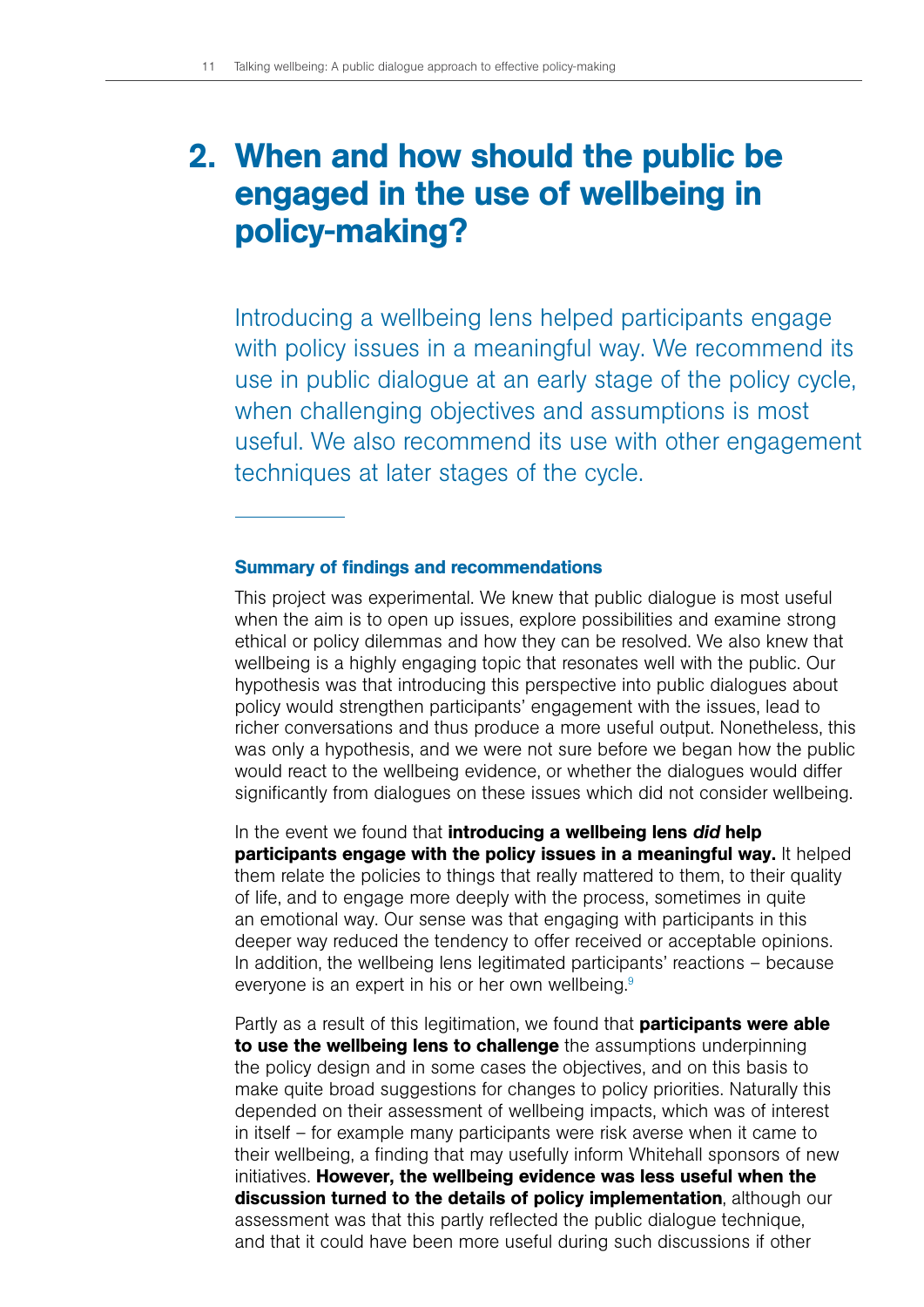# 2. When and how should the public be engaged in the use of wellbeing in policy-making?

Introducing a wellbeing lens helped participants engage with policy issues in a meaningful way. We recommend its use in public dialogue at an early stage of the policy cycle, when challenging objectives and assumptions is most useful. We also recommend its use with other engagement techniques at later stages of the cycle.

---

### Summary of findings and recommendations

This project was experimental. We knew that public dialogue is most useful when the aim is to open up issues, explore possibilities and examine strong ethical or policy dilemmas and how they can be resolved. We also knew that wellbeing is a highly engaging topic that resonates well with the public. Our hypothesis was that introducing this perspective into public dialogues about policy would strengthen participants' engagement with the issues, lead to richer conversations and thus produce a more useful output. Nonetheless, this was only a hypothesis, and we were not sure before we began how the public would react to the wellbeing evidence, or whether the dialogues would differ significantly from dialogues on these issues which did not consider wellbeing.

In the event we found that **introducing a wellbeing lens *did* help participants engage with the policy issues in a meaningful way.** It helped them relate the policies to things that really mattered to them, to their quality of life, and to engage more deeply with the process, sometimes in quite an emotional way. Our sense was that engaging with participants in this deeper way reduced the tendency to offer received or acceptable opinions. In addition, the wellbeing lens legitimated participants' reactions – because everyone is an expert in his or her own wellbeing.[9]

Partly as a result of this legitimation, we found that **participants were able to use the wellbeing lens to challenge** the assumptions underpinning the policy design and in some cases the objectives, and on this basis to make quite broad suggestions for changes to policy priorities. Naturally this depended on their assessment of wellbeing impacts, which was of interest in itself – for example many participants were risk averse when it came to their wellbeing, a finding that may usefully inform Whitehall sponsors of new initiatives. **However, the wellbeing evidence was less useful when the discussion turned to the details of policy implementation**, although our assessment was that this partly reflected the public dialogue technique, and that it could have been more useful during such discussions if other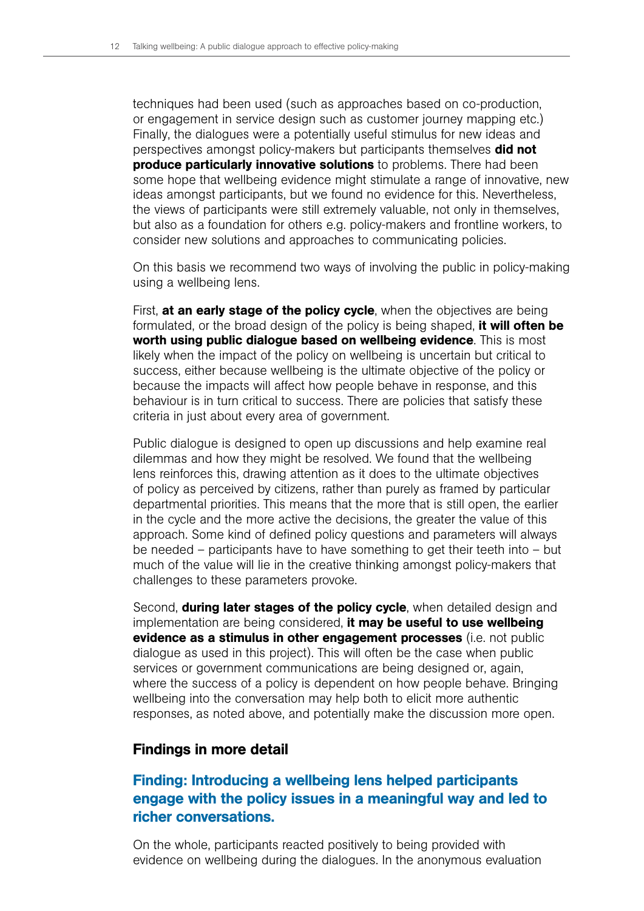techniques had been used (such as approaches based on co-production, or engagement in service design such as customer journey mapping etc.) Finally, the dialogues were a potentially useful stimulus for new ideas and perspectives amongst policy-makers but participants themselves **did not produce particularly innovative solutions** to problems. There had been some hope that wellbeing evidence might stimulate a range of innovative, new ideas amongst participants, but we found no evidence for this. Nevertheless, the views of participants were still extremely valuable, not only in themselves, but also as a foundation for others e.g. policy-makers and frontline workers, to consider new solutions and approaches to communicating policies.

On this basis we recommend two ways of involving the public in policy-making using a wellbeing lens.

First, **at an early stage of the policy cycle**, when the objectives are being formulated, or the broad design of the policy is being shaped, **it will often be worth using public dialogue based on wellbeing evidence**. This is most likely when the impact of the policy on wellbeing is uncertain but critical to success, either because wellbeing is the ultimate objective of the policy or because the impacts will affect how people behave in response, and this behaviour is in turn critical to success. There are policies that satisfy these criteria in just about every area of government.

Public dialogue is designed to open up discussions and help examine real dilemmas and how they might be resolved. We found that the wellbeing lens reinforces this, drawing attention as it does to the ultimate objectives of policy as perceived by citizens, rather than purely as framed by particular departmental priorities. This means that the more that is still open, the earlier in the cycle and the more active the decisions, the greater the value of this approach. Some kind of defined policy questions and parameters will always be needed – participants have to have something to get their teeth into – but much of the value will lie in the creative thinking amongst policy-makers that challenges to these parameters provoke.

Second, **during later stages of the policy cycle**, when detailed design and implementation are being considered, **it may be useful to use wellbeing evidence as a stimulus in other engagement processes** (i.e. not public dialogue as used in this project). This will often be the case when public services or government communications are being designed or, again, where the success of a policy is dependent on how people behave. Bringing wellbeing into the conversation may help both to elicit more authentic responses, as noted above, and potentially make the discussion more open.

## Findings in more detail

### Finding: Introducing a wellbeing lens helped participants engage with the policy issues in a meaningful way and led to richer conversations.

On the whole, participants reacted positively to being provided with evidence on wellbeing during the dialogues. In the anonymous evaluation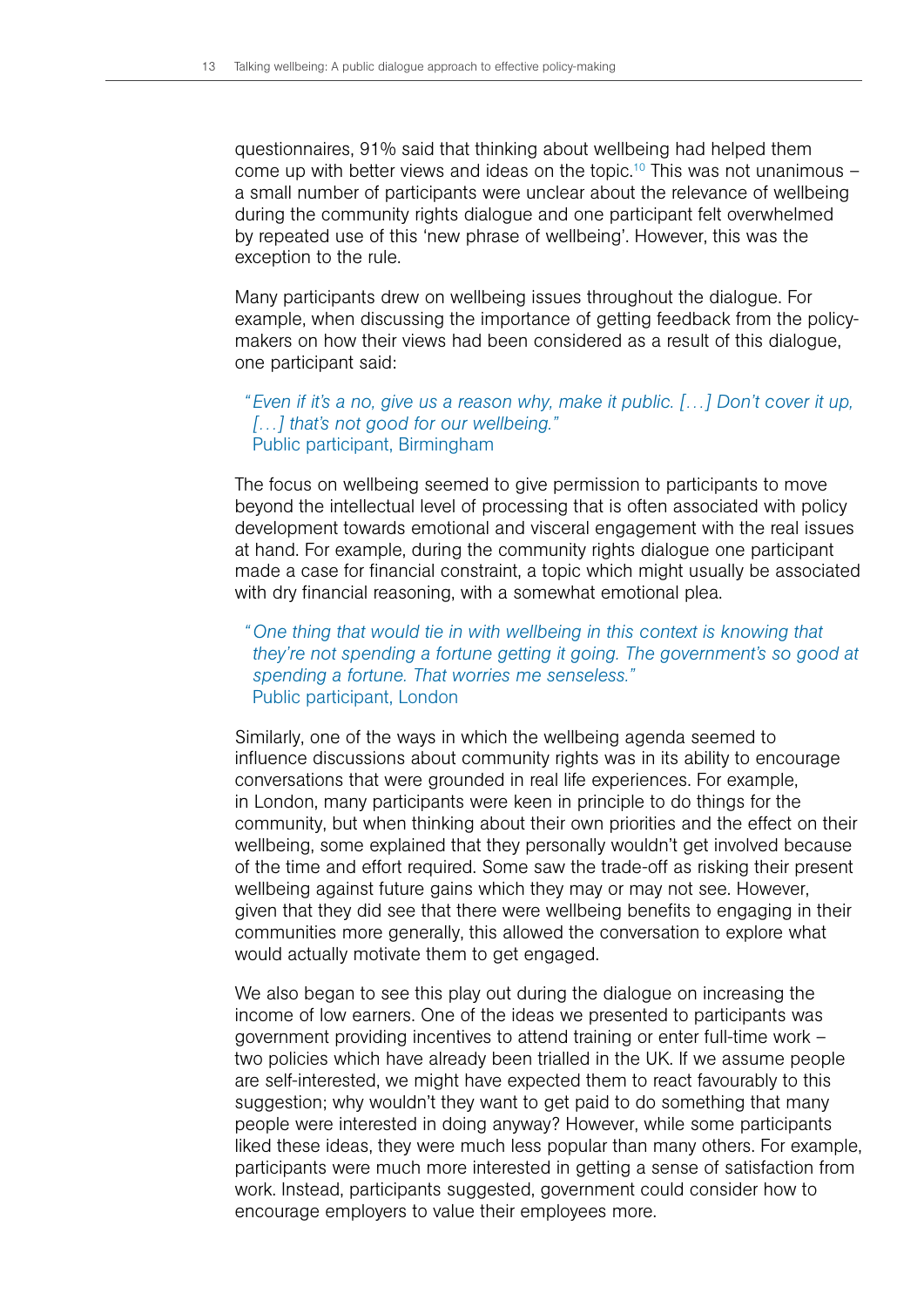questionnaires, 91% said that thinking about wellbeing had helped them come up with better views and ideas on the topic.[10] This was not unanimous – a small number of participants were unclear about the relevance of wellbeing during the community rights dialogue and one participant felt overwhelmed by repeated use of this 'new phrase of wellbeing'. However, this was the exception to the rule.

Many participants drew on wellbeing issues throughout the dialogue. For example, when discussing the importance of getting feedback from the policy-makers on how their views had been considered as a result of this dialogue, one participant said:

> *"Even if it's a no, give us a reason why, make it public. […] Don't cover it up, […] that's not good for our wellbeing."*
> Public participant, Birmingham

The focus on wellbeing seemed to give permission to participants to move beyond the intellectual level of processing that is often associated with policy development towards emotional and visceral engagement with the real issues at hand. For example, during the community rights dialogue one participant made a case for financial constraint, a topic which might usually be associated with dry financial reasoning, with a somewhat emotional plea.

> *"One thing that would tie in with wellbeing in this context is knowing that they're not spending a fortune getting it going. The government's so good at spending a fortune. That worries me senseless."*
> Public participant, London

Similarly, one of the ways in which the wellbeing agenda seemed to influence discussions about community rights was in its ability to encourage conversations that were grounded in real life experiences. For example, in London, many participants were keen in principle to do things for the community, but when thinking about their own priorities and the effect on their wellbeing, some explained that they personally wouldn't get involved because of the time and effort required. Some saw the trade-off as risking their present wellbeing against future gains which they may or may not see. However, given that they did see that there were wellbeing benefits to engaging in their communities more generally, this allowed the conversation to explore what would actually motivate them to get engaged.

We also began to see this play out during the dialogue on increasing the income of low earners. One of the ideas we presented to participants was government providing incentives to attend training or enter full-time work – two policies which have already been trialled in the UK. If we assume people are self-interested, we might have expected them to react favourably to this suggestion; why wouldn't they want to get paid to do something that many people were interested in doing anyway? However, while some participants liked these ideas, they were much less popular than many others. For example, participants were much more interested in getting a sense of satisfaction from work. Instead, participants suggested, government could consider how to encourage employers to value their employees more.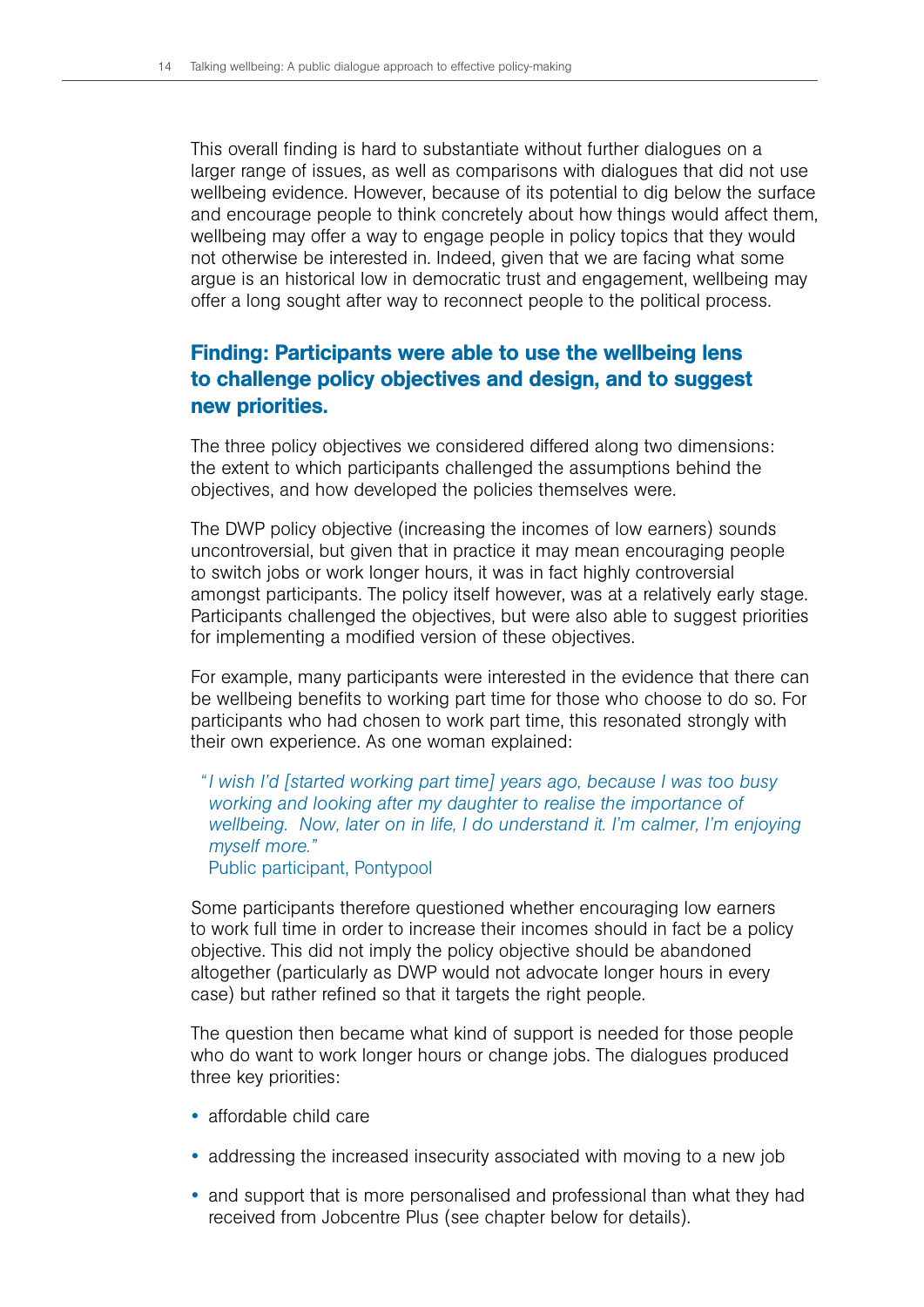This overall finding is hard to substantiate without further dialogues on a larger range of issues, as well as comparisons with dialogues that did not use wellbeing evidence. However, because of its potential to dig below the surface and encourage people to think concretely about how things would affect them, wellbeing may offer a way to engage people in policy topics that they would not otherwise be interested in. Indeed, given that we are facing what some argue is an historical low in democratic trust and engagement, wellbeing may offer a long sought after way to reconnect people to the political process.

## Finding: Participants were able to use the wellbeing lens to challenge policy objectives and design, and to suggest new priorities.

The three policy objectives we considered differed along two dimensions: the extent to which participants challenged the assumptions behind the objectives, and how developed the policies themselves were.

The DWP policy objective (increasing the incomes of low earners) sounds uncontroversial, but given that in practice it may mean encouraging people to switch jobs or work longer hours, it was in fact highly controversial amongst participants. The policy itself however, was at a relatively early stage. Participants challenged the objectives, but were also able to suggest priorities for implementing a modified version of these objectives.

For example, many participants were interested in the evidence that there can be wellbeing benefits to working part time for those who choose to do so. For participants who had chosen to work part time, this resonated strongly with their own experience. As one woman explained:

> *"I wish I'd [started working part time] years ago, because I was too busy working and looking after my daughter to realise the importance of wellbeing. Now, later on in life, I do understand it. I'm calmer, I'm enjoying myself more."*
> Public participant, Pontypool

Some participants therefore questioned whether encouraging low earners to work full time in order to increase their incomes should in fact be a policy objective. This did not imply the policy objective should be abandoned altogether (particularly as DWP would not advocate longer hours in every case) but rather refined so that it targets the right people.

The question then became what kind of support is needed for those people who do want to work longer hours or change jobs. The dialogues produced three key priorities:

- affordable child care
- addressing the increased insecurity associated with moving to a new job
- and support that is more personalised and professional than what they had received from Jobcentre Plus (see chapter below for details).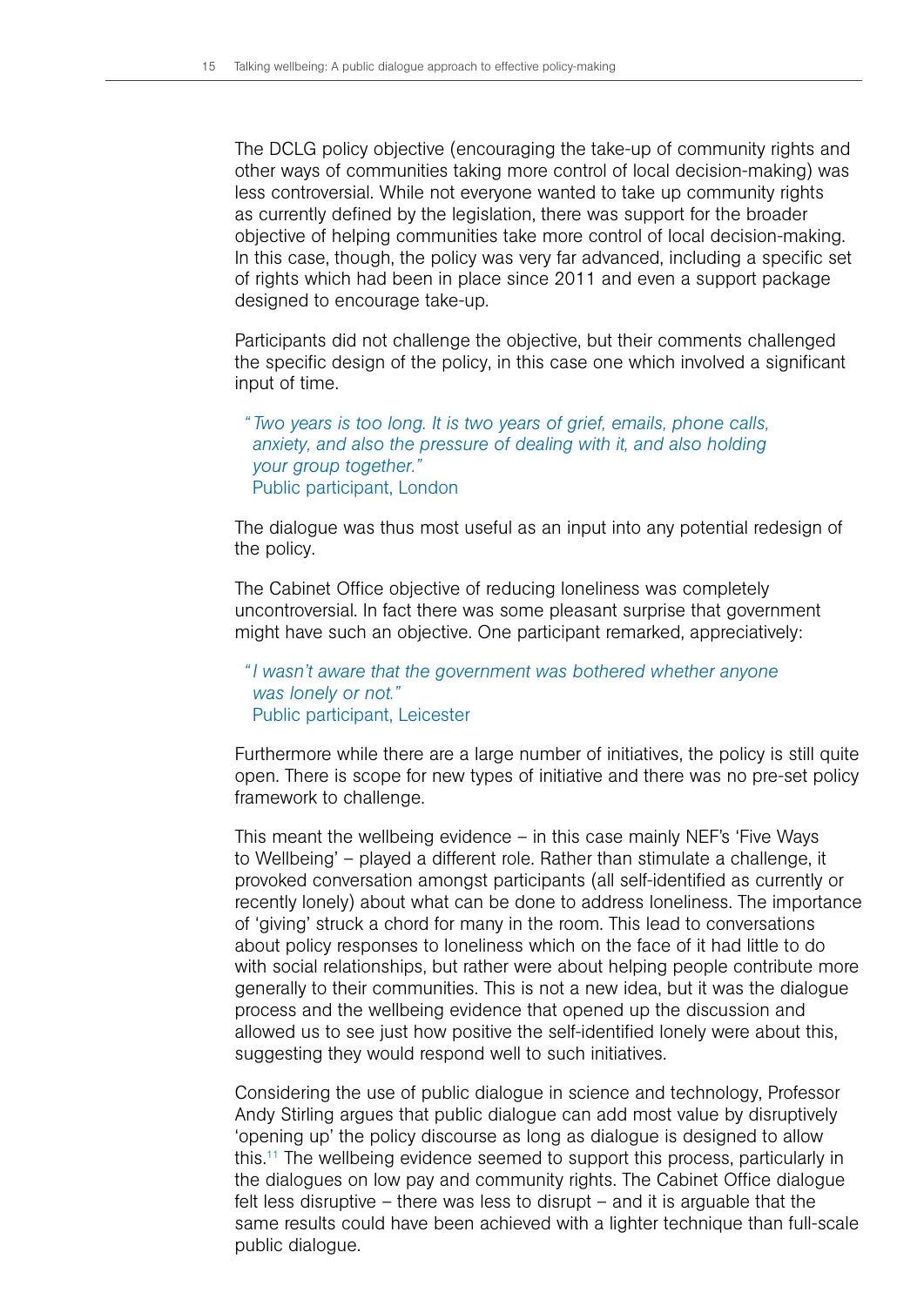The DCLG policy objective (encouraging the take-up of community rights and other ways of communities taking more control of local decision-making) was less controversial. While not everyone wanted to take up community rights as currently defined by the legislation, there was support for the broader objective of helping communities take more control of local decision-making. In this case, though, the policy was very far advanced, including a specific set of rights which had been in place since 2011 and even a support package designed to encourage take-up.

Participants did not challenge the objective, but their comments challenged the specific design of the policy, in this case one which involved a significant input of time.

> *"Two years is too long. It is two years of grief, emails, phone calls, anxiety, and also the pressure of dealing with it, and also holding your group together."*
> Public participant, London

The dialogue was thus most useful as an input into any potential redesign of the policy.

The Cabinet Office objective of reducing loneliness was completely uncontroversial. In fact there was some pleasant surprise that government might have such an objective. One participant remarked, appreciatively:

> *"I wasn't aware that the government was bothered whether anyone was lonely or not."*
> Public participant, Leicester

Furthermore while there are a large number of initiatives, the policy is still quite open. There is scope for new types of initiative and there was no pre-set policy framework to challenge.

This meant the wellbeing evidence – in this case mainly NEF's 'Five Ways to Wellbeing' – played a different role. Rather than stimulate a challenge, it provoked conversation amongst participants (all self-identified as currently or recently lonely) about what can be done to address loneliness. The importance of 'giving' struck a chord for many in the room. This lead to conversations about policy responses to loneliness which on the face of it had little to do with social relationships, but rather were about helping people contribute more generally to their communities. This is not a new idea, but it was the dialogue process and the wellbeing evidence that opened up the discussion and allowed us to see just how positive the self-identified lonely were about this, suggesting they would respond well to such initiatives.

Considering the use of public dialogue in science and technology, Professor Andy Stirling argues that public dialogue can add most value by disruptively 'opening up' the policy discourse as long as dialogue is designed to allow this.[11] The wellbeing evidence seemed to support this process, particularly in the dialogues on low pay and community rights. The Cabinet Office dialogue felt less disruptive – there was less to disrupt – and it is arguable that the same results could have been achieved with a lighter technique than full-scale public dialogue.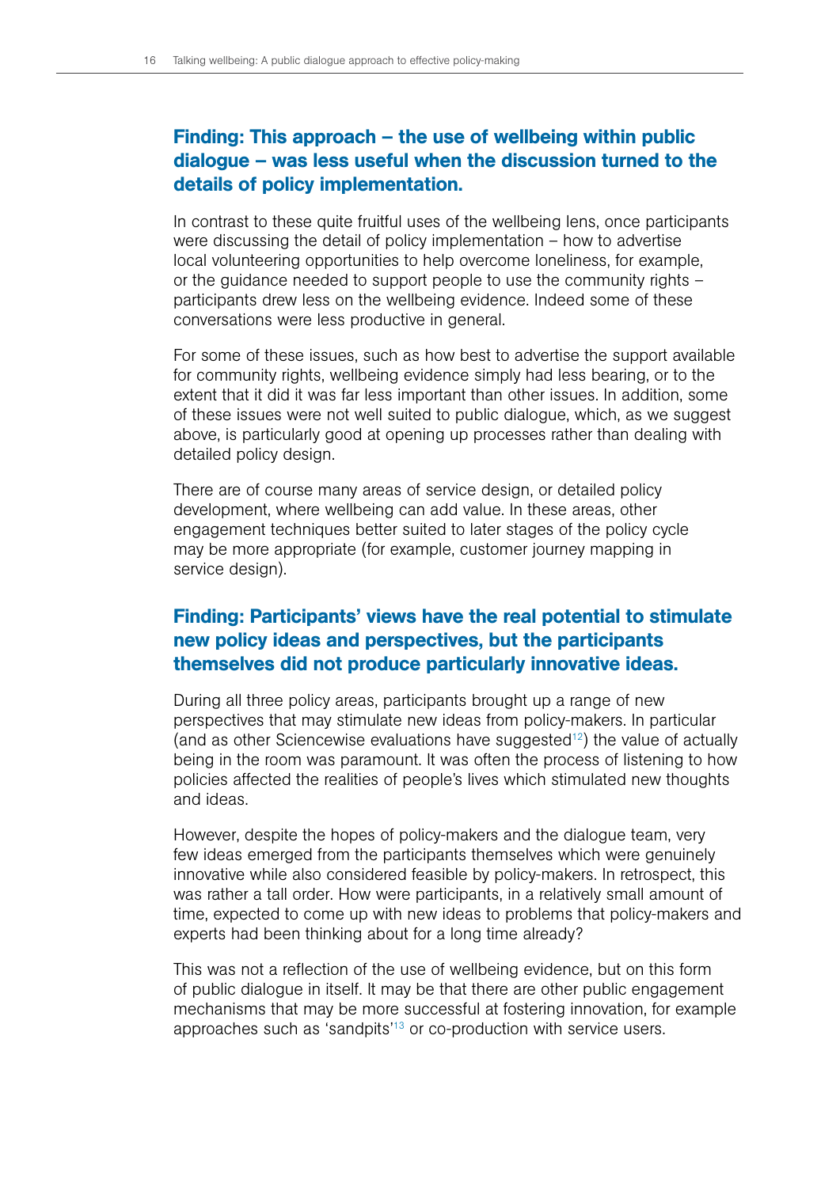### Finding: This approach – the use of wellbeing within public dialogue – was less useful when the discussion turned to the details of policy implementation.

In contrast to these quite fruitful uses of the wellbeing lens, once participants were discussing the detail of policy implementation – how to advertise local volunteering opportunities to help overcome loneliness, for example, or the guidance needed to support people to use the community rights – participants drew less on the wellbeing evidence. Indeed some of these conversations were less productive in general.

For some of these issues, such as how best to advertise the support available for community rights, wellbeing evidence simply had less bearing, or to the extent that it did it was far less important than other issues. In addition, some of these issues were not well suited to public dialogue, which, as we suggest above, is particularly good at opening up processes rather than dealing with detailed policy design.

There are of course many areas of service design, or detailed policy development, where wellbeing can add value. In these areas, other engagement techniques better suited to later stages of the policy cycle may be more appropriate (for example, customer journey mapping in service design).

### Finding: Participants' views have the real potential to stimulate new policy ideas and perspectives, but the participants themselves did not produce particularly innovative ideas.

During all three policy areas, participants brought up a range of new perspectives that may stimulate new ideas from policy-makers. In particular (and as other Sciencewise evaluations have suggested[12]) the value of actually being in the room was paramount. It was often the process of listening to how policies affected the realities of people's lives which stimulated new thoughts and ideas.

However, despite the hopes of policy-makers and the dialogue team, very few ideas emerged from the participants themselves which were genuinely innovative while also considered feasible by policy-makers. In retrospect, this was rather a tall order. How were participants, in a relatively small amount of time, expected to come up with new ideas to problems that policy-makers and experts had been thinking about for a long time already?

This was not a reflection of the use of wellbeing evidence, but on this form of public dialogue in itself. It may be that there are other public engagement mechanisms that may be more successful at fostering innovation, for example approaches such as 'sandpits'[13] or co-production with service users.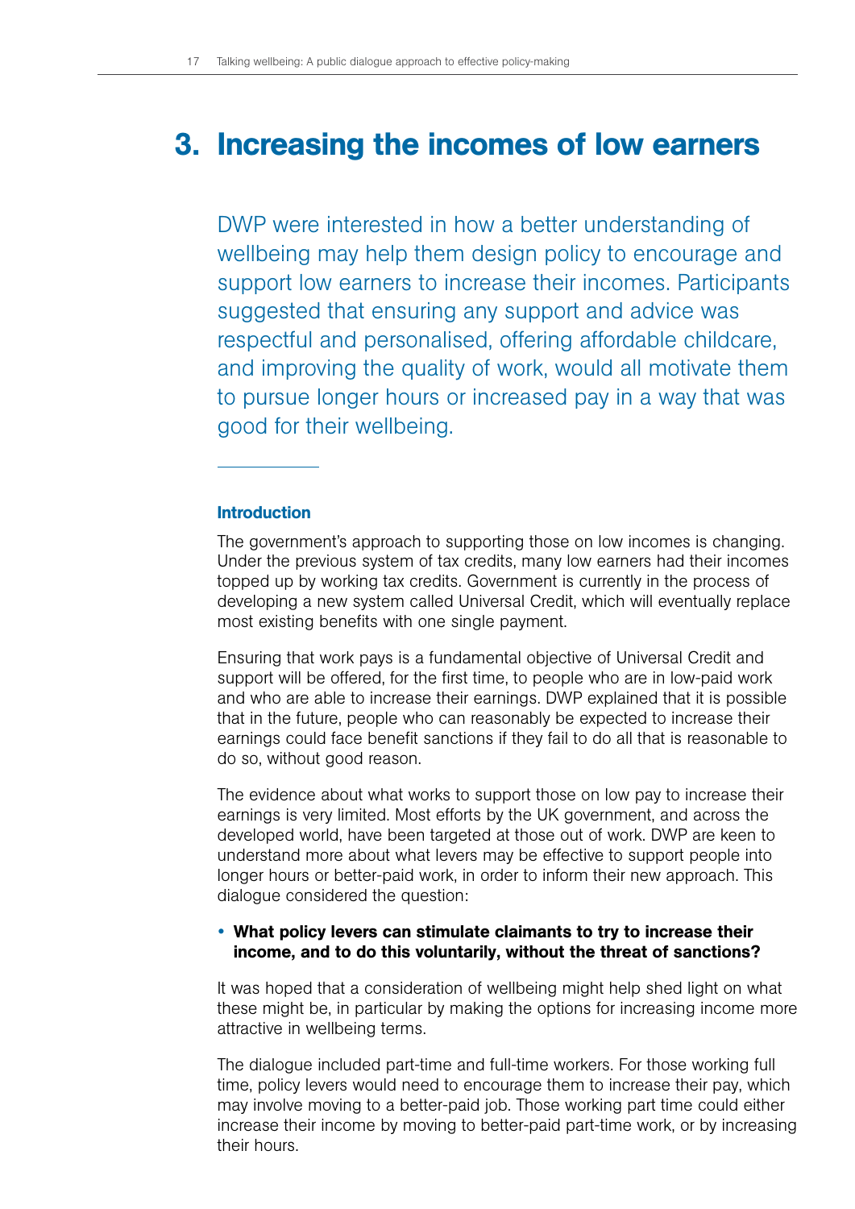# 3. Increasing the incomes of low earners

DWP were interested in how a better understanding of wellbeing may help them design policy to encourage and support low earners to increase their incomes. Participants suggested that ensuring any support and advice was respectful and personalised, offering affordable childcare, and improving the quality of work, would all motivate them to pursue longer hours or increased pay in a way that was good for their wellbeing.

## Introduction

The government's approach to supporting those on low incomes is changing. Under the previous system of tax credits, many low earners had their incomes topped up by working tax credits. Government is currently in the process of developing a new system called Universal Credit, which will eventually replace most existing benefits with one single payment.

Ensuring that work pays is a fundamental objective of Universal Credit and support will be offered, for the first time, to people who are in low-paid work and who are able to increase their earnings. DWP explained that it is possible that in the future, people who can reasonably be expected to increase their earnings could face benefit sanctions if they fail to do all that is reasonable to do so, without good reason.

The evidence about what works to support those on low pay to increase their earnings is very limited. Most efforts by the UK government, and across the developed world, have been targeted at those out of work. DWP are keen to understand more about what levers may be effective to support people into longer hours or better-paid work, in order to inform their new approach. This dialogue considered the question:

- **What policy levers can stimulate claimants to try to increase their income, and to do this voluntarily, without the threat of sanctions?**

It was hoped that a consideration of wellbeing might help shed light on what these might be, in particular by making the options for increasing income more attractive in wellbeing terms.

The dialogue included part-time and full-time workers. For those working full time, policy levers would need to encourage them to increase their pay, which may involve moving to a better-paid job. Those working part time could either increase their income by moving to better-paid part-time work, or by increasing their hours.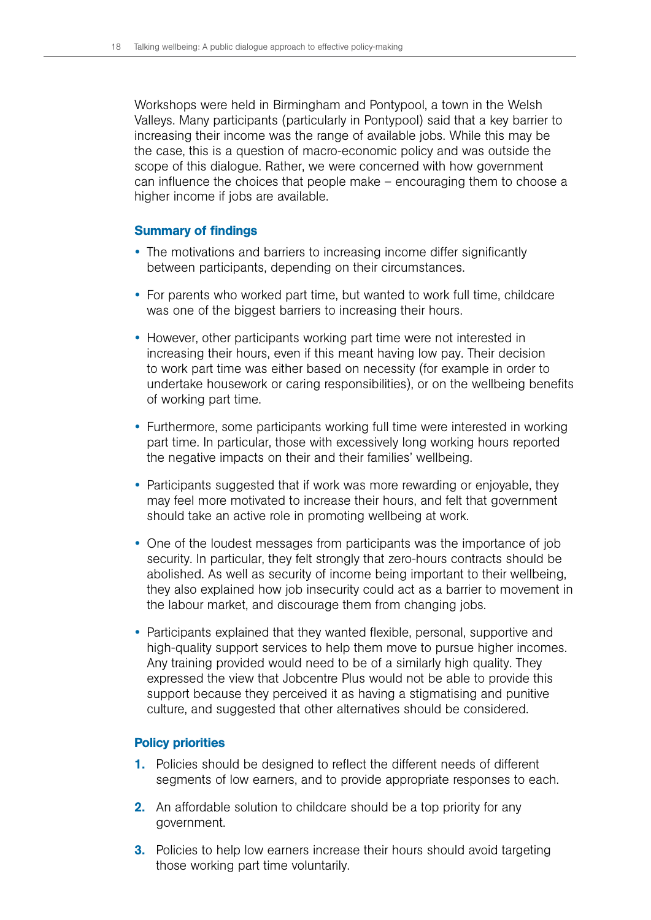Workshops were held in Birmingham and Pontypool, a town in the Welsh Valleys. Many participants (particularly in Pontypool) said that a key barrier to increasing their income was the range of available jobs. While this may be the case, this is a question of macro-economic policy and was outside the scope of this dialogue. Rather, we were concerned with how government can influence the choices that people make – encouraging them to choose a higher income if jobs are available.

### Summary of findings

- The motivations and barriers to increasing income differ significantly between participants, depending on their circumstances.
- For parents who worked part time, but wanted to work full time, childcare was one of the biggest barriers to increasing their hours.
- However, other participants working part time were not interested in increasing their hours, even if this meant having low pay. Their decision to work part time was either based on necessity (for example in order to undertake housework or caring responsibilities), or on the wellbeing benefits of working part time.
- Furthermore, some participants working full time were interested in working part time. In particular, those with excessively long working hours reported the negative impacts on their and their families' wellbeing.
- Participants suggested that if work was more rewarding or enjoyable, they may feel more motivated to increase their hours, and felt that government should take an active role in promoting wellbeing at work.
- One of the loudest messages from participants was the importance of job security. In particular, they felt strongly that zero-hours contracts should be abolished. As well as security of income being important to their wellbeing, they also explained how job insecurity could act as a barrier to movement in the labour market, and discourage them from changing jobs.
- Participants explained that they wanted flexible, personal, supportive and high-quality support services to help them move to pursue higher incomes. Any training provided would need to be of a similarly high quality. They expressed the view that Jobcentre Plus would not be able to provide this support because they perceived it as having a stigmatising and punitive culture, and suggested that other alternatives should be considered.

### Policy priorities

1. Policies should be designed to reflect the different needs of different segments of low earners, and to provide appropriate responses to each.
2. An affordable solution to childcare should be a top priority for any government.
3. Policies to help low earners increase their hours should avoid targeting those working part time voluntarily.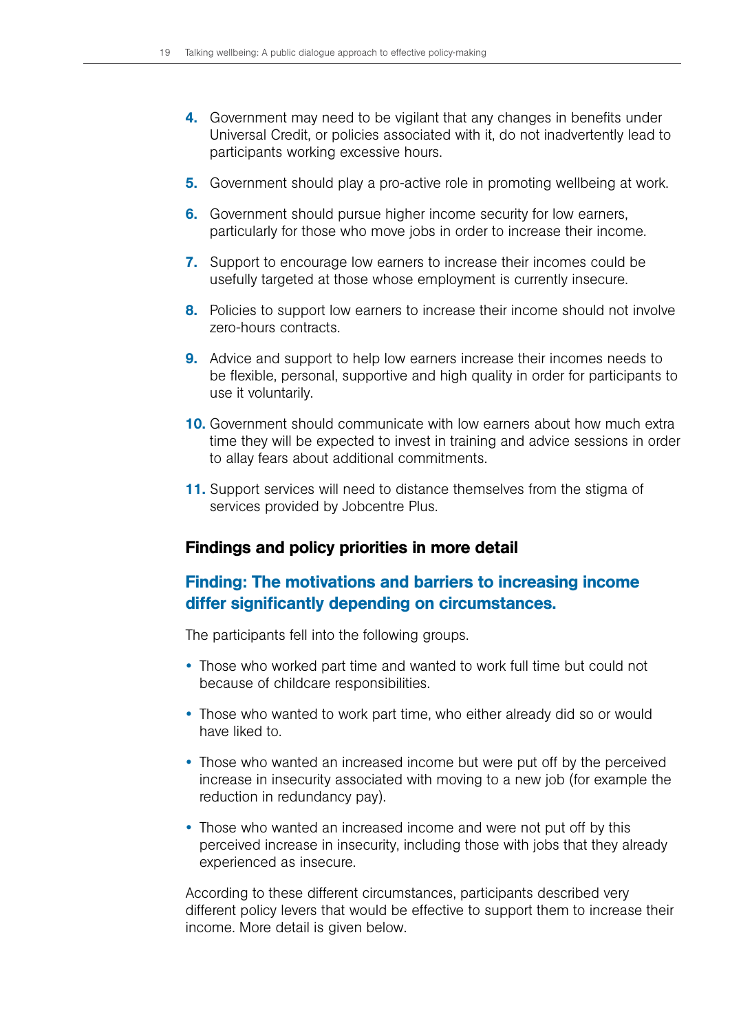4. Government may need to be vigilant that any changes in benefits under Universal Credit, or policies associated with it, do not inadvertently lead to participants working excessive hours.

5. Government should play a pro-active role in promoting wellbeing at work.

6. Government should pursue higher income security for low earners, particularly for those who move jobs in order to increase their income.

7. Support to encourage low earners to increase their incomes could be usefully targeted at those whose employment is currently insecure.

8. Policies to support low earners to increase their income should not involve zero-hours contracts.

9. Advice and support to help low earners increase their incomes needs to be flexible, personal, supportive and high quality in order for participants to use it voluntarily.

10. Government should communicate with low earners about how much extra time they will be expected to invest in training and advice sessions in order to allay fears about additional commitments.

11. Support services will need to distance themselves from the stigma of services provided by Jobcentre Plus.

### Findings and policy priorities in more detail

### Finding: The motivations and barriers to increasing income differ significantly depending on circumstances.

The participants fell into the following groups.

- Those who worked part time and wanted to work full time but could not because of childcare responsibilities.
- Those who wanted to work part time, who either already did so or would have liked to.
- Those who wanted an increased income but were put off by the perceived increase in insecurity associated with moving to a new job (for example the reduction in redundancy pay).
- Those who wanted an increased income and were not put off by this perceived increase in insecurity, including those with jobs that they already experienced as insecure.

According to these different circumstances, participants described very different policy levers that would be effective to support them to increase their income. More detail is given below.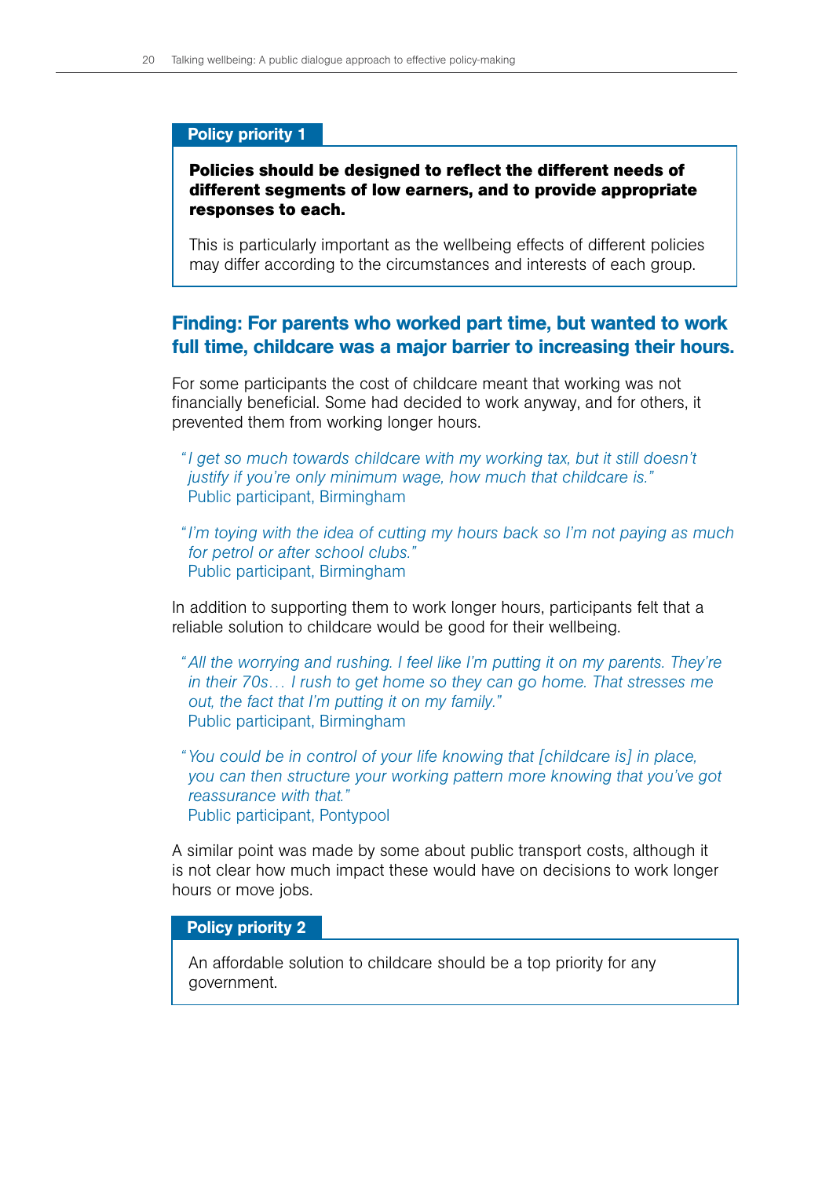**Policy priority 1**

**Policies should be designed to reflect the different needs of different segments of low earners, and to provide appropriate responses to each.**

This is particularly important as the wellbeing effects of different policies may differ according to the circumstances and interests of each group.

## Finding: For parents who worked part time, but wanted to work full time, childcare was a major barrier to increasing their hours.

For some participants the cost of childcare meant that working was not financially beneficial. Some had decided to work anyway, and for others, it prevented them from working longer hours.

> *"I get so much towards childcare with my working tax, but it still doesn't justify if you're only minimum wage, how much that childcare is."*
> Public participant, Birmingham

> *"I'm toying with the idea of cutting my hours back so I'm not paying as much for petrol or after school clubs."*
> Public participant, Birmingham

In addition to supporting them to work longer hours, participants felt that a reliable solution to childcare would be good for their wellbeing.

> *"All the worrying and rushing. I feel like I'm putting it on my parents. They're in their 70s… I rush to get home so they can go home. That stresses me out, the fact that I'm putting it on my family."*
> Public participant, Birmingham

> *"You could be in control of your life knowing that [childcare is] in place, you can then structure your working pattern more knowing that you've got reassurance with that."*
> Public participant, Pontypool

A similar point was made by some about public transport costs, although it is not clear how much impact these would have on decisions to work longer hours or move jobs.

**Policy priority 2**

An affordable solution to childcare should be a top priority for any government.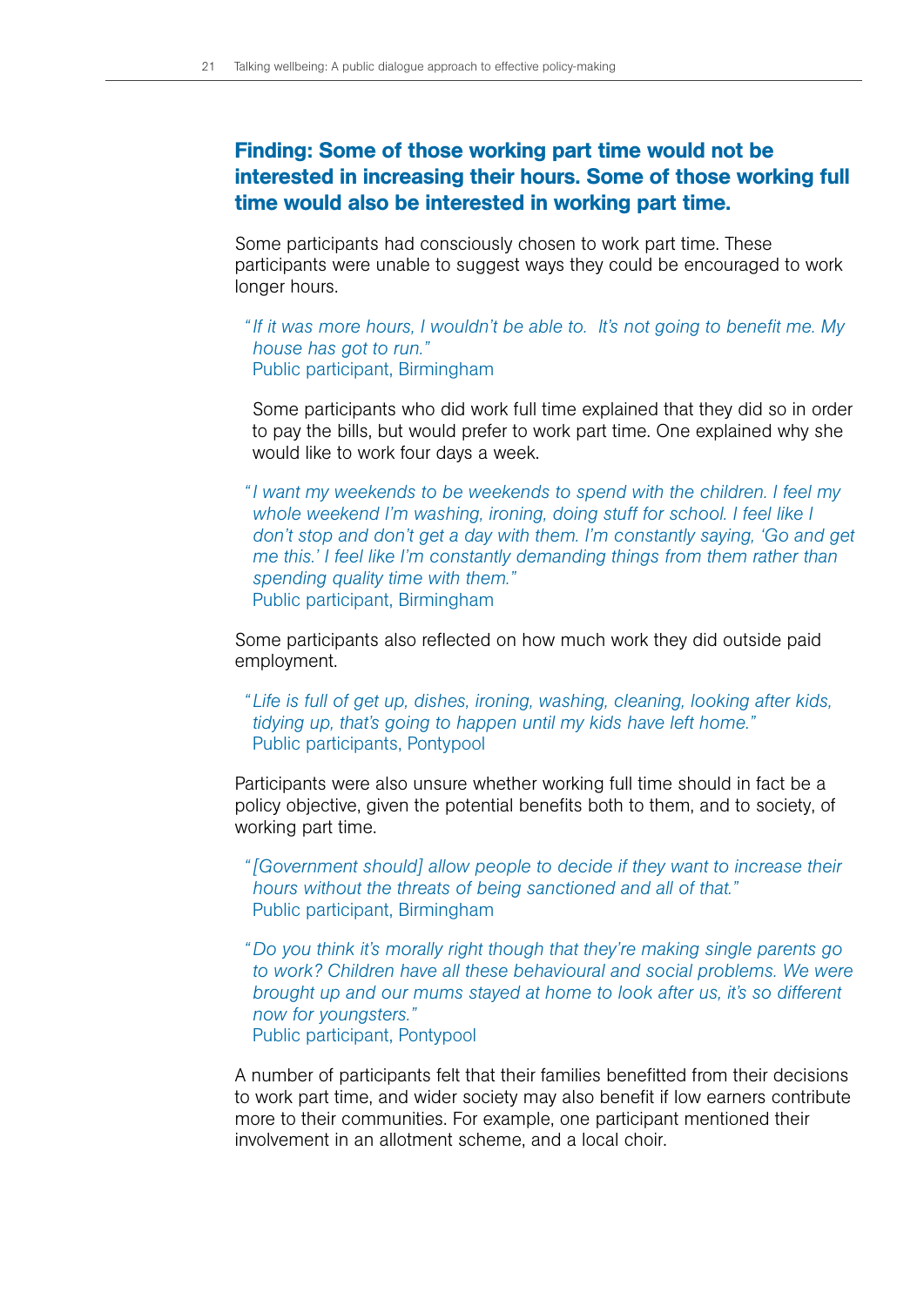### Finding: Some of those working part time would not be interested in increasing their hours. Some of those working full time would also be interested in working part time.

Some participants had consciously chosen to work part time. These participants were unable to suggest ways they could be encouraged to work longer hours.

> *"If it was more hours, I wouldn't be able to. It's not going to benefit me. My house has got to run."*
> Public participant, Birmingham

Some participants who did work full time explained that they did so in order to pay the bills, but would prefer to work part time. One explained why she would like to work four days a week.

> *"I want my weekends to be weekends to spend with the children. I feel my whole weekend I'm washing, ironing, doing stuff for school. I feel like I don't stop and don't get a day with them. I'm constantly saying, 'Go and get me this.' I feel like I'm constantly demanding things from them rather than spending quality time with them."*
> Public participant, Birmingham

Some participants also reflected on how much work they did outside paid employment.

> *"Life is full of get up, dishes, ironing, washing, cleaning, looking after kids, tidying up, that's going to happen until my kids have left home."*
> Public participants, Pontypool

Participants were also unsure whether working full time should in fact be a policy objective, given the potential benefits both to them, and to society, of working part time.

> *"[Government should] allow people to decide if they want to increase their hours without the threats of being sanctioned and all of that."*
> Public participant, Birmingham

> *"Do you think it's morally right though that they're making single parents go to work? Children have all these behavioural and social problems. We were brought up and our mums stayed at home to look after us, it's so different now for youngsters."*
> Public participant, Pontypool

A number of participants felt that their families benefitted from their decisions to work part time, and wider society may also benefit if low earners contribute more to their communities. For example, one participant mentioned their involvement in an allotment scheme, and a local choir.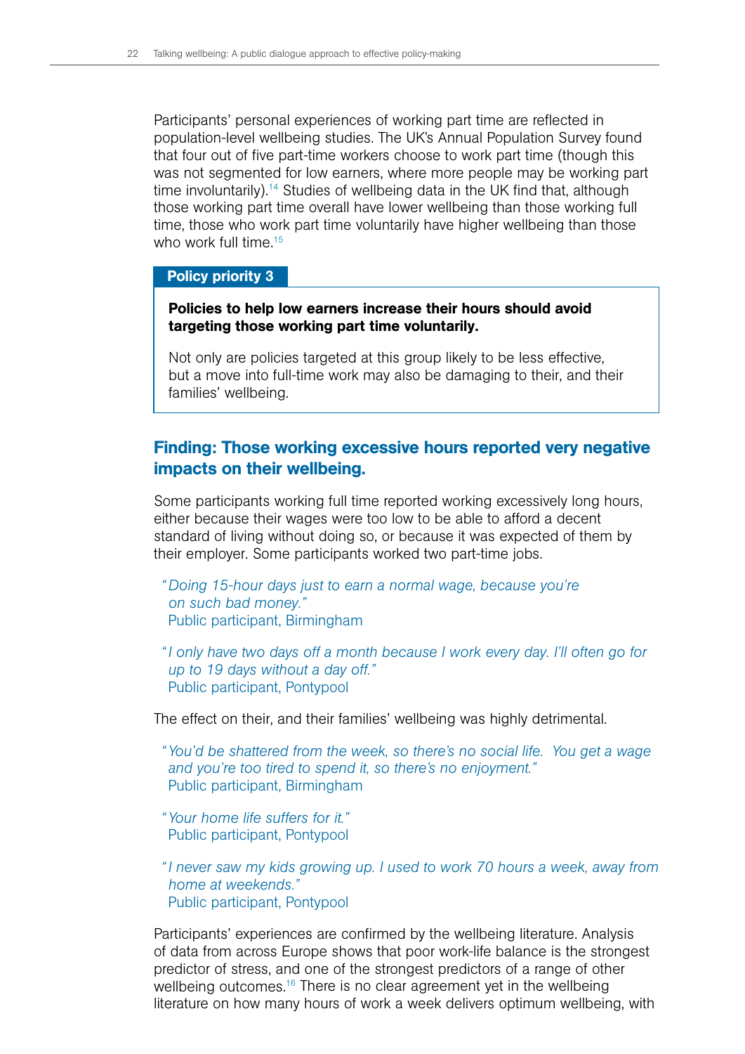Participants' personal experiences of working part time are reflected in population-level wellbeing studies. The UK's Annual Population Survey found that four out of five part-time workers choose to work part time (though this was not segmented for low earners, where more people may be working part time involuntarily).[14] Studies of wellbeing data in the UK find that, although those working part time overall have lower wellbeing than those working full time, those who work part time voluntarily have higher wellbeing than those who work full time.[15]

**Policy priority 3**

**Policies to help low earners increase their hours should avoid targeting those working part time voluntarily.**

Not only are policies targeted at this group likely to be less effective, but a move into full-time work may also be damaging to their, and their families' wellbeing.

## Finding: Those working excessive hours reported very negative impacts on their wellbeing.

Some participants working full time reported working excessively long hours, either because their wages were too low to be able to afford a decent standard of living without doing so, or because it was expected of them by their employer. Some participants worked two part-time jobs.

> "*Doing 15-hour days just to earn a normal wage, because you're on such bad money.*"
> Public participant, Birmingham

> "*I only have two days off a month because I work every day. I'll often go for up to 19 days without a day off.*"
> Public participant, Pontypool

The effect on their, and their families' wellbeing was highly detrimental.

> "*You'd be shattered from the week, so there's no social life. You get a wage and you're too tired to spend it, so there's no enjoyment.*"
> Public participant, Birmingham

> "*Your home life suffers for it.*"
> Public participant, Pontypool

> "*I never saw my kids growing up. I used to work 70 hours a week, away from home at weekends.*"
> Public participant, Pontypool

Participants' experiences are confirmed by the wellbeing literature. Analysis of data from across Europe shows that poor work-life balance is the strongest predictor of stress, and one of the strongest predictors of a range of other wellbeing outcomes.[16] There is no clear agreement yet in the wellbeing literature on how many hours of work a week delivers optimum wellbeing, with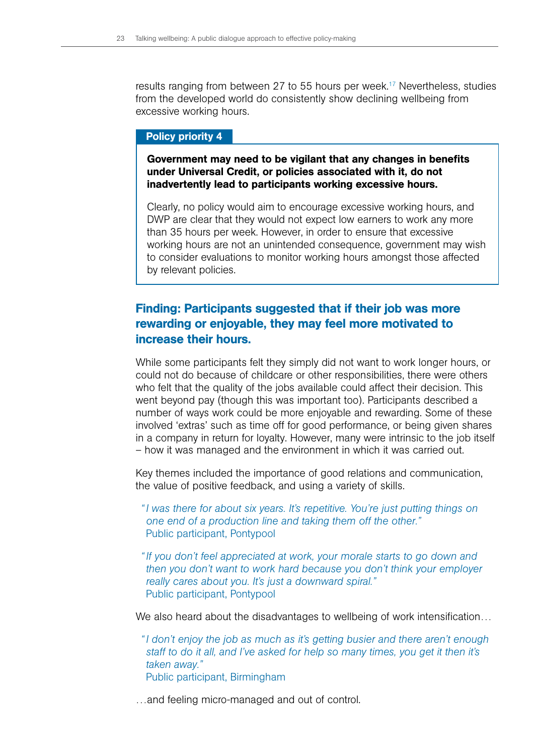results ranging from between 27 to 55 hours per week.[17] Nevertheless, studies from the developed world do consistently show declining wellbeing from excessive working hours.

**Policy priority 4**

**Government may need to be vigilant that any changes in benefits under Universal Credit, or policies associated with it, do not inadvertently lead to participants working excessive hours.**

Clearly, no policy would aim to encourage excessive working hours, and DWP are clear that they would not expect low earners to work any more than 35 hours per week. However, in order to ensure that excessive working hours are not an unintended consequence, government may wish to consider evaluations to monitor working hours amongst those affected by relevant policies.

### Finding: Participants suggested that if their job was more rewarding or enjoyable, they may feel more motivated to increase their hours.

While some participants felt they simply did not want to work longer hours, or could not do because of childcare or other responsibilities, there were others who felt that the quality of the jobs available could affect their decision. This went beyond pay (though this was important too). Participants described a number of ways work could be more enjoyable and rewarding. Some of these involved 'extras' such as time off for good performance, or being given shares in a company in return for loyalty. However, many were intrinsic to the job itself – how it was managed and the environment in which it was carried out.

Key themes included the importance of good relations and communication, the value of positive feedback, and using a variety of skills.

> *"I was there for about six years. It's repetitive. You're just putting things on one end of a production line and taking them off the other."*
> Public participant, Pontypool

> *"If you don't feel appreciated at work, your morale starts to go down and then you don't want to work hard because you don't think your employer really cares about you. It's just a downward spiral."*
> Public participant, Pontypool

We also heard about the disadvantages to wellbeing of work intensification…

> *"I don't enjoy the job as much as it's getting busier and there aren't enough staff to do it all, and I've asked for help so many times, you get it then it's taken away."*
> Public participant, Birmingham

…and feeling micro-managed and out of control.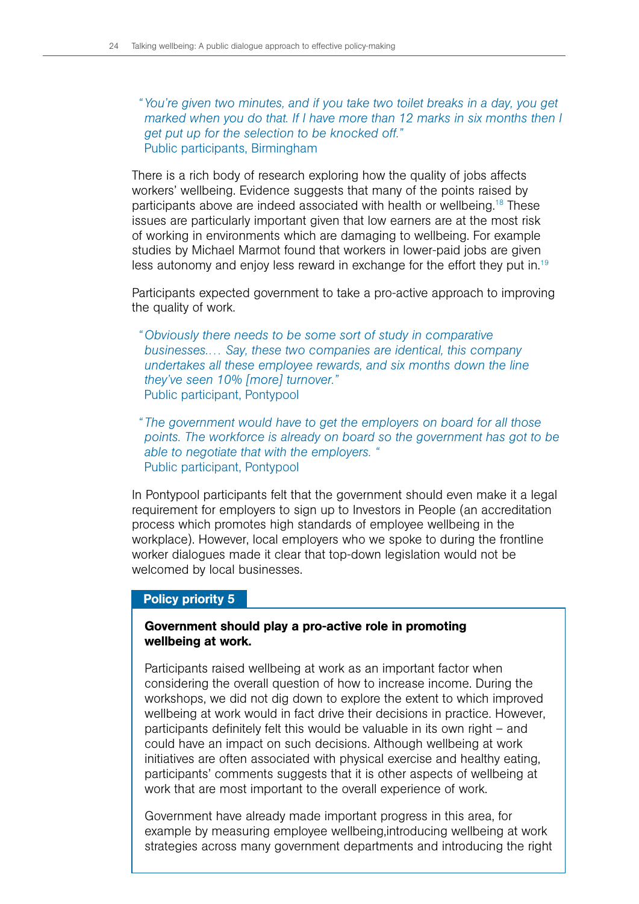*"You're given two minutes, and if you take two toilet breaks in a day, you get marked when you do that. If I have more than 12 marks in six months then I get put up for the selection to be knocked off."*
Public participants, Birmingham

There is a rich body of research exploring how the quality of jobs affects workers' wellbeing. Evidence suggests that many of the points raised by participants above are indeed associated with health or wellbeing.[18] These issues are particularly important given that low earners are at the most risk of working in environments which are damaging to wellbeing. For example studies by Michael Marmot found that workers in lower-paid jobs are given less autonomy and enjoy less reward in exchange for the effort they put in.[19]

Participants expected government to take a pro-active approach to improving the quality of work.

*"Obviously there needs to be some sort of study in comparative businesses.… Say, these two companies are identical, this company undertakes all these employee rewards, and six months down the line they've seen 10% [more] turnover."*
Public participant, Pontypool

*"The government would have to get the employers on board for all those points. The workforce is already on board so the government has got to be able to negotiate that with the employers. "*
Public participant, Pontypool

In Pontypool participants felt that the government should even make it a legal requirement for employers to sign up to Investors in People (an accreditation process which promotes high standards of employee wellbeing in the workplace). However, local employers who we spoke to during the frontline worker dialogues made it clear that top-down legislation would not be welcomed by local businesses.

**Policy priority 5**

**Government should play a pro-active role in promoting wellbeing at work.**

Participants raised wellbeing at work as an important factor when considering the overall question of how to increase income. During the workshops, we did not dig down to explore the extent to which improved wellbeing at work would in fact drive their decisions in practice. However, participants definitely felt this would be valuable in its own right – and could have an impact on such decisions. Although wellbeing at work initiatives are often associated with physical exercise and healthy eating, participants' comments suggests that it is other aspects of wellbeing at work that are most important to the overall experience of work.

Government have already made important progress in this area, for example by measuring employee wellbeing,introducing wellbeing at work strategies across many government departments and introducing the right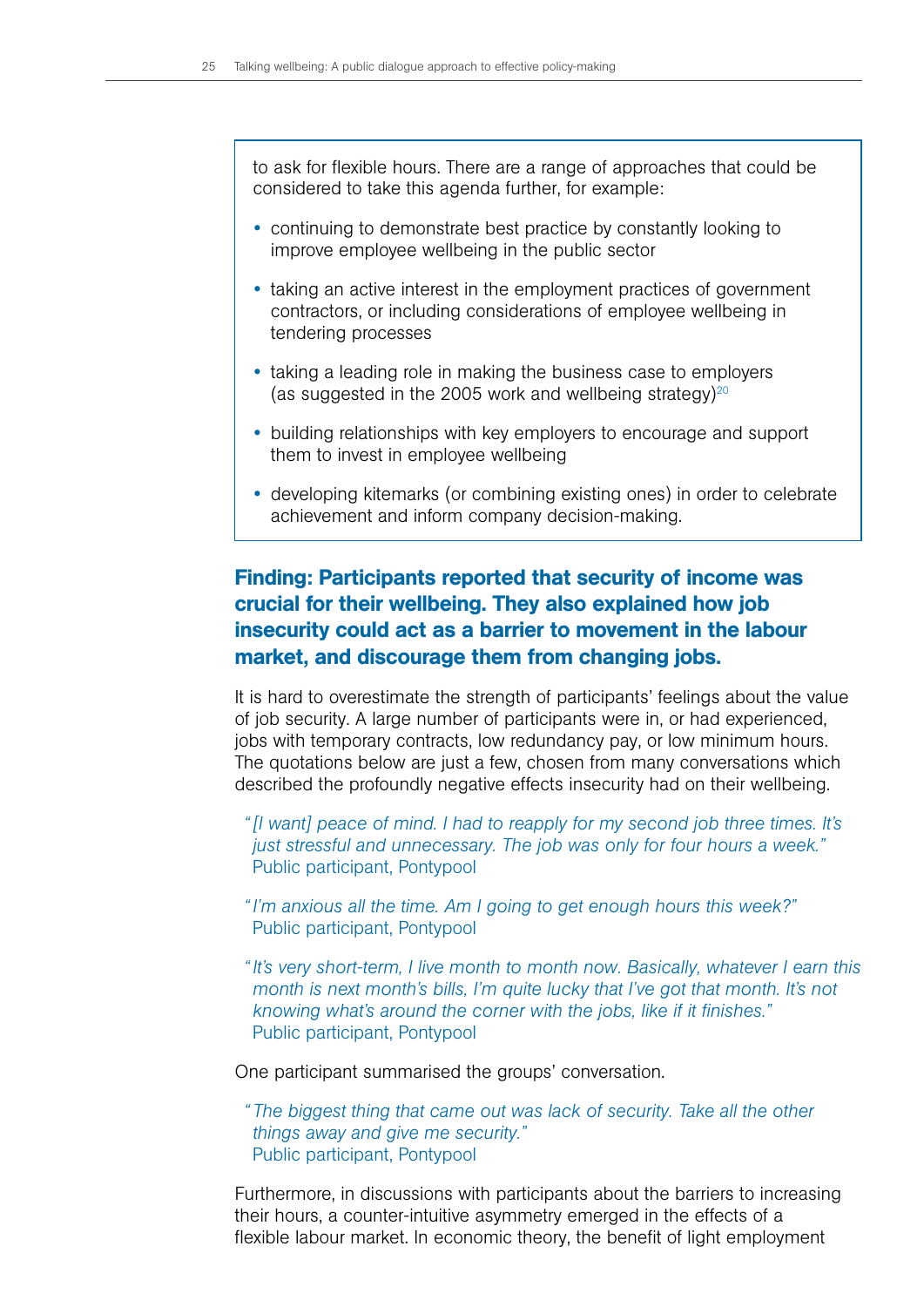to ask for flexible hours. There are a range of approaches that could be considered to take this agenda further, for example:

- continuing to demonstrate best practice by constantly looking to improve employee wellbeing in the public sector
- taking an active interest in the employment practices of government contractors, or including considerations of employee wellbeing in tendering processes
- taking a leading role in making the business case to employers (as suggested in the 2005 work and wellbeing strategy)[20]
- building relationships with key employers to encourage and support them to invest in employee wellbeing
- developing kitemarks (or combining existing ones) in order to celebrate achievement and inform company decision-making.

### Finding: Participants reported that security of income was crucial for their wellbeing. They also explained how job insecurity could act as a barrier to movement in the labour market, and discourage them from changing jobs.

It is hard to overestimate the strength of participants' feelings about the value of job security. A large number of participants were in, or had experienced, jobs with temporary contracts, low redundancy pay, or low minimum hours. The quotations below are just a few, chosen from many conversations which described the profoundly negative effects insecurity had on their wellbeing.

> *"[I want] peace of mind. I had to reapply for my second job three times. It's just stressful and unnecessary. The job was only for four hours a week."*
> Public participant, Pontypool

> *"I'm anxious all the time. Am I going to get enough hours this week?"*
> Public participant, Pontypool

> *"It's very short-term, I live month to month now. Basically, whatever I earn this month is next month's bills, I'm quite lucky that I've got that month. It's not knowing what's around the corner with the jobs, like if it finishes."*
> Public participant, Pontypool

One participant summarised the groups' conversation.

> *"The biggest thing that came out was lack of security. Take all the other things away and give me security."*
> Public participant, Pontypool

Furthermore, in discussions with participants about the barriers to increasing their hours, a counter-intuitive asymmetry emerged in the effects of a flexible labour market. In economic theory, the benefit of light employment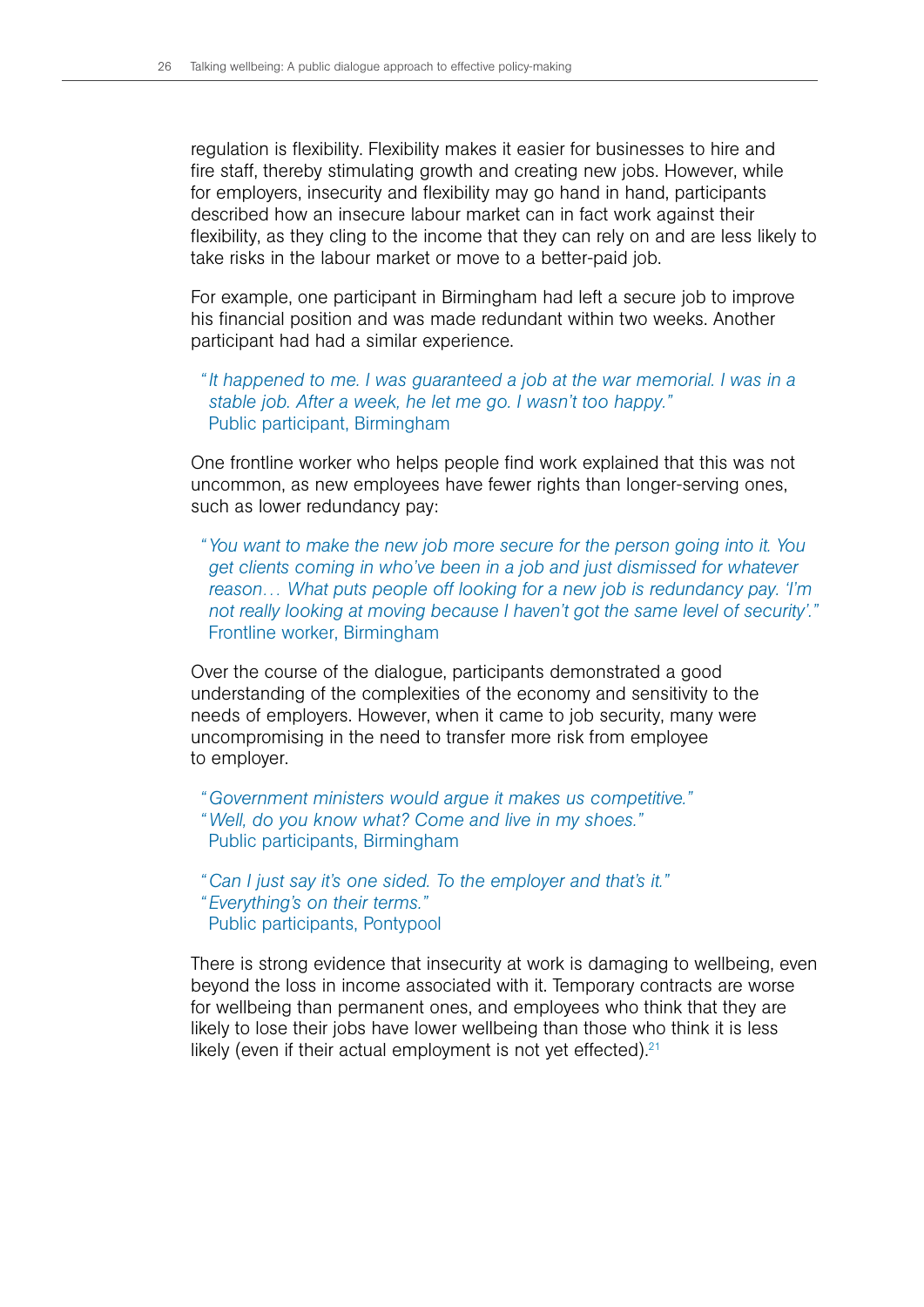regulation is flexibility. Flexibility makes it easier for businesses to hire and fire staff, thereby stimulating growth and creating new jobs. However, while for employers, insecurity and flexibility may go hand in hand, participants described how an insecure labour market can in fact work against their flexibility, as they cling to the income that they can rely on and are less likely to take risks in the labour market or move to a better-paid job.

For example, one participant in Birmingham had left a secure job to improve his financial position and was made redundant within two weeks. Another participant had had a similar experience.

> "*It happened to me. I was guaranteed a job at the war memorial. I was in a stable job. After a week, he let me go. I wasn't too happy.*"
> Public participant, Birmingham

One frontline worker who helps people find work explained that this was not uncommon, as new employees have fewer rights than longer-serving ones, such as lower redundancy pay:

> "*You want to make the new job more secure for the person going into it. You get clients coming in who've been in a job and just dismissed for whatever reason… What puts people off looking for a new job is redundancy pay. 'I'm not really looking at moving because I haven't got the same level of security'.*"
> Frontline worker, Birmingham

Over the course of the dialogue, participants demonstrated a good understanding of the complexities of the economy and sensitivity to the needs of employers. However, when it came to job security, many were uncompromising in the need to transfer more risk from employee to employer.

> "*Government ministers would argue it makes us competitive.*"
> "*Well, do you know what? Come and live in my shoes.*"
> Public participants, Birmingham

> "*Can I just say it's one sided. To the employer and that's it.*"
> "*Everything's on their terms.*"
> Public participants, Pontypool

There is strong evidence that insecurity at work is damaging to wellbeing, even beyond the loss in income associated with it. Temporary contracts are worse for wellbeing than permanent ones, and employees who think that they are likely to lose their jobs have lower wellbeing than those who think it is less likely (even if their actual employment is not yet effected).[21]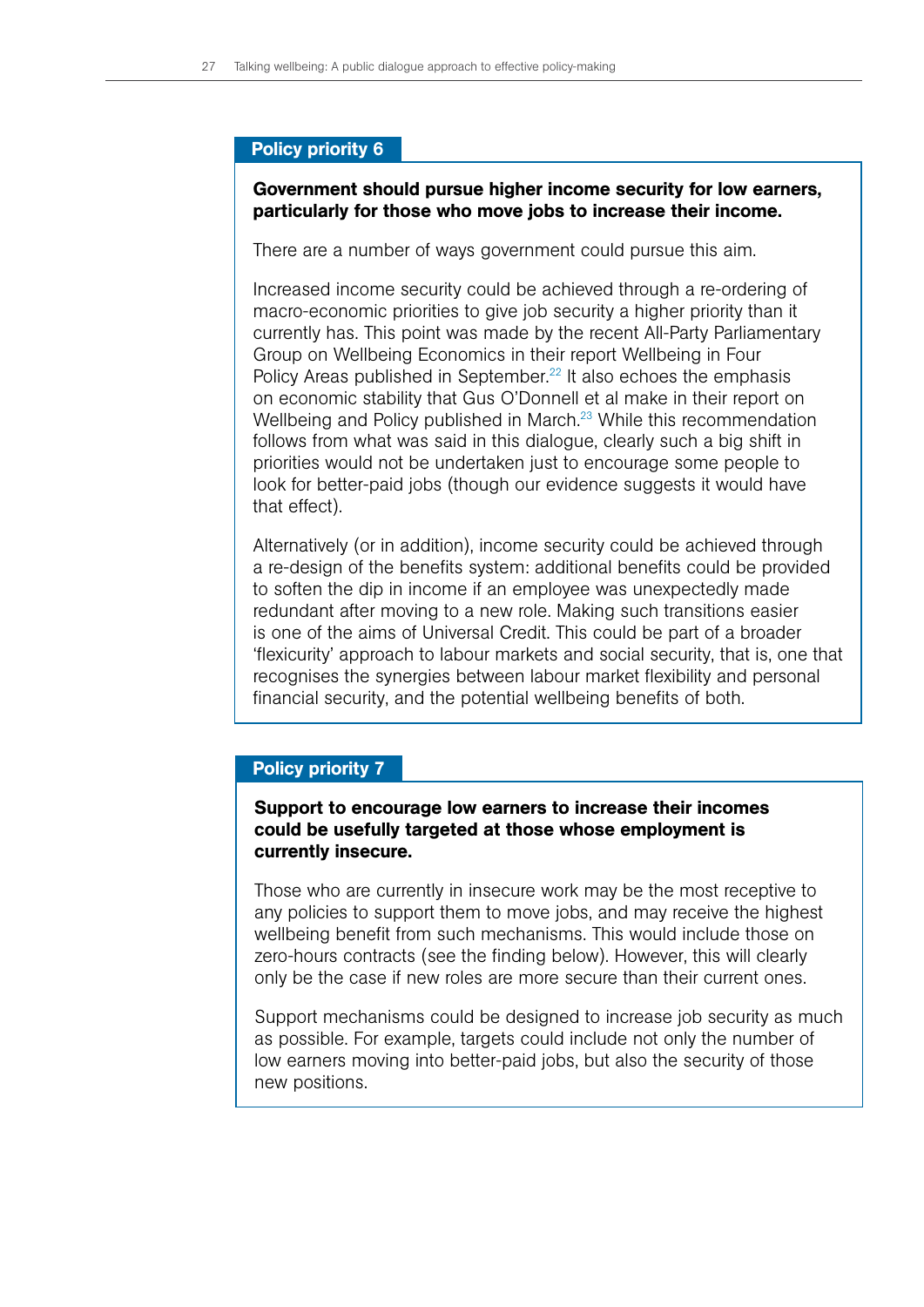## Policy priority 6

**Government should pursue higher income security for low earners, particularly for those who move jobs to increase their income.**

There are a number of ways government could pursue this aim.

Increased income security could be achieved through a re-ordering of macro-economic priorities to give job security a higher priority than it currently has. This point was made by the recent All-Party Parliamentary Group on Wellbeing Economics in their report Wellbeing in Four Policy Areas published in September.[22] It also echoes the emphasis on economic stability that Gus O'Donnell et al make in their report on Wellbeing and Policy published in March.[23] While this recommendation follows from what was said in this dialogue, clearly such a big shift in priorities would not be undertaken just to encourage some people to look for better-paid jobs (though our evidence suggests it would have that effect).

Alternatively (or in addition), income security could be achieved through a re-design of the benefits system: additional benefits could be provided to soften the dip in income if an employee was unexpectedly made redundant after moving to a new role. Making such transitions easier is one of the aims of Universal Credit. This could be part of a broader 'flexicurity' approach to labour markets and social security, that is, one that recognises the synergies between labour market flexibility and personal financial security, and the potential wellbeing benefits of both.

## Policy priority 7

**Support to encourage low earners to increase their incomes could be usefully targeted at those whose employment is currently insecure.**

Those who are currently in insecure work may be the most receptive to any policies to support them to move jobs, and may receive the highest wellbeing benefit from such mechanisms. This would include those on zero-hours contracts (see the finding below). However, this will clearly only be the case if new roles are more secure than their current ones.

Support mechanisms could be designed to increase job security as much as possible. For example, targets could include not only the number of low earners moving into better-paid jobs, but also the security of those new positions.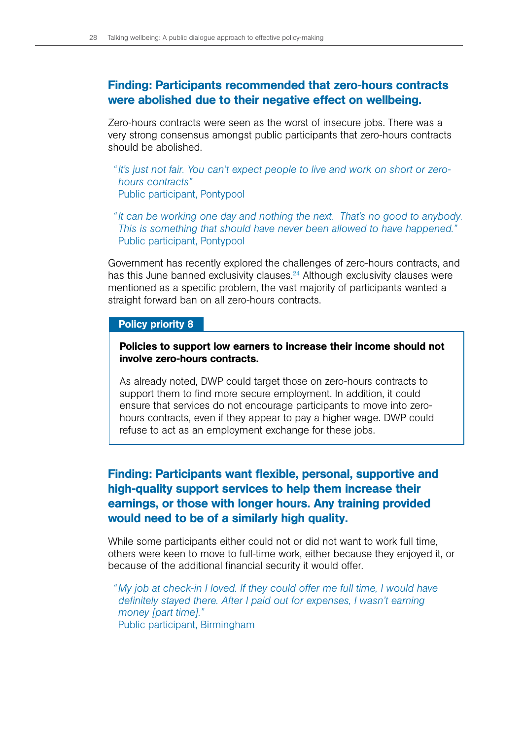### Finding: Participants recommended that zero-hours contracts were abolished due to their negative effect on wellbeing.

Zero-hours contracts were seen as the worst of insecure jobs. There was a very strong consensus amongst public participants that zero-hours contracts should be abolished.

> *"It's just not fair. You can't expect people to live and work on short or zero-hours contracts"*
> Public participant, Pontypool

> *"It can be working one day and nothing the next. That's no good to anybody. This is something that should have never been allowed to have happened."*
> Public participant, Pontypool

Government has recently explored the challenges of zero-hours contracts, and has this June banned exclusivity clauses.[24] Although exclusivity clauses were mentioned as a specific problem, the vast majority of participants wanted a straight forward ban on all zero-hours contracts.

**Policy priority 8**

**Policies to support low earners to increase their income should not involve zero-hours contracts.**

As already noted, DWP could target those on zero-hours contracts to support them to find more secure employment. In addition, it could ensure that services do not encourage participants to move into zero-hours contracts, even if they appear to pay a higher wage. DWP could refuse to act as an employment exchange for these jobs.

### Finding: Participants want flexible, personal, supportive and high-quality support services to help them increase their earnings, or those with longer hours. Any training provided would need to be of a similarly high quality.

While some participants either could not or did not want to work full time, others were keen to move to full-time work, either because they enjoyed it, or because of the additional financial security it would offer.

> *"My job at check-in I loved. If they could offer me full time, I would have definitely stayed there. After I paid out for expenses, I wasn't earning money [part time]."*
> Public participant, Birmingham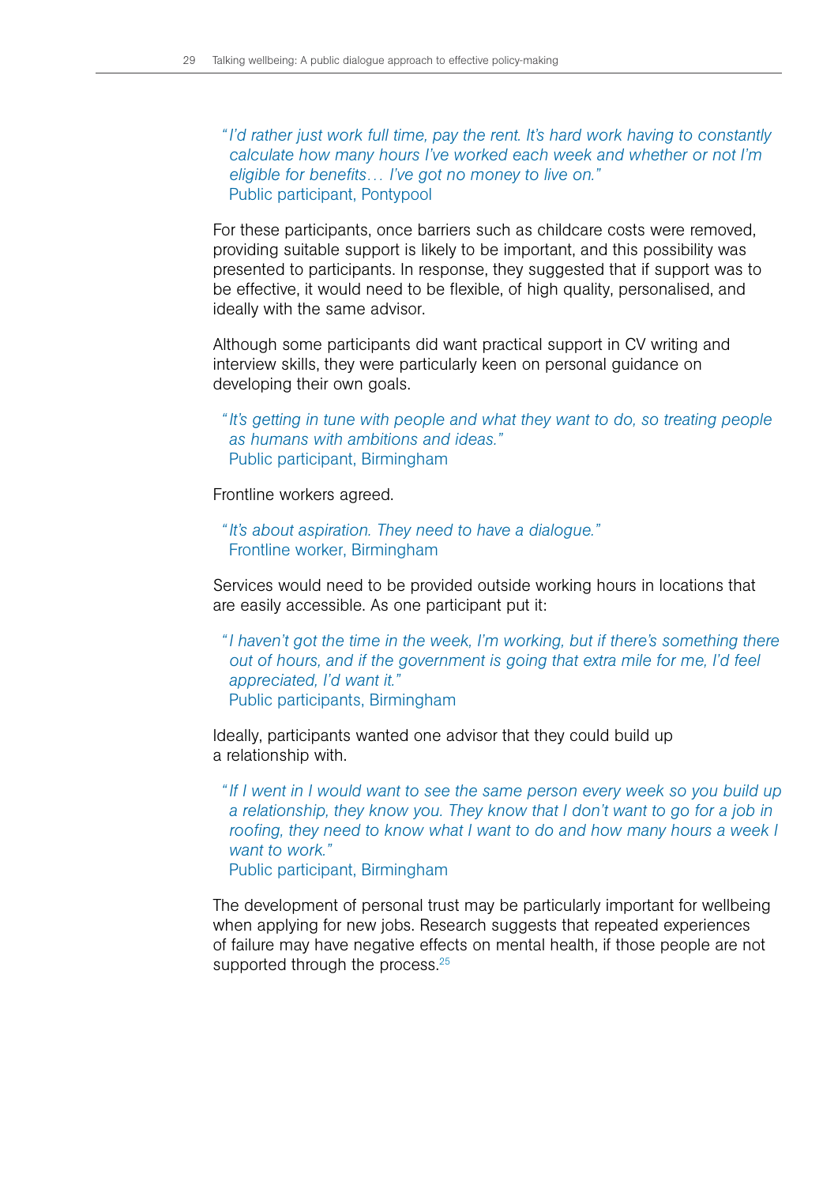> *"I'd rather just work full time, pay the rent. It's hard work having to constantly calculate how many hours I've worked each week and whether or not I'm eligible for benefits… I've got no money to live on."*
> Public participant, Pontypool

For these participants, once barriers such as childcare costs were removed, providing suitable support is likely to be important, and this possibility was presented to participants. In response, they suggested that if support was to be effective, it would need to be flexible, of high quality, personalised, and ideally with the same advisor.

Although some participants did want practical support in CV writing and interview skills, they were particularly keen on personal guidance on developing their own goals.

> *"It's getting in tune with people and what they want to do, so treating people as humans with ambitions and ideas."*
> Public participant, Birmingham

Frontline workers agreed.

> *"It's about aspiration. They need to have a dialogue."*
> Frontline worker, Birmingham

Services would need to be provided outside working hours in locations that are easily accessible. As one participant put it:

> *"I haven't got the time in the week, I'm working, but if there's something there out of hours, and if the government is going that extra mile for me, I'd feel appreciated, I'd want it."*
> Public participants, Birmingham

Ideally, participants wanted one advisor that they could build up a relationship with.

> *"If I went in I would want to see the same person every week so you build up a relationship, they know you. They know that I don't want to go for a job in roofing, they need to know what I want to do and how many hours a week I want to work."*
> Public participant, Birmingham

The development of personal trust may be particularly important for wellbeing when applying for new jobs. Research suggests that repeated experiences of failure may have negative effects on mental health, if those people are not supported through the process.[25]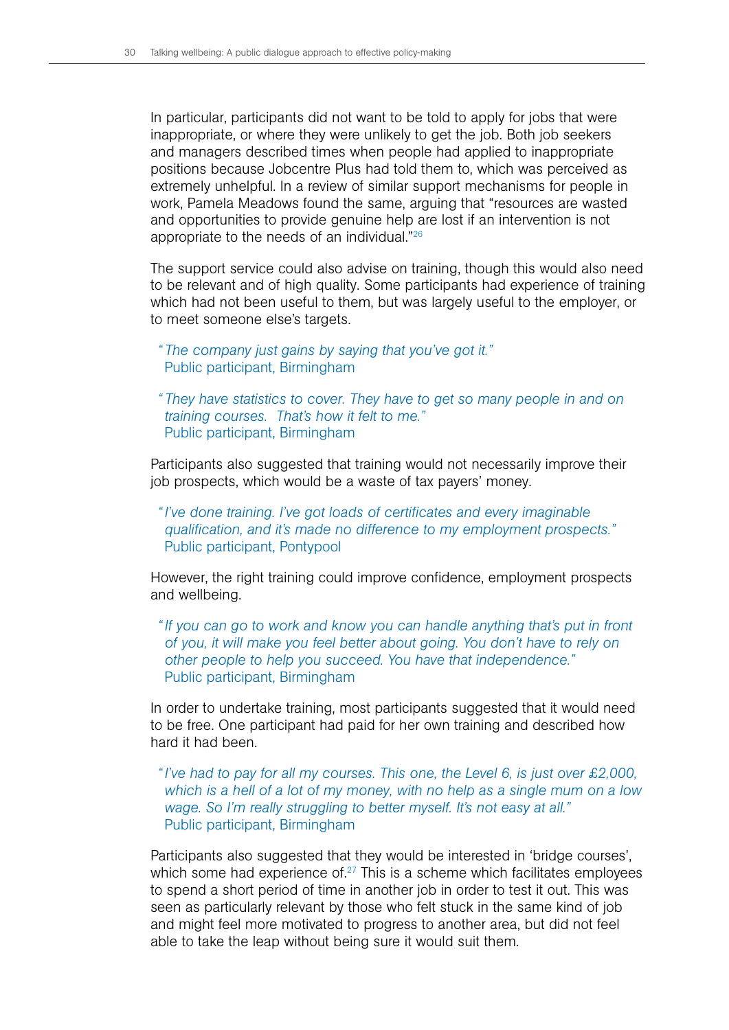In particular, participants did not want to be told to apply for jobs that were inappropriate, or where they were unlikely to get the job. Both job seekers and managers described times when people had applied to inappropriate positions because Jobcentre Plus had told them to, which was perceived as extremely unhelpful. In a review of similar support mechanisms for people in work, Pamela Meadows found the same, arguing that "resources are wasted and opportunities to provide genuine help are lost if an intervention is not appropriate to the needs of an individual."[26]

The support service could also advise on training, though this would also need to be relevant and of high quality. Some participants had experience of training which had not been useful to them, but was largely useful to the employer, or to meet someone else's targets.

> *"The company just gains by saying that you've got it."*
> Public participant, Birmingham

> *"They have statistics to cover. They have to get so many people in and on training courses. That's how it felt to me."*
> Public participant, Birmingham

Participants also suggested that training would not necessarily improve their job prospects, which would be a waste of tax payers' money.

> *"I've done training. I've got loads of certificates and every imaginable qualification, and it's made no difference to my employment prospects."*
> Public participant, Pontypool

However, the right training could improve confidence, employment prospects and wellbeing.

> *"If you can go to work and know you can handle anything that's put in front of you, it will make you feel better about going. You don't have to rely on other people to help you succeed. You have that independence."*
> Public participant, Birmingham

In order to undertake training, most participants suggested that it would need to be free. One participant had paid for her own training and described how hard it had been.

> *"I've had to pay for all my courses. This one, the Level 6, is just over £2,000, which is a hell of a lot of my money, with no help as a single mum on a low wage. So I'm really struggling to better myself. It's not easy at all."*
> Public participant, Birmingham

Participants also suggested that they would be interested in 'bridge courses', which some had experience of.[27] This is a scheme which facilitates employees to spend a short period of time in another job in order to test it out. This was seen as particularly relevant by those who felt stuck in the same kind of job and might feel more motivated to progress to another area, but did not feel able to take the leap without being sure it would suit them.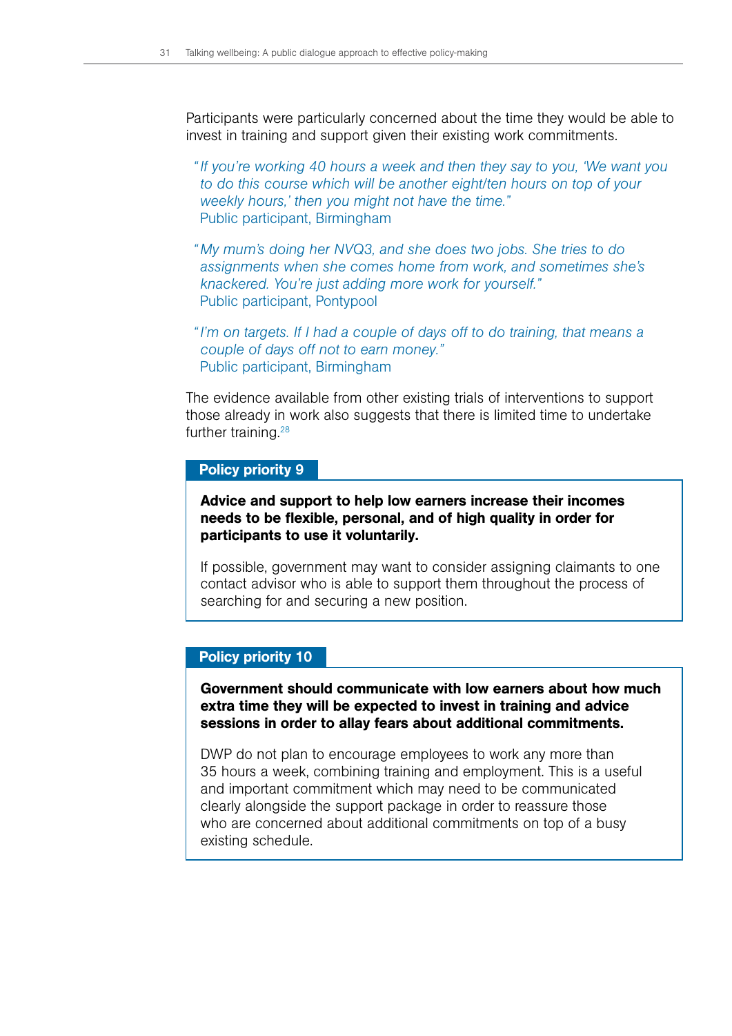Participants were particularly concerned about the time they would be able to invest in training and support given their existing work commitments.

> *"If you're working 40 hours a week and then they say to you, 'We want you to do this course which will be another eight/ten hours on top of your weekly hours,' then you might not have the time."*
> Public participant, Birmingham

> *"My mum's doing her NVQ3, and she does two jobs. She tries to do assignments when she comes home from work, and sometimes she's knackered. You're just adding more work for yourself."*
> Public participant, Pontypool

> *"I'm on targets. If I had a couple of days off to do training, that means a couple of days off not to earn money."*
> Public participant, Birmingham

The evidence available from other existing trials of interventions to support those already in work also suggests that there is limited time to undertake further training.[28]

### Policy priority 9

**Advice and support to help low earners increase their incomes needs to be flexible, personal, and of high quality in order for participants to use it voluntarily.**

If possible, government may want to consider assigning claimants to one contact advisor who is able to support them throughout the process of searching for and securing a new position.

### Policy priority 10

**Government should communicate with low earners about how much extra time they will be expected to invest in training and advice sessions in order to allay fears about additional commitments.**

DWP do not plan to encourage employees to work any more than 35 hours a week, combining training and employment. This is a useful and important commitment which may need to be communicated clearly alongside the support package in order to reassure those who are concerned about additional commitments on top of a busy existing schedule.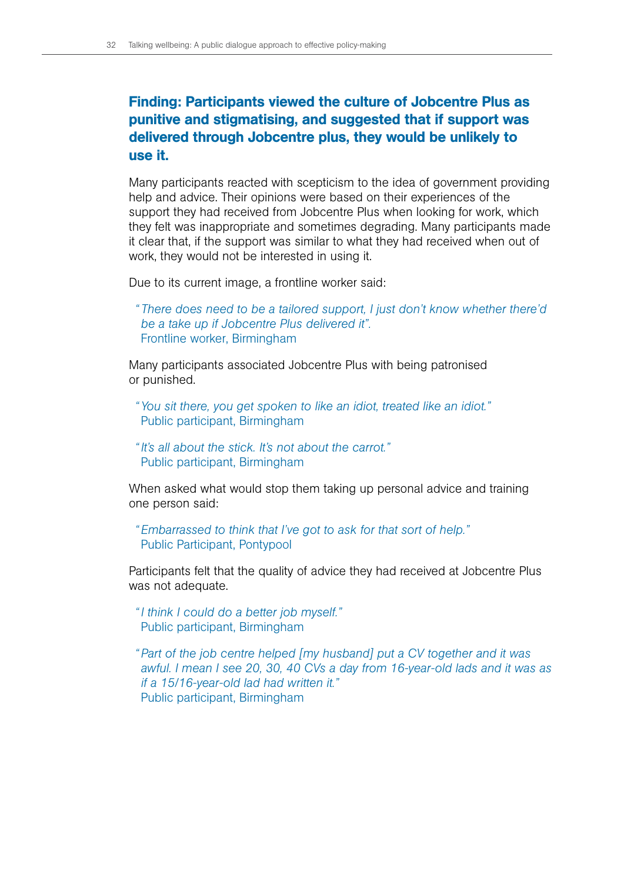### Finding: Participants viewed the culture of Jobcentre Plus as punitive and stigmatising, and suggested that if support was delivered through Jobcentre plus, they would be unlikely to use it.

Many participants reacted with scepticism to the idea of government providing help and advice. Their opinions were based on their experiences of the support they had received from Jobcentre Plus when looking for work, which they felt was inappropriate and sometimes degrading. Many participants made it clear that, if the support was similar to what they had received when out of work, they would not be interested in using it.

Due to its current image, a frontline worker said:

> "*There does need to be a tailored support, I just don't know whether there'd be a take up if Jobcentre Plus delivered it*".
> Frontline worker, Birmingham

Many participants associated Jobcentre Plus with being patronised or punished.

> "*You sit there, you get spoken to like an idiot, treated like an idiot.*"
> Public participant, Birmingham

> "*It's all about the stick. It's not about the carrot.*"
> Public participant, Birmingham

When asked what would stop them taking up personal advice and training one person said:

> "*Embarrassed to think that I've got to ask for that sort of help.*"
> Public Participant, Pontypool

Participants felt that the quality of advice they had received at Jobcentre Plus was not adequate.

> "*I think I could do a better job myself.*"
> Public participant, Birmingham

> "*Part of the job centre helped [my husband] put a CV together and it was awful. I mean I see 20, 30, 40 CVs a day from 16-year-old lads and it was as if a 15/16-year-old lad had written it.*"
> Public participant, Birmingham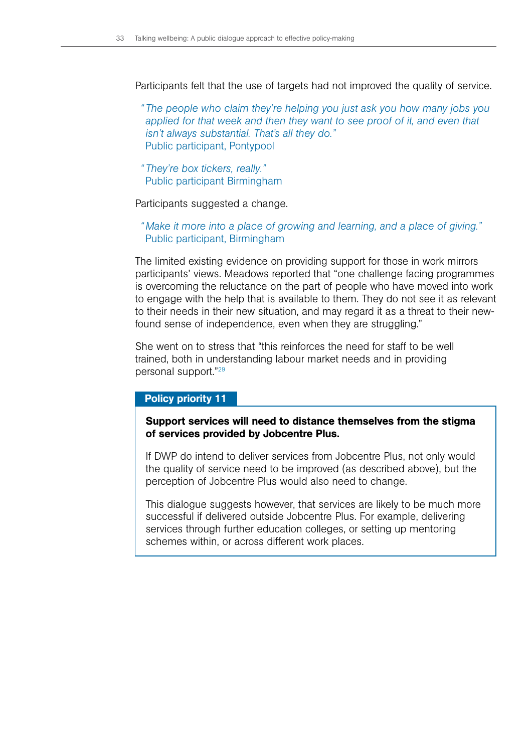Participants felt that the use of targets had not improved the quality of service.

> *"The people who claim they're helping you just ask you how many jobs you applied for that week and then they want to see proof of it, and even that isn't always substantial. That's all they do."*
> Public participant, Pontypool

> *"They're box tickers, really."*
> Public participant Birmingham

Participants suggested a change.

> *"Make it more into a place of growing and learning, and a place of giving."*
> Public participant, Birmingham

The limited existing evidence on providing support for those in work mirrors participants' views. Meadows reported that "one challenge facing programmes is overcoming the reluctance on the part of people who have moved into work to engage with the help that is available to them. They do not see it as relevant to their needs in their new situation, and may regard it as a threat to their new-found sense of independence, even when they are struggling."

She went on to stress that "this reinforces the need for staff to be well trained, both in understanding labour market needs and in providing personal support."[29]

**Policy priority 11**

**Support services will need to distance themselves from the stigma of services provided by Jobcentre Plus.**

If DWP do intend to deliver services from Jobcentre Plus, not only would the quality of service need to be improved (as described above), but the perception of Jobcentre Plus would also need to change.

This dialogue suggests however, that services are likely to be much more successful if delivered outside Jobcentre Plus. For example, delivering services through further education colleges, or setting up mentoring schemes within, or across different work places.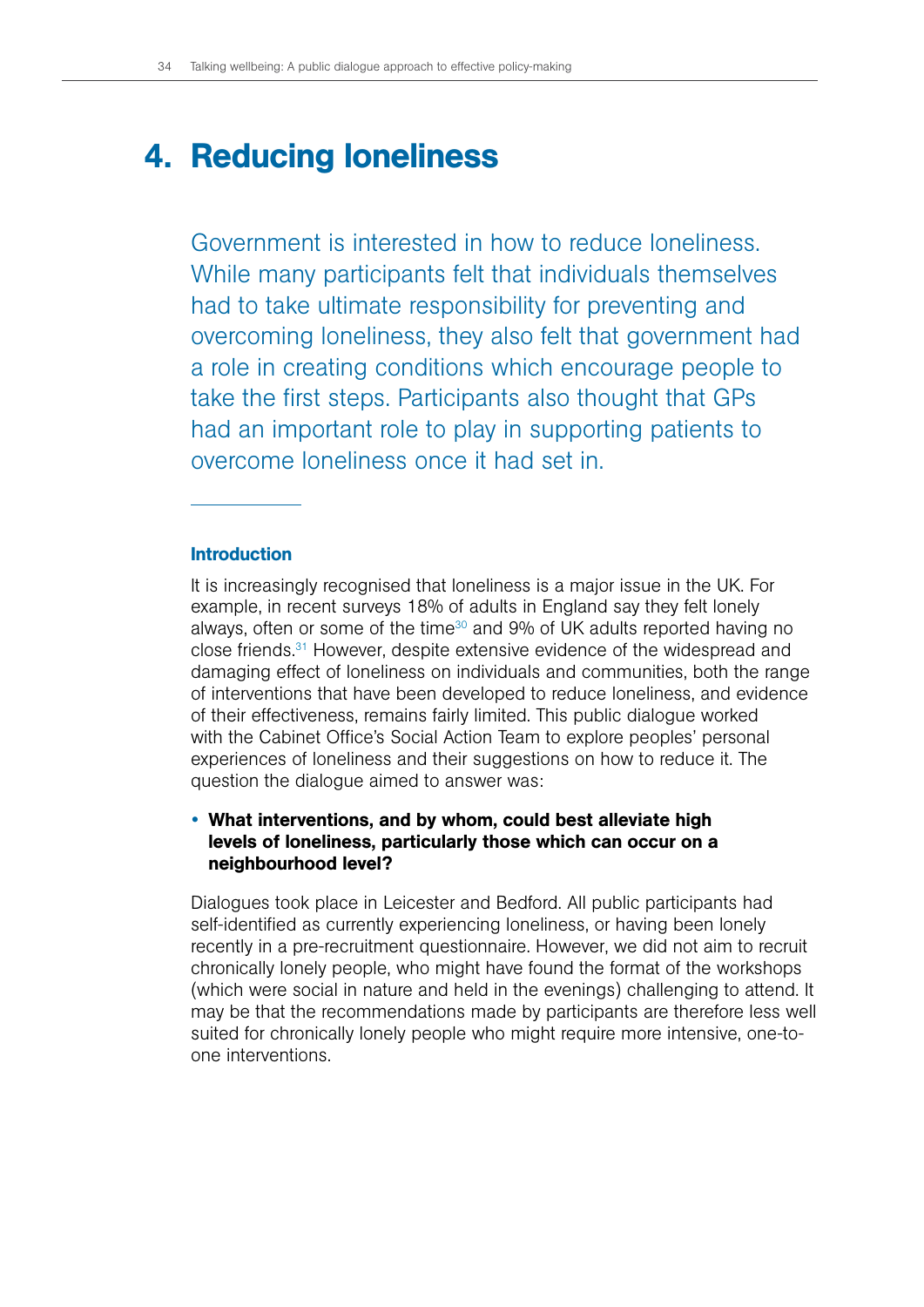# 4. Reducing loneliness

Government is interested in how to reduce loneliness. While many participants felt that individuals themselves had to take ultimate responsibility for preventing and overcoming loneliness, they also felt that government had a role in creating conditions which encourage people to take the first steps. Participants also thought that GPs had an important role to play in supporting patients to overcome loneliness once it had set in.

### Introduction

It is increasingly recognised that loneliness is a major issue in the UK. For example, in recent surveys 18% of adults in England say they felt lonely always, often or some of the time[30] and 9% of UK adults reported having no close friends.[31] However, despite extensive evidence of the widespread and damaging effect of loneliness on individuals and communities, both the range of interventions that have been developed to reduce loneliness, and evidence of their effectiveness, remains fairly limited. This public dialogue worked with the Cabinet Office's Social Action Team to explore peoples' personal experiences of loneliness and their suggestions on how to reduce it. The question the dialogue aimed to answer was:

- **What interventions, and by whom, could best alleviate high levels of loneliness, particularly those which can occur on a neighbourhood level?**

Dialogues took place in Leicester and Bedford. All public participants had self-identified as currently experiencing loneliness, or having been lonely recently in a pre-recruitment questionnaire. However, we did not aim to recruit chronically lonely people, who might have found the format of the workshops (which were social in nature and held in the evenings) challenging to attend. It may be that the recommendations made by participants are therefore less well suited for chronically lonely people who might require more intensive, one-to-one interventions.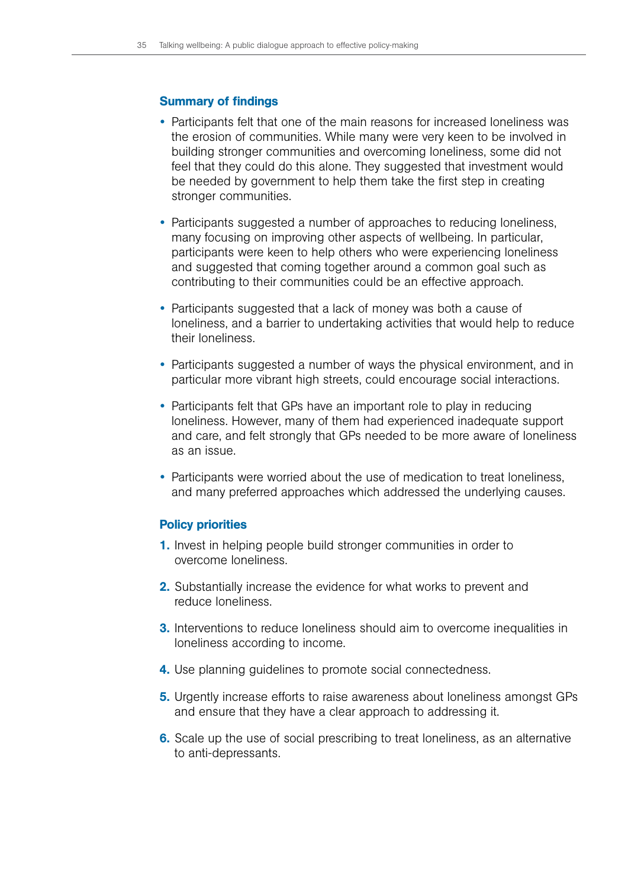### Summary of findings

- Participants felt that one of the main reasons for increased loneliness was the erosion of communities. While many were very keen to be involved in building stronger communities and overcoming loneliness, some did not feel that they could do this alone. They suggested that investment would be needed by government to help them take the first step in creating stronger communities.

- Participants suggested a number of approaches to reducing loneliness, many focusing on improving other aspects of wellbeing. In particular, participants were keen to help others who were experiencing loneliness and suggested that coming together around a common goal such as contributing to their communities could be an effective approach.

- Participants suggested that a lack of money was both a cause of loneliness, and a barrier to undertaking activities that would help to reduce their loneliness.

- Participants suggested a number of ways the physical environment, and in particular more vibrant high streets, could encourage social interactions.

- Participants felt that GPs have an important role to play in reducing loneliness. However, many of them had experienced inadequate support and care, and felt strongly that GPs needed to be more aware of loneliness as an issue.

- Participants were worried about the use of medication to treat loneliness, and many preferred approaches which addressed the underlying causes.

### Policy priorities

1. Invest in helping people build stronger communities in order to overcome loneliness.

2. Substantially increase the evidence for what works to prevent and reduce loneliness.

3. Interventions to reduce loneliness should aim to overcome inequalities in loneliness according to income.

4. Use planning guidelines to promote social connectedness.

5. Urgently increase efforts to raise awareness about loneliness amongst GPs and ensure that they have a clear approach to addressing it.

6. Scale up the use of social prescribing to treat loneliness, as an alternative to anti-depressants.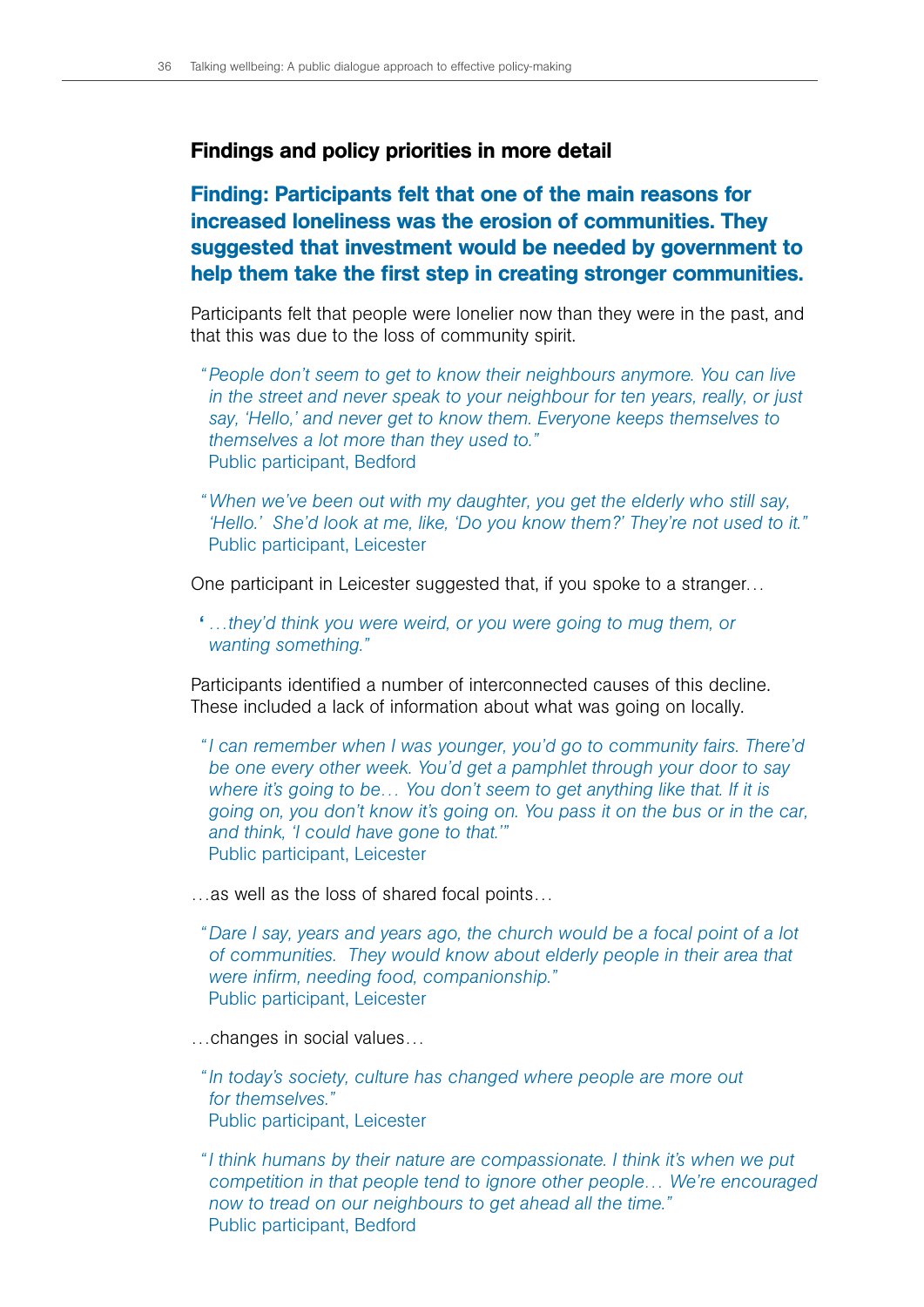## Findings and policy priorities in more detail

### Finding: Participants felt that one of the main reasons for increased loneliness was the erosion of communities. They suggested that investment would be needed by government to help them take the first step in creating stronger communities.

Participants felt that people were lonelier now than they were in the past, and that this was due to the loss of community spirit.

> *"People don't seem to get to know their neighbours anymore. You can live in the street and never speak to your neighbour for ten years, really, or just say, 'Hello,' and never get to know them. Everyone keeps themselves to themselves a lot more than they used to."*
> Public participant, Bedford

> *"When we've been out with my daughter, you get the elderly who still say, 'Hello.' She'd look at me, like, 'Do you know them?' They're not used to it."*
> Public participant, Leicester

One participant in Leicester suggested that, if you spoke to a stranger…

> *'…they'd think you were weird, or you were going to mug them, or wanting something."*

Participants identified a number of interconnected causes of this decline. These included a lack of information about what was going on locally.

> *"I can remember when I was younger, you'd go to community fairs. There'd be one every other week. You'd get a pamphlet through your door to say where it's going to be… You don't seem to get anything like that. If it is going on, you don't know it's going on. You pass it on the bus or in the car, and think, 'I could have gone to that.'"*
> Public participant, Leicester

…as well as the loss of shared focal points…

> *"Dare I say, years and years ago, the church would be a focal point of a lot of communities. They would know about elderly people in their area that were infirm, needing food, companionship."*
> Public participant, Leicester

…changes in social values…

> *"In today's society, culture has changed where people are more out for themselves."*
> Public participant, Leicester

> *"I think humans by their nature are compassionate. I think it's when we put competition in that people tend to ignore other people… We're encouraged now to tread on our neighbours to get ahead all the time."*
> Public participant, Bedford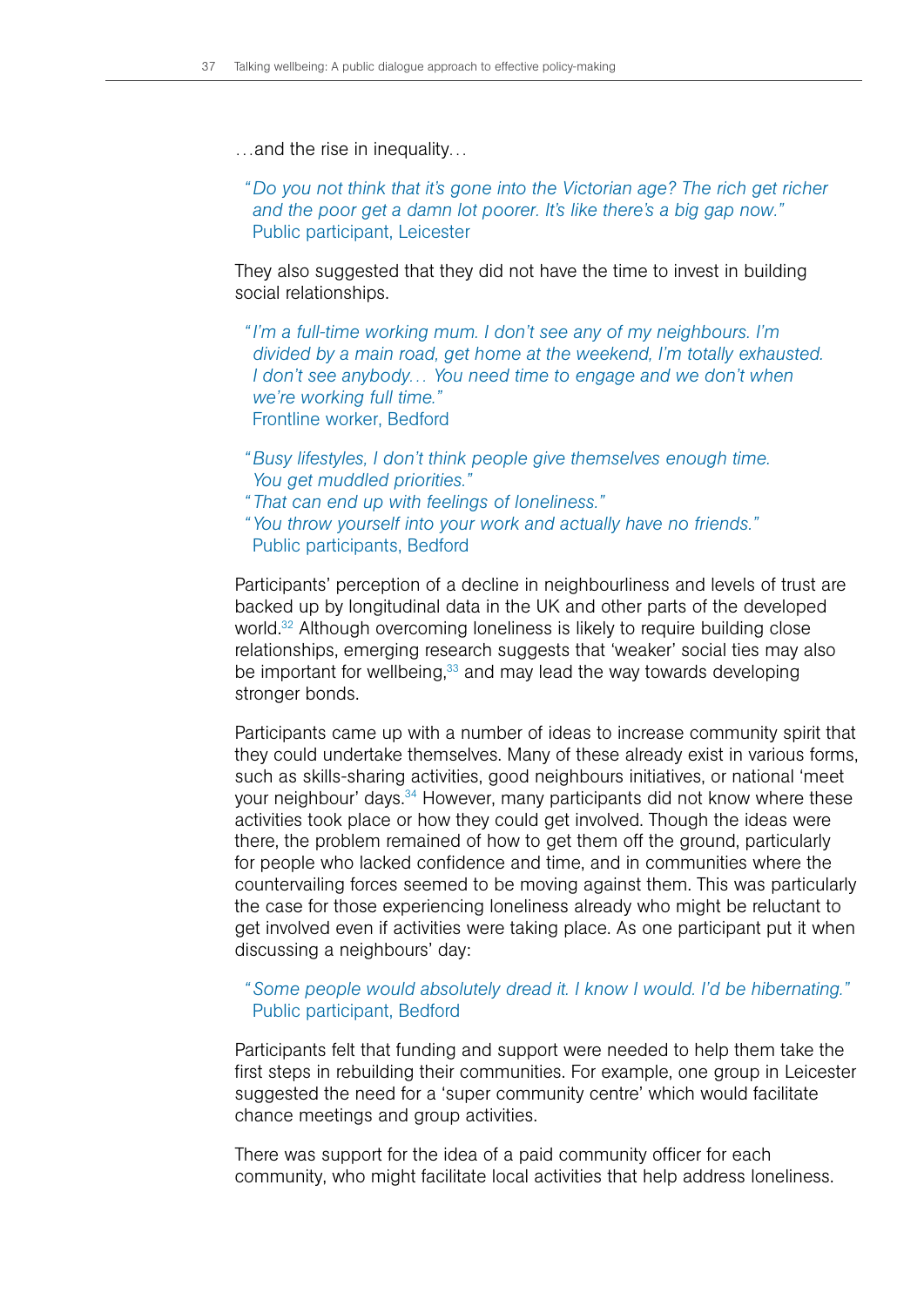…and the rise in inequality…

> *"Do you not think that it's gone into the Victorian age? The rich get richer and the poor get a damn lot poorer. It's like there's a big gap now."*
> Public participant, Leicester

They also suggested that they did not have the time to invest in building social relationships.

> *"I'm a full-time working mum. I don't see any of my neighbours. I'm divided by a main road, get home at the weekend, I'm totally exhausted. I don't see anybody… You need time to engage and we don't when we're working full time."*
> Frontline worker, Bedford

> *"Busy lifestyles, I don't think people give themselves enough time. You get muddled priorities."*
> *"That can end up with feelings of loneliness."*
> *"You throw yourself into your work and actually have no friends."*
> Public participants, Bedford

Participants' perception of a decline in neighbourliness and levels of trust are backed up by longitudinal data in the UK and other parts of the developed world.[32] Although overcoming loneliness is likely to require building close relationships, emerging research suggests that 'weaker' social ties may also be important for wellbeing,[33] and may lead the way towards developing stronger bonds.

Participants came up with a number of ideas to increase community spirit that they could undertake themselves. Many of these already exist in various forms, such as skills-sharing activities, good neighbours initiatives, or national 'meet your neighbour' days.[34] However, many participants did not know where these activities took place or how they could get involved. Though the ideas were there, the problem remained of how to get them off the ground, particularly for people who lacked confidence and time, and in communities where the countervailing forces seemed to be moving against them. This was particularly the case for those experiencing loneliness already who might be reluctant to get involved even if activities were taking place. As one participant put it when discussing a neighbours' day:

> *"Some people would absolutely dread it. I know I would. I'd be hibernating."*
> Public participant, Bedford

Participants felt that funding and support were needed to help them take the first steps in rebuilding their communities. For example, one group in Leicester suggested the need for a 'super community centre' which would facilitate chance meetings and group activities.

There was support for the idea of a paid community officer for each community, who might facilitate local activities that help address loneliness.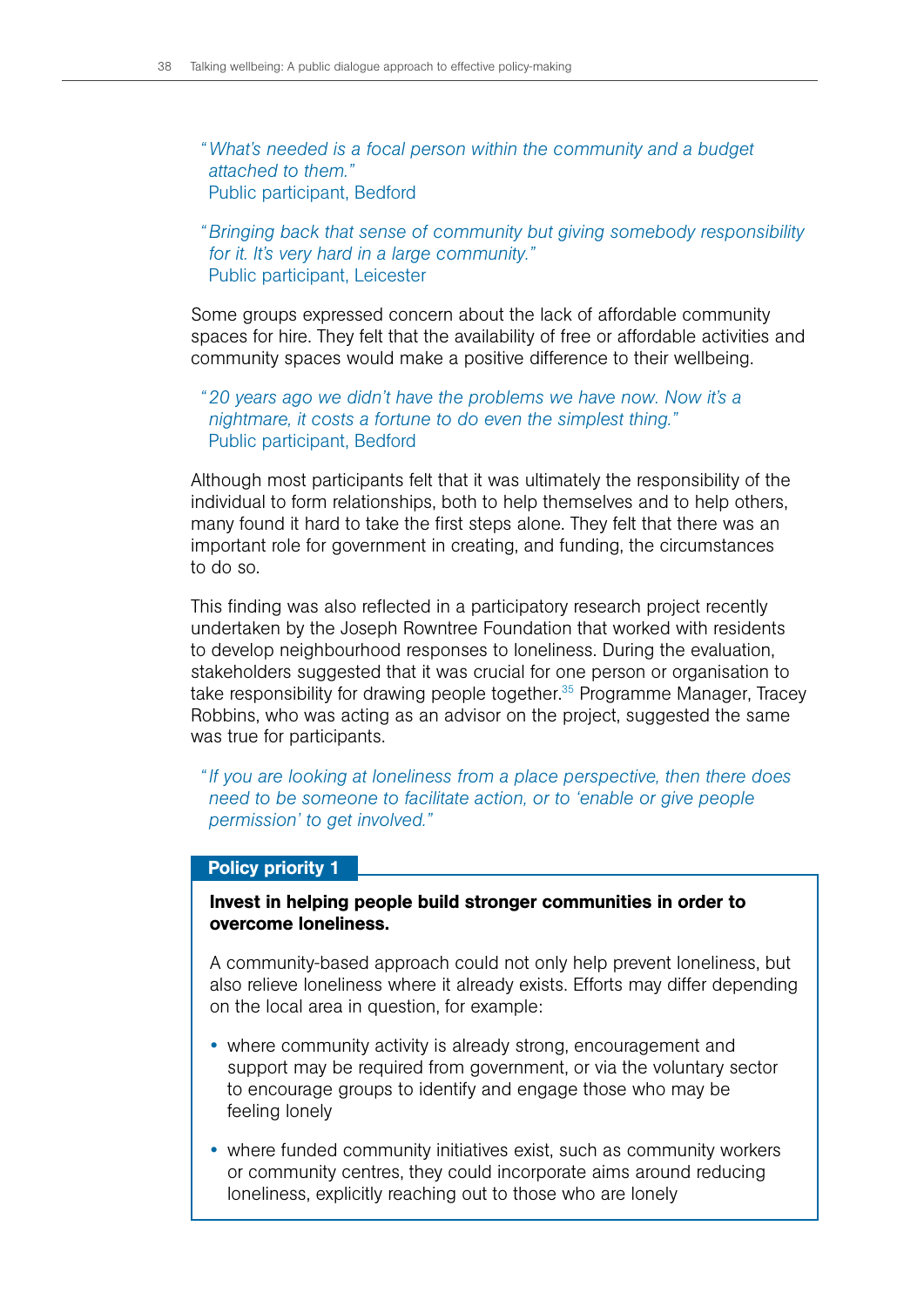*"What's needed is a focal person within the community and a budget attached to them."*
Public participant, Bedford

*"Bringing back that sense of community but giving somebody responsibility for it. It's very hard in a large community."*
Public participant, Leicester

Some groups expressed concern about the lack of affordable community spaces for hire. They felt that the availability of free or affordable activities and community spaces would make a positive difference to their wellbeing.

*"20 years ago we didn't have the problems we have now. Now it's a nightmare, it costs a fortune to do even the simplest thing."*
Public participant, Bedford

Although most participants felt that it was ultimately the responsibility of the individual to form relationships, both to help themselves and to help others, many found it hard to take the first steps alone. They felt that there was an important role for government in creating, and funding, the circumstances to do so.

This finding was also reflected in a participatory research project recently undertaken by the Joseph Rowntree Foundation that worked with residents to develop neighbourhood responses to loneliness. During the evaluation, stakeholders suggested that it was crucial for one person or organisation to take responsibility for drawing people together.[35] Programme Manager, Tracey Robbins, who was acting as an advisor on the project, suggested the same was true for participants.

*"If you are looking at loneliness from a place perspective, then there does need to be someone to facilitate action, or to 'enable or give people permission' to get involved."*

**Policy priority 1**

**Invest in helping people build stronger communities in order to overcome loneliness.**

A community-based approach could not only help prevent loneliness, but also relieve loneliness where it already exists. Efforts may differ depending on the local area in question, for example:

- where community activity is already strong, encouragement and support may be required from government, or via the voluntary sector to encourage groups to identify and engage those who may be feeling lonely
- where funded community initiatives exist, such as community workers or community centres, they could incorporate aims around reducing loneliness, explicitly reaching out to those who are lonely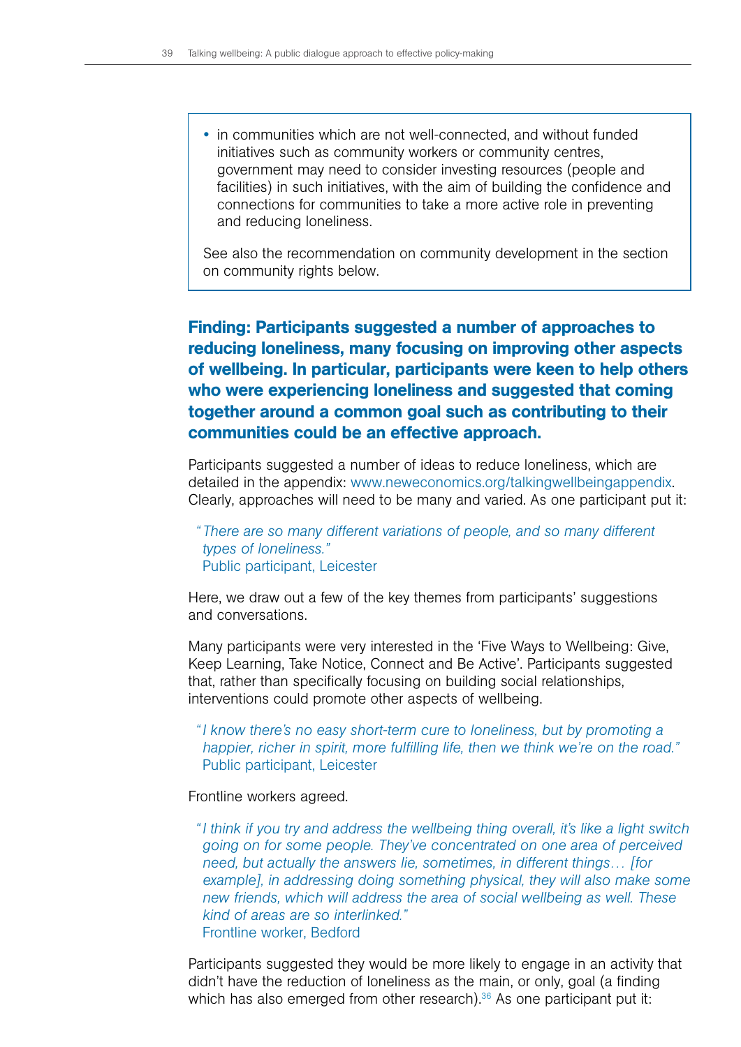- in communities which are not well-connected, and without funded initiatives such as community workers or community centres, government may need to consider investing resources (people and facilities) in such initiatives, with the aim of building the confidence and connections for communities to take a more active role in preventing and reducing loneliness.

See also the recommendation on community development in the section on community rights below.

**Finding: Participants suggested a number of approaches to reducing loneliness, many focusing on improving other aspects of wellbeing. In particular, participants were keen to help others who were experiencing loneliness and suggested that coming together around a common goal such as contributing to their communities could be an effective approach.**

Participants suggested a number of ideas to reduce loneliness, which are detailed in the appendix: www.neweconomics.org/talkingwellbeingappendix. Clearly, approaches will need to be many and varied. As one participant put it:

> *"There are so many different variations of people, and so many different types of loneliness."*
> Public participant, Leicester

Here, we draw out a few of the key themes from participants' suggestions and conversations.

Many participants were very interested in the 'Five Ways to Wellbeing: Give, Keep Learning, Take Notice, Connect and Be Active'. Participants suggested that, rather than specifically focusing on building social relationships, interventions could promote other aspects of wellbeing.

> *"I know there's no easy short-term cure to loneliness, but by promoting a happier, richer in spirit, more fulfilling life, then we think we're on the road."*
> Public participant, Leicester

Frontline workers agreed.

> *"I think if you try and address the wellbeing thing overall, it's like a light switch going on for some people. They've concentrated on one area of perceived need, but actually the answers lie, sometimes, in different things… [for example], in addressing doing something physical, they will also make some new friends, which will address the area of social wellbeing as well. These kind of areas are so interlinked."*
> Frontline worker, Bedford

Participants suggested they would be more likely to engage in an activity that didn't have the reduction of loneliness as the main, or only, goal (a finding which has also emerged from other research).[36] As one participant put it: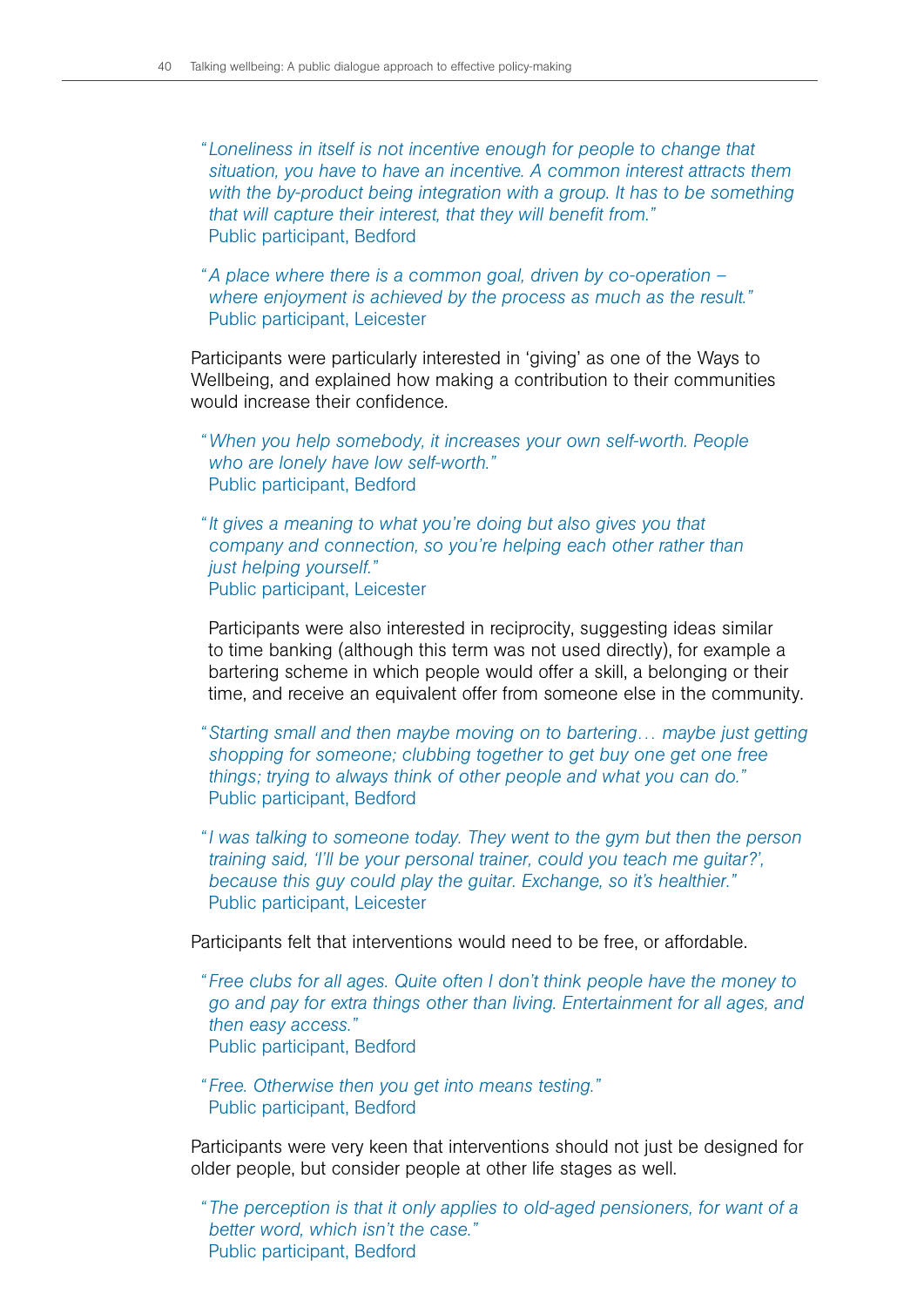> *"Loneliness in itself is not incentive enough for people to change that situation, you have to have an incentive. A common interest attracts them with the by-product being integration with a group. It has to be something that will capture their interest, that they will benefit from."*
> Public participant, Bedford

> *"A place where there is a common goal, driven by co-operation – where enjoyment is achieved by the process as much as the result."*
> Public participant, Leicester

Participants were particularly interested in 'giving' as one of the Ways to Wellbeing, and explained how making a contribution to their communities would increase their confidence.

> *"When you help somebody, it increases your own self-worth. People who are lonely have low self-worth."*
> Public participant, Bedford

> *"It gives a meaning to what you're doing but also gives you that company and connection, so you're helping each other rather than just helping yourself."*
> Public participant, Leicester

Participants were also interested in reciprocity, suggesting ideas similar to time banking (although this term was not used directly), for example a bartering scheme in which people would offer a skill, a belonging or their time, and receive an equivalent offer from someone else in the community.

> *"Starting small and then maybe moving on to bartering… maybe just getting shopping for someone; clubbing together to get buy one get one free things; trying to always think of other people and what you can do."*
> Public participant, Bedford

> *"I was talking to someone today. They went to the gym but then the person training said, 'I'll be your personal trainer, could you teach me guitar?', because this guy could play the guitar. Exchange, so it's healthier."*
> Public participant, Leicester

Participants felt that interventions would need to be free, or affordable.

> *"Free clubs for all ages. Quite often I don't think people have the money to go and pay for extra things other than living. Entertainment for all ages, and then easy access."*
> Public participant, Bedford

> *"Free. Otherwise then you get into means testing."*
> Public participant, Bedford

Participants were very keen that interventions should not just be designed for older people, but consider people at other life stages as well.

> *"The perception is that it only applies to old-aged pensioners, for want of a better word, which isn't the case."*
> Public participant, Bedford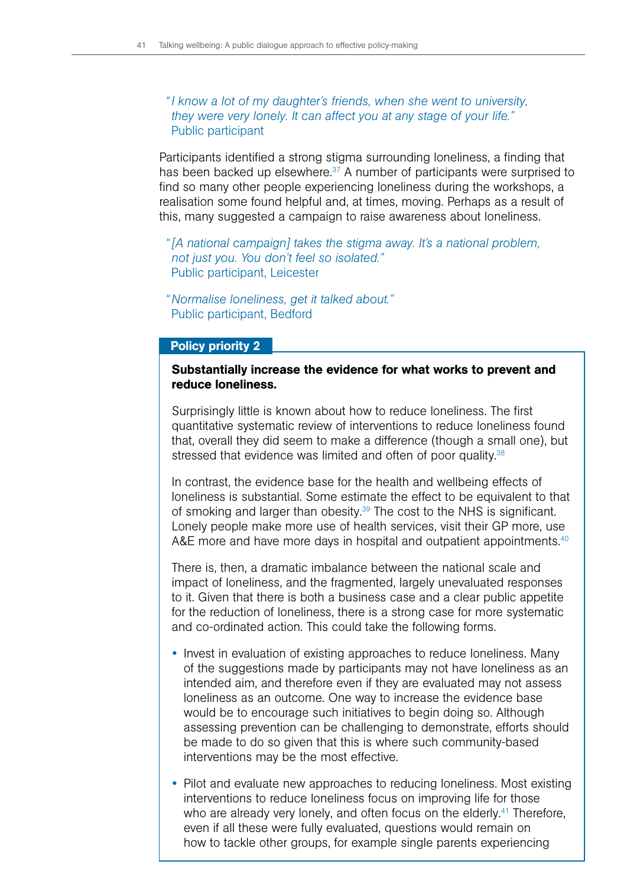> *"I know a lot of my daughter's friends, when she went to university, they were very lonely. It can affect you at any stage of your life."*
> Public participant

Participants identified a strong stigma surrounding loneliness, a finding that has been backed up elsewhere.[37] A number of participants were surprised to find so many other people experiencing loneliness during the workshops, a realisation some found helpful and, at times, moving. Perhaps as a result of this, many suggested a campaign to raise awareness about loneliness.

> *"[A national campaign] takes the stigma away. It's a national problem, not just you. You don't feel so isolated."*
> Public participant, Leicester

> *"Normalise loneliness, get it talked about."*
> Public participant, Bedford

**Policy priority 2**

**Substantially increase the evidence for what works to prevent and reduce loneliness.**

Surprisingly little is known about how to reduce loneliness. The first quantitative systematic review of interventions to reduce loneliness found that, overall they did seem to make a difference (though a small one), but stressed that evidence was limited and often of poor quality.[38]

In contrast, the evidence base for the health and wellbeing effects of loneliness is substantial. Some estimate the effect to be equivalent to that of smoking and larger than obesity.[39] The cost to the NHS is significant. Lonely people make more use of health services, visit their GP more, use A&E more and have more days in hospital and outpatient appointments.[40]

There is, then, a dramatic imbalance between the national scale and impact of loneliness, and the fragmented, largely unevaluated responses to it. Given that there is both a business case and a clear public appetite for the reduction of loneliness, there is a strong case for more systematic and co-ordinated action. This could take the following forms.

- Invest in evaluation of existing approaches to reduce loneliness. Many of the suggestions made by participants may not have loneliness as an intended aim, and therefore even if they are evaluated may not assess loneliness as an outcome. One way to increase the evidence base would be to encourage such initiatives to begin doing so. Although assessing prevention can be challenging to demonstrate, efforts should be made to do so given that this is where such community-based interventions may be the most effective.
- Pilot and evaluate new approaches to reducing loneliness. Most existing interventions to reduce loneliness focus on improving life for those who are already very lonely, and often focus on the elderly.[41] Therefore, even if all these were fully evaluated, questions would remain on how to tackle other groups, for example single parents experiencing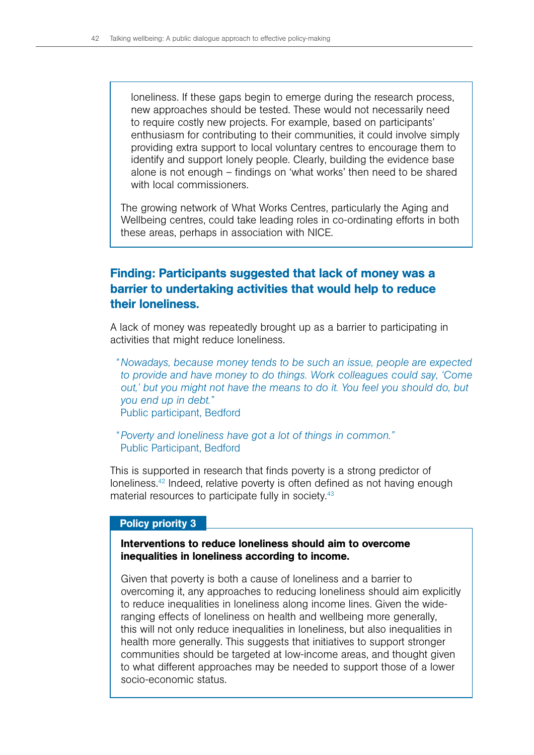loneliness. If these gaps begin to emerge during the research process, new approaches should be tested. These would not necessarily need to require costly new projects. For example, based on participants' enthusiasm for contributing to their communities, it could involve simply providing extra support to local voluntary centres to encourage them to identify and support lonely people. Clearly, building the evidence base alone is not enough – findings on 'what works' then need to be shared with local commissioners.

The growing network of What Works Centres, particularly the Aging and Wellbeing centres, could take leading roles in co-ordinating efforts in both these areas, perhaps in association with NICE.

## Finding: Participants suggested that lack of money was a barrier to undertaking activities that would help to reduce their loneliness.

A lack of money was repeatedly brought up as a barrier to participating in activities that might reduce loneliness.

> "*Nowadays, because money tends to be such an issue, people are expected to provide and have money to do things. Work colleagues could say, 'Come out,' but you might not have the means to do it. You feel you should do, but you end up in debt.*"
> Public participant, Bedford

> "*Poverty and loneliness have got a lot of things in common.*"
> Public Participant, Bedford

This is supported in research that finds poverty is a strong predictor of loneliness.[42] Indeed, relative poverty is often defined as not having enough material resources to participate fully in society.[43]

**Policy priority 3**

**Interventions to reduce loneliness should aim to overcome inequalities in loneliness according to income.**

Given that poverty is both a cause of loneliness and a barrier to overcoming it, any approaches to reducing loneliness should aim explicitly to reduce inequalities in loneliness along income lines. Given the wide-ranging effects of loneliness on health and wellbeing more generally, this will not only reduce inequalities in loneliness, but also inequalities in health more generally. This suggests that initiatives to support stronger communities should be targeted at low-income areas, and thought given to what different approaches may be needed to support those of a lower socio-economic status.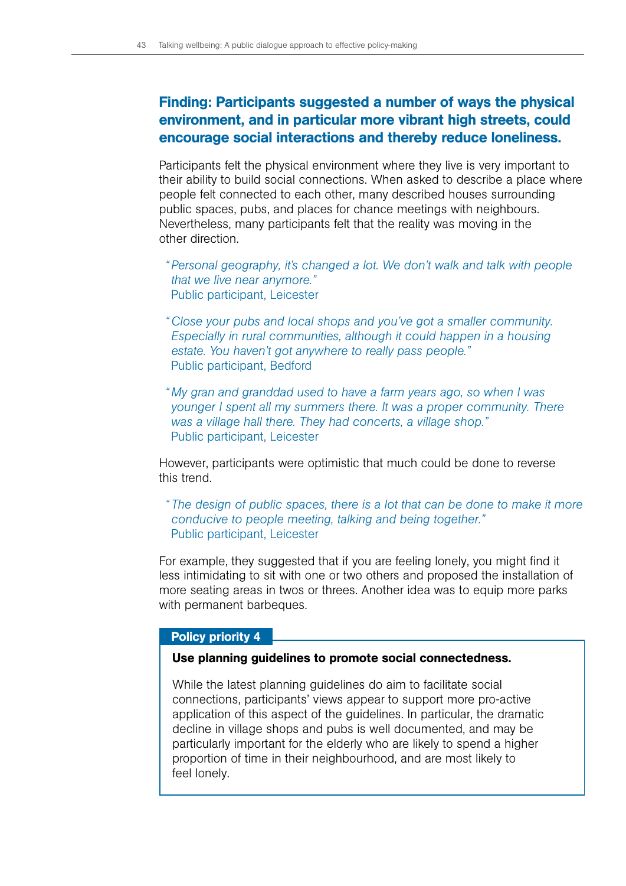### Finding: Participants suggested a number of ways the physical environment, and in particular more vibrant high streets, could encourage social interactions and thereby reduce loneliness.

Participants felt the physical environment where they live is very important to their ability to build social connections. When asked to describe a place where people felt connected to each other, many described houses surrounding public spaces, pubs, and places for chance meetings with neighbours. Nevertheless, many participants felt that the reality was moving in the other direction.

> *"Personal geography, it's changed a lot. We don't walk and talk with people that we live near anymore."*
> Public participant, Leicester

> *"Close your pubs and local shops and you've got a smaller community. Especially in rural communities, although it could happen in a housing estate. You haven't got anywhere to really pass people."*
> Public participant, Bedford

> *"My gran and granddad used to have a farm years ago, so when I was younger I spent all my summers there. It was a proper community. There was a village hall there. They had concerts, a village shop."*
> Public participant, Leicester

However, participants were optimistic that much could be done to reverse this trend.

> *"The design of public spaces, there is a lot that can be done to make it more conducive to people meeting, talking and being together."*
> Public participant, Leicester

For example, they suggested that if you are feeling lonely, you might find it less intimidating to sit with one or two others and proposed the installation of more seating areas in twos or threes. Another idea was to equip more parks with permanent barbeques.

**Policy priority 4**

**Use planning guidelines to promote social connectedness.**

While the latest planning guidelines do aim to facilitate social connections, participants' views appear to support more pro-active application of this aspect of the guidelines. In particular, the dramatic decline in village shops and pubs is well documented, and may be particularly important for the elderly who are likely to spend a higher proportion of time in their neighbourhood, and are most likely to feel lonely.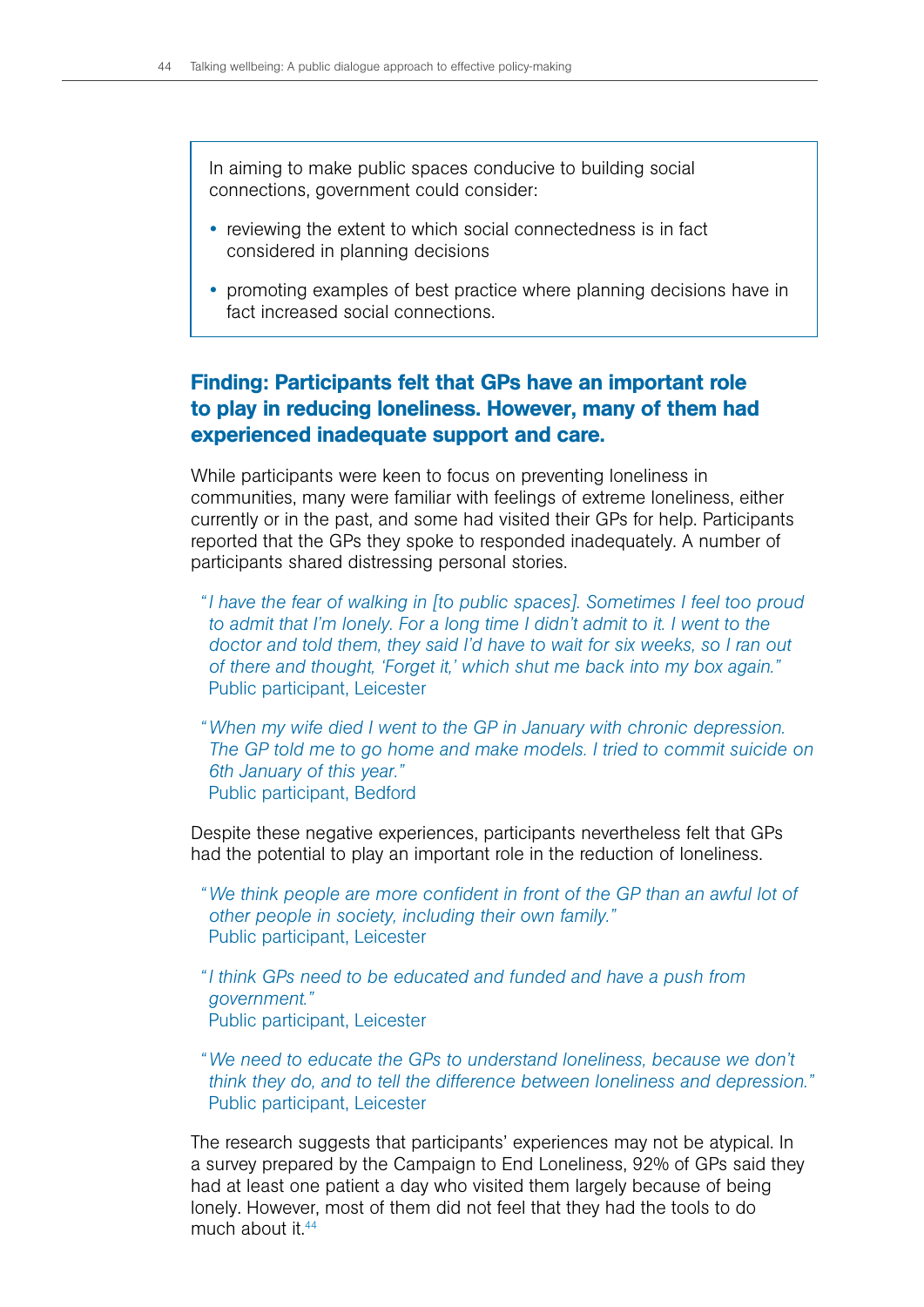In aiming to make public spaces conducive to building social connections, government could consider:

- reviewing the extent to which social connectedness is in fact considered in planning decisions
- promoting examples of best practice where planning decisions have in fact increased social connections.

### Finding: Participants felt that GPs have an important role to play in reducing loneliness. However, many of them had experienced inadequate support and care.

While participants were keen to focus on preventing loneliness in communities, many were familiar with feelings of extreme loneliness, either currently or in the past, and some had visited their GPs for help. Participants reported that the GPs they spoke to responded inadequately. A number of participants shared distressing personal stories.

> *"I have the fear of walking in [to public spaces]. Sometimes I feel too proud to admit that I'm lonely. For a long time I didn't admit to it. I went to the doctor and told them, they said I'd have to wait for six weeks, so I ran out of there and thought, 'Forget it,' which shut me back into my box again."*
> Public participant, Leicester

> *"When my wife died I went to the GP in January with chronic depression. The GP told me to go home and make models. I tried to commit suicide on 6th January of this year."*
> Public participant, Bedford

Despite these negative experiences, participants nevertheless felt that GPs had the potential to play an important role in the reduction of loneliness.

> *"We think people are more confident in front of the GP than an awful lot of other people in society, including their own family."*
> Public participant, Leicester

> *"I think GPs need to be educated and funded and have a push from government."*
> Public participant, Leicester

> *"We need to educate the GPs to understand loneliness, because we don't think they do, and to tell the difference between loneliness and depression."*
> Public participant, Leicester

The research suggests that participants' experiences may not be atypical. In a survey prepared by the Campaign to End Loneliness, 92% of GPs said they had at least one patient a day who visited them largely because of being lonely. However, most of them did not feel that they had the tools to do much about it.[44]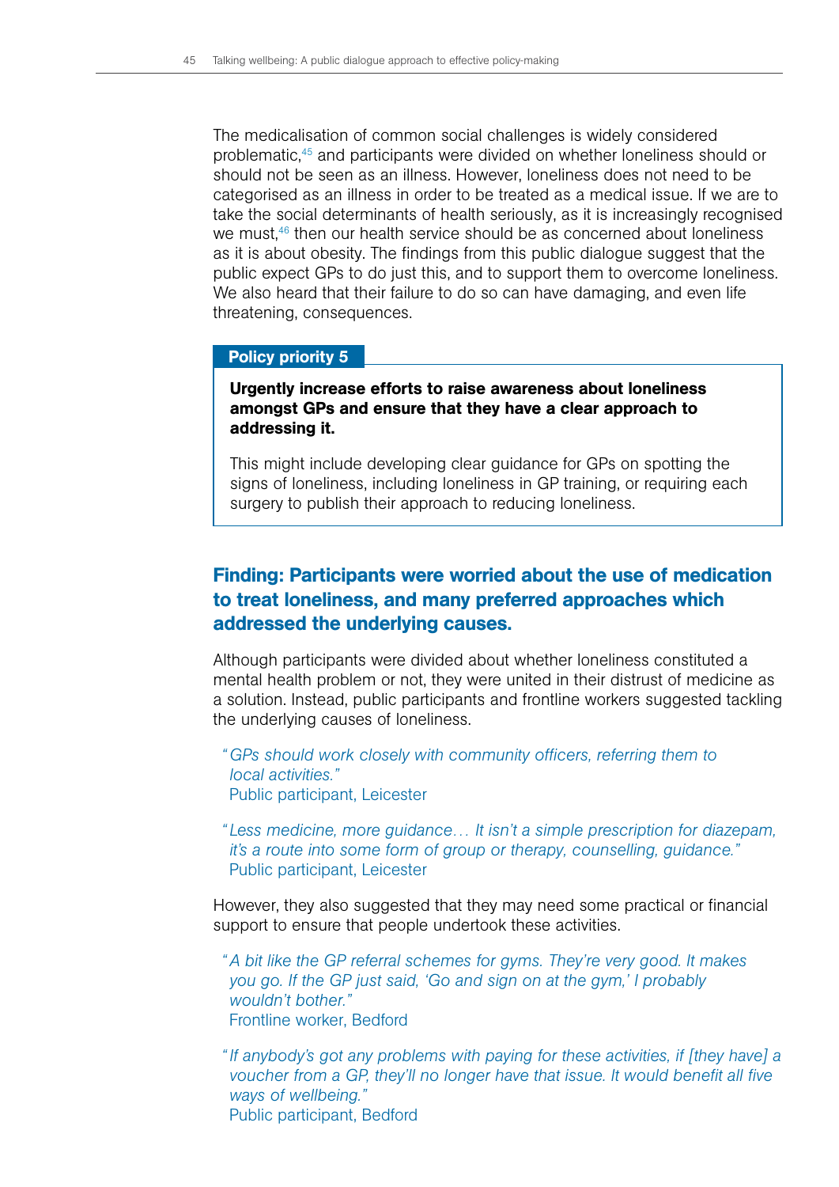The medicalisation of common social challenges is widely considered problematic,[45] and participants were divided on whether loneliness should or should not be seen as an illness. However, loneliness does not need to be categorised as an illness in order to be treated as a medical issue. If we are to take the social determinants of health seriously, as it is increasingly recognised we must,[46] then our health service should be as concerned about loneliness as it is about obesity. The findings from this public dialogue suggest that the public expect GPs to do just this, and to support them to overcome loneliness. We also heard that their failure to do so can have damaging, and even life threatening, consequences.

**Policy priority 5**

**Urgently increase efforts to raise awareness about loneliness amongst GPs and ensure that they have a clear approach to addressing it.**

This might include developing clear guidance for GPs on spotting the signs of loneliness, including loneliness in GP training, or requiring each surgery to publish their approach to reducing loneliness.

## Finding: Participants were worried about the use of medication to treat loneliness, and many preferred approaches which addressed the underlying causes.

Although participants were divided about whether loneliness constituted a mental health problem or not, they were united in their distrust of medicine as a solution. Instead, public participants and frontline workers suggested tackling the underlying causes of loneliness.

> *"GPs should work closely with community officers, referring them to local activities."*
> Public participant, Leicester

> *"Less medicine, more guidance… It isn't a simple prescription for diazepam, it's a route into some form of group or therapy, counselling, guidance."*
> Public participant, Leicester

However, they also suggested that they may need some practical or financial support to ensure that people undertook these activities.

> *"A bit like the GP referral schemes for gyms. They're very good. It makes you go. If the GP just said, 'Go and sign on at the gym,' I probably wouldn't bother."*
> Frontline worker, Bedford

> *"If anybody's got any problems with paying for these activities, if [they have] a voucher from a GP, they'll no longer have that issue. It would benefit all five ways of wellbeing."*
> Public participant, Bedford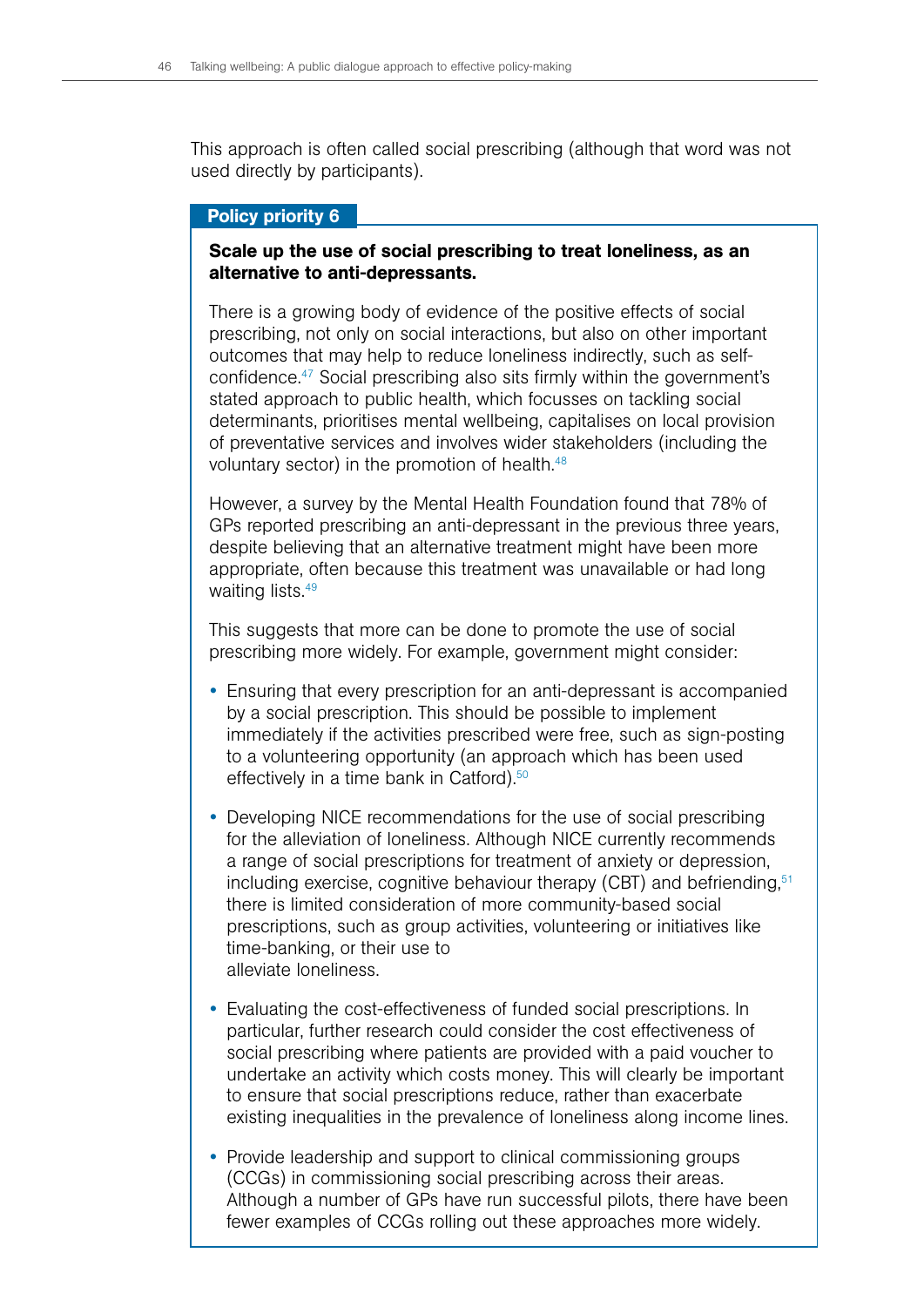This approach is often called social prescribing (although that word was not used directly by participants).

**Policy priority 6**

**Scale up the use of social prescribing to treat loneliness, as an alternative to anti-depressants.**

There is a growing body of evidence of the positive effects of social prescribing, not only on social interactions, but also on other important outcomes that may help to reduce loneliness indirectly, such as self-confidence.[47] Social prescribing also sits firmly within the government's stated approach to public health, which focusses on tackling social determinants, prioritises mental wellbeing, capitalises on local provision of preventative services and involves wider stakeholders (including the voluntary sector) in the promotion of health.[48]

However, a survey by the Mental Health Foundation found that 78% of GPs reported prescribing an anti-depressant in the previous three years, despite believing that an alternative treatment might have been more appropriate, often because this treatment was unavailable or had long waiting lists.[49]

This suggests that more can be done to promote the use of social prescribing more widely. For example, government might consider:

- Ensuring that every prescription for an anti-depressant is accompanied by a social prescription. This should be possible to implement immediately if the activities prescribed were free, such as sign-posting to a volunteering opportunity (an approach which has been used effectively in a time bank in Catford).[50]
- Developing NICE recommendations for the use of social prescribing for the alleviation of loneliness. Although NICE currently recommends a range of social prescriptions for treatment of anxiety or depression, including exercise, cognitive behaviour therapy (CBT) and befriending,[51] there is limited consideration of more community-based social prescriptions, such as group activities, volunteering or initiatives like time-banking, or their use to alleviate loneliness.
- Evaluating the cost-effectiveness of funded social prescriptions. In particular, further research could consider the cost effectiveness of social prescribing where patients are provided with a paid voucher to undertake an activity which costs money. This will clearly be important to ensure that social prescriptions reduce, rather than exacerbate existing inequalities in the prevalence of loneliness along income lines.
- Provide leadership and support to clinical commissioning groups (CCGs) in commissioning social prescribing across their areas. Although a number of GPs have run successful pilots, there have been fewer examples of CCGs rolling out these approaches more widely.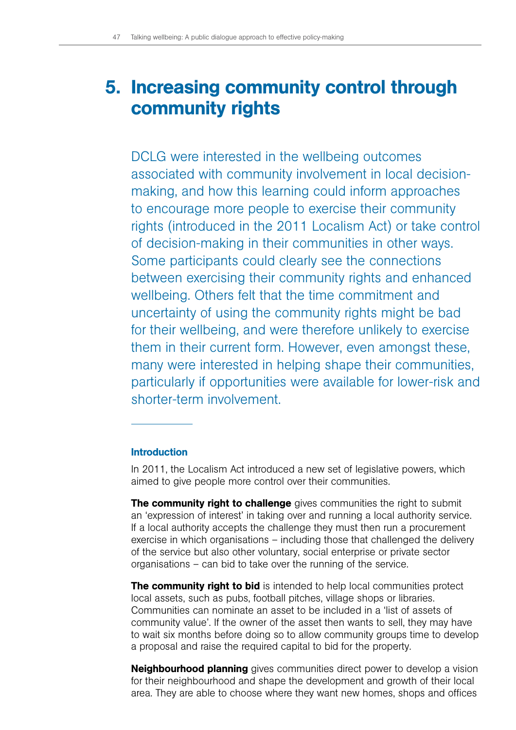# 5. Increasing community control through community rights

DCLG were interested in the wellbeing outcomes associated with community involvement in local decision-making, and how this learning could inform approaches to encourage more people to exercise their community rights (introduced in the 2011 Localism Act) or take control of decision-making in their communities in other ways. Some participants could clearly see the connections between exercising their community rights and enhanced wellbeing. Others felt that the time commitment and uncertainty of using the community rights might be bad for their wellbeing, and were therefore unlikely to exercise them in their current form. However, even amongst these, many were interested in helping shape their communities, particularly if opportunities were available for lower-risk and shorter-term involvement.

### Introduction

In 2011, the Localism Act introduced a new set of legislative powers, which aimed to give people more control over their communities.

**The community right to challenge** gives communities the right to submit an 'expression of interest' in taking over and running a local authority service. If a local authority accepts the challenge they must then run a procurement exercise in which organisations – including those that challenged the delivery of the service but also other voluntary, social enterprise or private sector organisations – can bid to take over the running of the service.

**The community right to bid** is intended to help local communities protect local assets, such as pubs, football pitches, village shops or libraries. Communities can nominate an asset to be included in a 'list of assets of community value'. If the owner of the asset then wants to sell, they may have to wait six months before doing so to allow community groups time to develop a proposal and raise the required capital to bid for the property.

**Neighbourhood planning** gives communities direct power to develop a vision for their neighbourhood and shape the development and growth of their local area. They are able to choose where they want new homes, shops and offices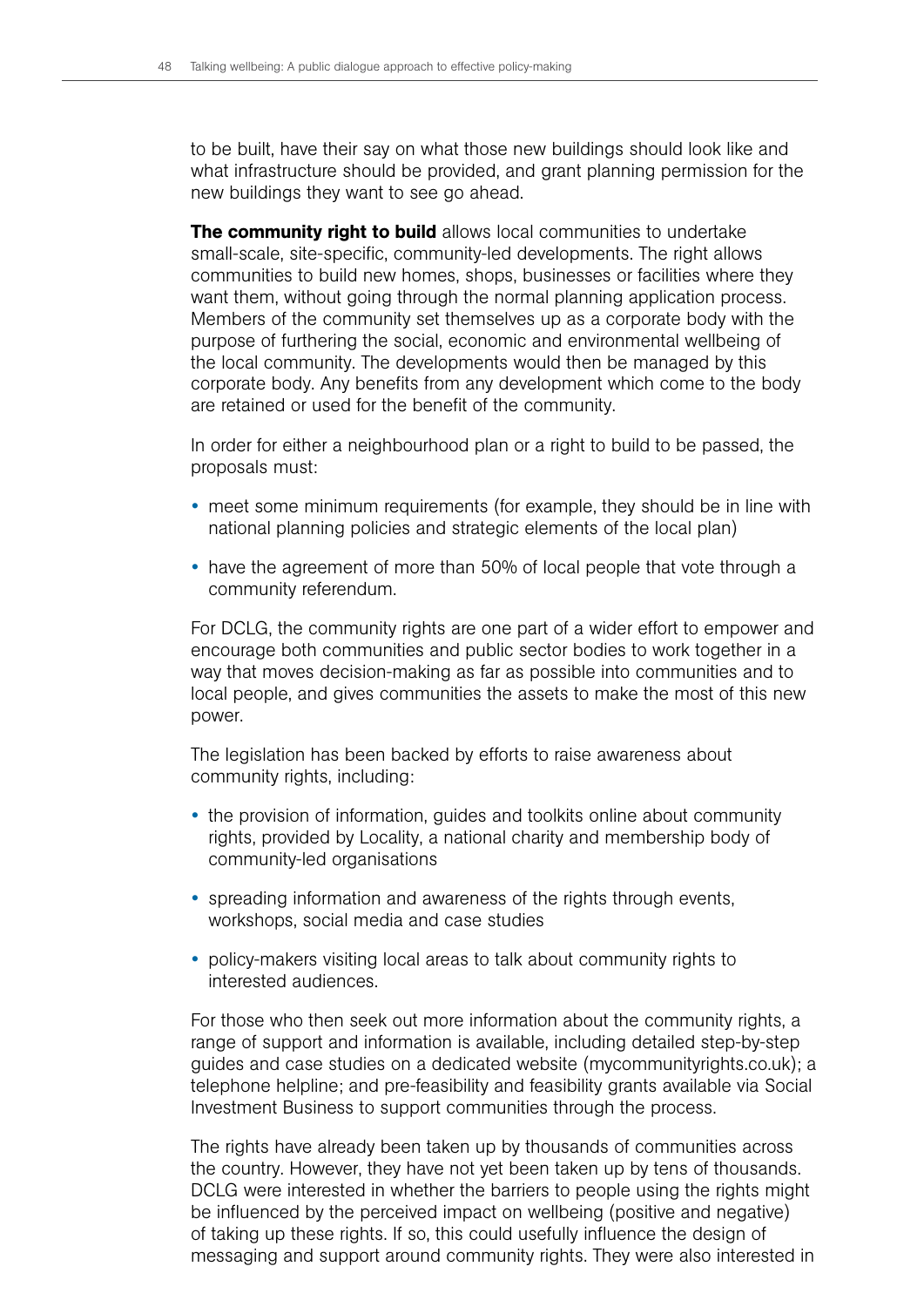to be built, have their say on what those new buildings should look like and what infrastructure should be provided, and grant planning permission for the new buildings they want to see go ahead.

**The community right to build** allows local communities to undertake small-scale, site-specific, community-led developments. The right allows communities to build new homes, shops, businesses or facilities where they want them, without going through the normal planning application process. Members of the community set themselves up as a corporate body with the purpose of furthering the social, economic and environmental wellbeing of the local community. The developments would then be managed by this corporate body. Any benefits from any development which come to the body are retained or used for the benefit of the community.

In order for either a neighbourhood plan or a right to build to be passed, the proposals must:

- meet some minimum requirements (for example, they should be in line with national planning policies and strategic elements of the local plan)
- have the agreement of more than 50% of local people that vote through a community referendum.

For DCLG, the community rights are one part of a wider effort to empower and encourage both communities and public sector bodies to work together in a way that moves decision-making as far as possible into communities and to local people, and gives communities the assets to make the most of this new power.

The legislation has been backed by efforts to raise awareness about community rights, including:

- the provision of information, guides and toolkits online about community rights, provided by Locality, a national charity and membership body of community-led organisations
- spreading information and awareness of the rights through events, workshops, social media and case studies
- policy-makers visiting local areas to talk about community rights to interested audiences.

For those who then seek out more information about the community rights, a range of support and information is available, including detailed step-by-step guides and case studies on a dedicated website (mycommunityrights.co.uk); a telephone helpline; and pre-feasibility and feasibility grants available via Social Investment Business to support communities through the process.

The rights have already been taken up by thousands of communities across the country. However, they have not yet been taken up by tens of thousands. DCLG were interested in whether the barriers to people using the rights might be influenced by the perceived impact on wellbeing (positive and negative) of taking up these rights. If so, this could usefully influence the design of messaging and support around community rights. They were also interested in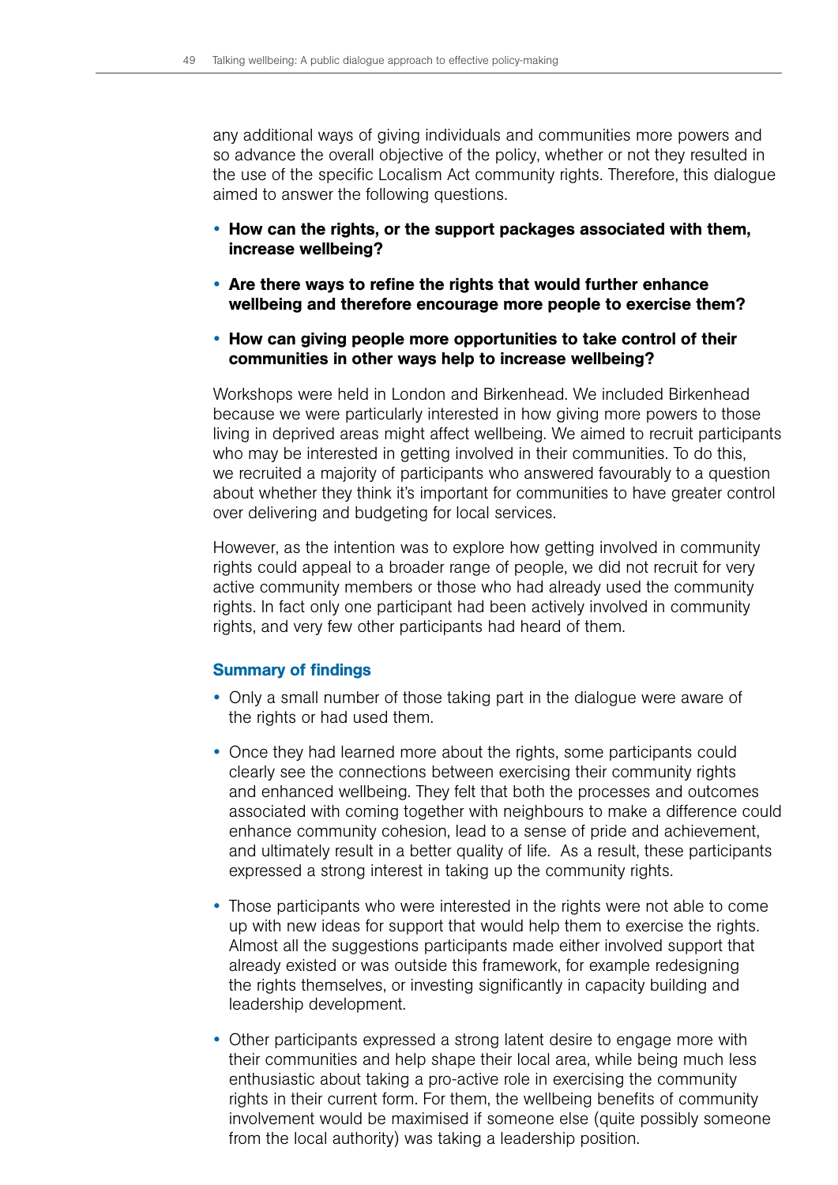any additional ways of giving individuals and communities more powers and so advance the overall objective of the policy, whether or not they resulted in the use of the specific Localism Act community rights. Therefore, this dialogue aimed to answer the following questions.

- **How can the rights, or the support packages associated with them, increase wellbeing?**
- **Are there ways to refine the rights that would further enhance wellbeing and therefore encourage more people to exercise them?**
- **How can giving people more opportunities to take control of their communities in other ways help to increase wellbeing?**

Workshops were held in London and Birkenhead. We included Birkenhead because we were particularly interested in how giving more powers to those living in deprived areas might affect wellbeing. We aimed to recruit participants who may be interested in getting involved in their communities. To do this, we recruited a majority of participants who answered favourably to a question about whether they think it's important for communities to have greater control over delivering and budgeting for local services.

However, as the intention was to explore how getting involved in community rights could appeal to a broader range of people, we did not recruit for very active community members or those who had already used the community rights. In fact only one participant had been actively involved in community rights, and very few other participants had heard of them.

### Summary of findings

- Only a small number of those taking part in the dialogue were aware of the rights or had used them.
- Once they had learned more about the rights, some participants could clearly see the connections between exercising their community rights and enhanced wellbeing. They felt that both the processes and outcomes associated with coming together with neighbours to make a difference could enhance community cohesion, lead to a sense of pride and achievement, and ultimately result in a better quality of life. As a result, these participants expressed a strong interest in taking up the community rights.
- Those participants who were interested in the rights were not able to come up with new ideas for support that would help them to exercise the rights. Almost all the suggestions participants made either involved support that already existed or was outside this framework, for example redesigning the rights themselves, or investing significantly in capacity building and leadership development.
- Other participants expressed a strong latent desire to engage more with their communities and help shape their local area, while being much less enthusiastic about taking a pro-active role in exercising the community rights in their current form. For them, the wellbeing benefits of community involvement would be maximised if someone else (quite possibly someone from the local authority) was taking a leadership position.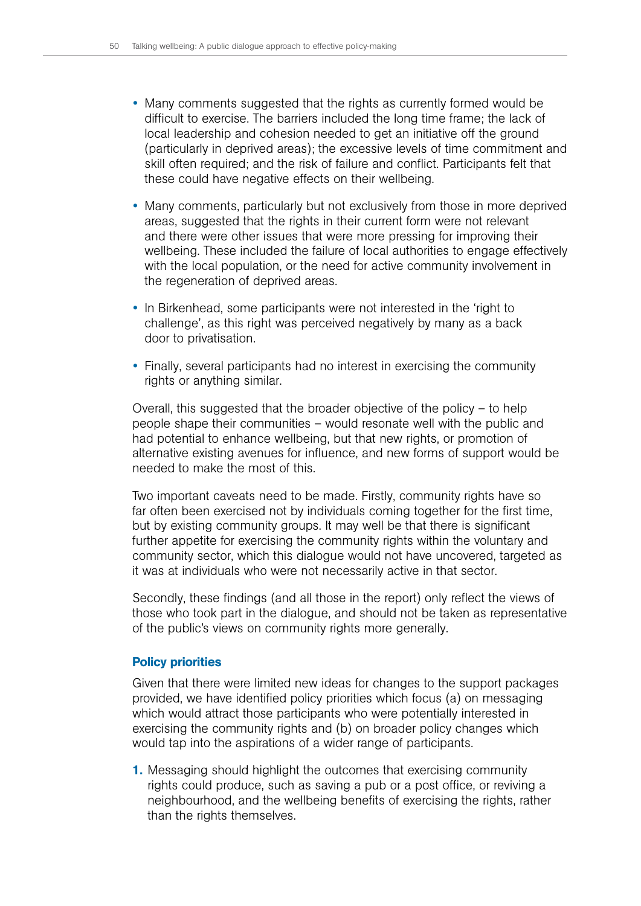- Many comments suggested that the rights as currently formed would be difficult to exercise. The barriers included the long time frame; the lack of local leadership and cohesion needed to get an initiative off the ground (particularly in deprived areas); the excessive levels of time commitment and skill often required; and the risk of failure and conflict. Participants felt that these could have negative effects on their wellbeing.
- Many comments, particularly but not exclusively from those in more deprived areas, suggested that the rights in their current form were not relevant and there were other issues that were more pressing for improving their wellbeing. These included the failure of local authorities to engage effectively with the local population, or the need for active community involvement in the regeneration of deprived areas.
- In Birkenhead, some participants were not interested in the 'right to challenge', as this right was perceived negatively by many as a back door to privatisation.
- Finally, several participants had no interest in exercising the community rights or anything similar.

Overall, this suggested that the broader objective of the policy – to help people shape their communities – would resonate well with the public and had potential to enhance wellbeing, but that new rights, or promotion of alternative existing avenues for influence, and new forms of support would be needed to make the most of this.

Two important caveats need to be made. Firstly, community rights have so far often been exercised not by individuals coming together for the first time, but by existing community groups. It may well be that there is significant further appetite for exercising the community rights within the voluntary and community sector, which this dialogue would not have uncovered, targeted as it was at individuals who were not necessarily active in that sector.

Secondly, these findings (and all those in the report) only reflect the views of those who took part in the dialogue, and should not be taken as representative of the public's views on community rights more generally.

### Policy priorities

Given that there were limited new ideas for changes to the support packages provided, we have identified policy priorities which focus (a) on messaging which would attract those participants who were potentially interested in exercising the community rights and (b) on broader policy changes which would tap into the aspirations of a wider range of participants.

1. Messaging should highlight the outcomes that exercising community rights could produce, such as saving a pub or a post office, or reviving a neighbourhood, and the wellbeing benefits of exercising the rights, rather than the rights themselves.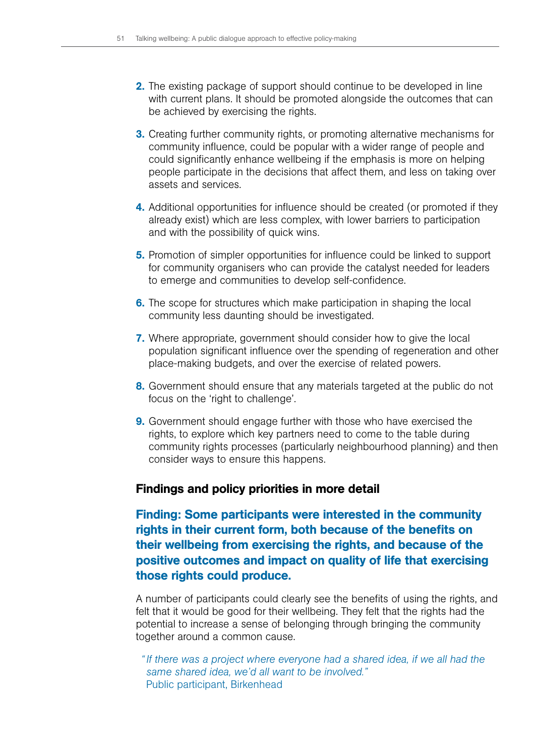2. The existing package of support should continue to be developed in line with current plans. It should be promoted alongside the outcomes that can be achieved by exercising the rights.

3. Creating further community rights, or promoting alternative mechanisms for community influence, could be popular with a wider range of people and could significantly enhance wellbeing if the emphasis is more on helping people participate in the decisions that affect them, and less on taking over assets and services.

4. Additional opportunities for influence should be created (or promoted if they already exist) which are less complex, with lower barriers to participation and with the possibility of quick wins.

5. Promotion of simpler opportunities for influence could be linked to support for community organisers who can provide the catalyst needed for leaders to emerge and communities to develop self-confidence.

6. The scope for structures which make participation in shaping the local community less daunting should be investigated.

7. Where appropriate, government should consider how to give the local population significant influence over the spending of regeneration and other place-making budgets, and over the exercise of related powers.

8. Government should ensure that any materials targeted at the public do not focus on the 'right to challenge'.

9. Government should engage further with those who have exercised the rights, to explore which key partners need to come to the table during community rights processes (particularly neighbourhood planning) and then consider ways to ensure this happens.

### Findings and policy priorities in more detail

#### Finding: Some participants were interested in the community rights in their current form, both because of the benefits on their wellbeing from exercising the rights, and because of the positive outcomes and impact on quality of life that exercising those rights could produce.

A number of participants could clearly see the benefits of using the rights, and felt that it would be good for their wellbeing. They felt that the rights had the potential to increase a sense of belonging through bringing the community together around a common cause.

> *"If there was a project where everyone had a shared idea, if we all had the same shared idea, we'd all want to be involved."*
> Public participant, Birkenhead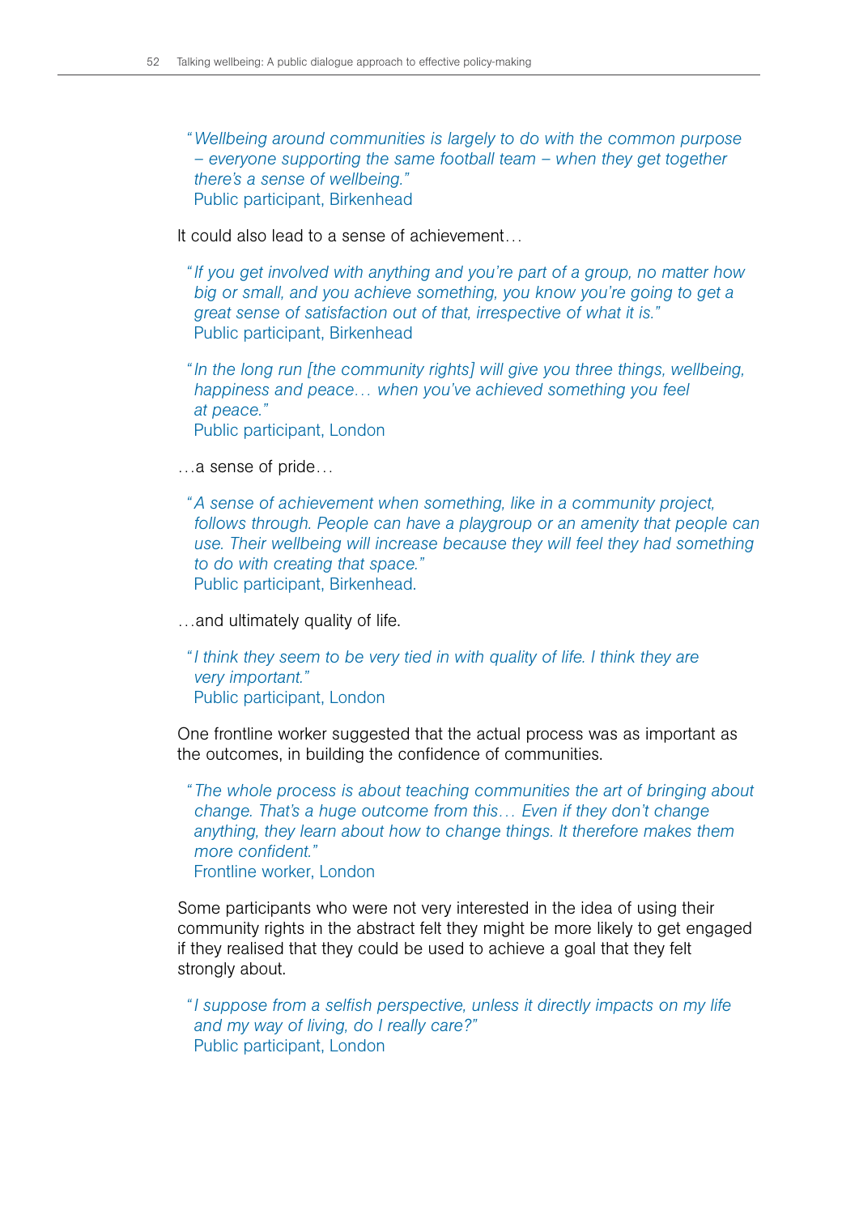> *"Wellbeing around communities is largely to do with the common purpose – everyone supporting the same football team – when they get together there's a sense of wellbeing."*
> Public participant, Birkenhead

It could also lead to a sense of achievement…

> *"If you get involved with anything and you're part of a group, no matter how big or small, and you achieve something, you know you're going to get a great sense of satisfaction out of that, irrespective of what it is."*
> Public participant, Birkenhead

> *"In the long run [the community rights] will give you three things, wellbeing, happiness and peace… when you've achieved something you feel at peace."*
> Public participant, London

…a sense of pride…

> *"A sense of achievement when something, like in a community project, follows through. People can have a playgroup or an amenity that people can use. Their wellbeing will increase because they will feel they had something to do with creating that space."*
> Public participant, Birkenhead.

…and ultimately quality of life.

> *"I think they seem to be very tied in with quality of life. I think they are very important."*
> Public participant, London

One frontline worker suggested that the actual process was as important as the outcomes, in building the confidence of communities.

> *"The whole process is about teaching communities the art of bringing about change. That's a huge outcome from this… Even if they don't change anything, they learn about how to change things. It therefore makes them more confident."*
> Frontline worker, London

Some participants who were not very interested in the idea of using their community rights in the abstract felt they might be more likely to get engaged if they realised that they could be used to achieve a goal that they felt strongly about.

> *"I suppose from a selfish perspective, unless it directly impacts on my life and my way of living, do I really care?"*
> Public participant, London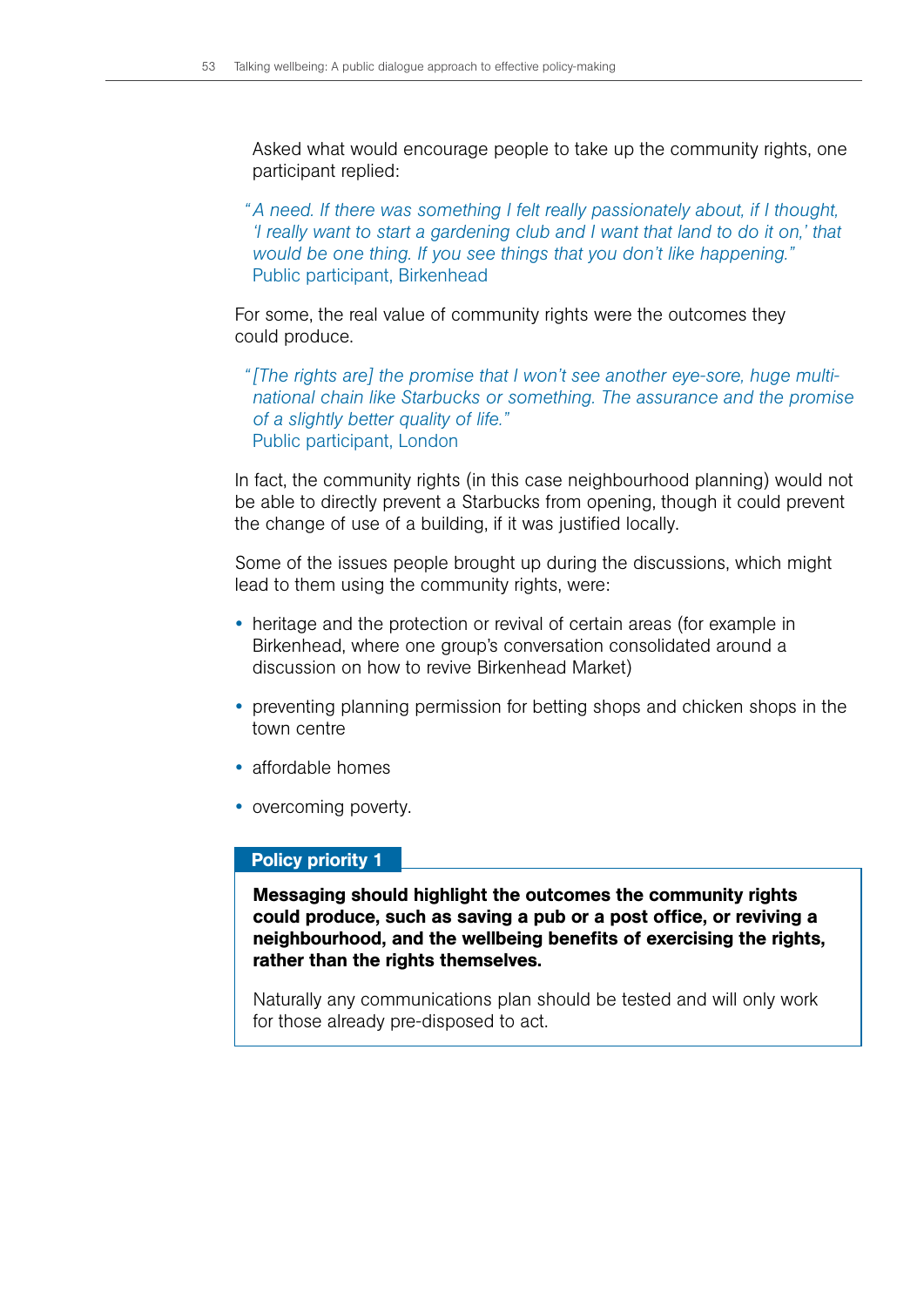Asked what would encourage people to take up the community rights, one participant replied:

> *"A need. If there was something I felt really passionately about, if I thought, 'I really want to start a gardening club and I want that land to do it on,' that would be one thing. If you see things that you don't like happening."*
> Public participant, Birkenhead

For some, the real value of community rights were the outcomes they could produce.

> *"[The rights are] the promise that I won't see another eye-sore, huge multi-national chain like Starbucks or something. The assurance and the promise of a slightly better quality of life."*
> Public participant, London

In fact, the community rights (in this case neighbourhood planning) would not be able to directly prevent a Starbucks from opening, though it could prevent the change of use of a building, if it was justified locally.

Some of the issues people brought up during the discussions, which might lead to them using the community rights, were:

- heritage and the protection or revival of certain areas (for example in Birkenhead, where one group's conversation consolidated around a discussion on how to revive Birkenhead Market)
- preventing planning permission for betting shops and chicken shops in the town centre
- affordable homes
- overcoming poverty.

**Policy priority 1**

**Messaging should highlight the outcomes the community rights could produce, such as saving a pub or a post office, or reviving a neighbourhood, and the wellbeing benefits of exercising the rights, rather than the rights themselves.**

Naturally any communications plan should be tested and will only work for those already pre-disposed to act.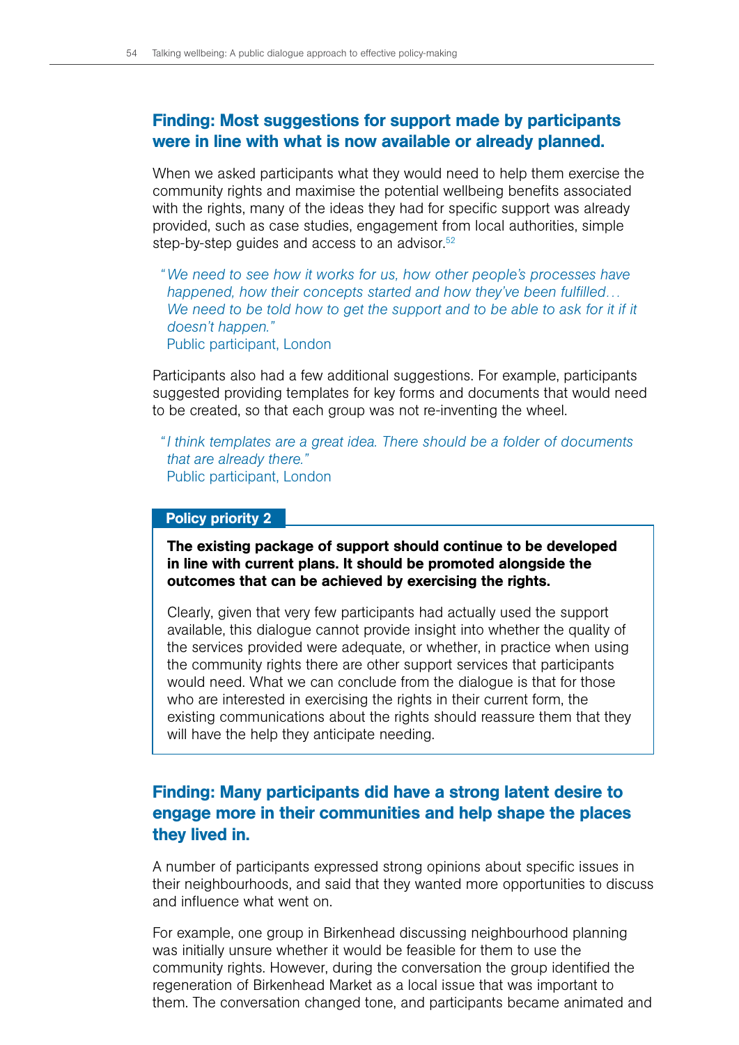## Finding: Most suggestions for support made by participants were in line with what is now available or already planned.

When we asked participants what they would need to help them exercise the community rights and maximise the potential wellbeing benefits associated with the rights, many of the ideas they had for specific support was already provided, such as case studies, engagement from local authorities, simple step-by-step guides and access to an advisor.[52]

> "*We need to see how it works for us, how other people's processes have happened, how their concepts started and how they've been fulfilled… We need to be told how to get the support and to be able to ask for it if it doesn't happen.*"
> Public participant, London

Participants also had a few additional suggestions. For example, participants suggested providing templates for key forms and documents that would need to be created, so that each group was not re-inventing the wheel.

> "*I think templates are a great idea. There should be a folder of documents that are already there.*"
> Public participant, London

**Policy priority 2**

**The existing package of support should continue to be developed in line with current plans. It should be promoted alongside the outcomes that can be achieved by exercising the rights.**

Clearly, given that very few participants had actually used the support available, this dialogue cannot provide insight into whether the quality of the services provided were adequate, or whether, in practice when using the community rights there are other support services that participants would need. What we can conclude from the dialogue is that for those who are interested in exercising the rights in their current form, the existing communications about the rights should reassure them that they will have the help they anticipate needing.

## Finding: Many participants did have a strong latent desire to engage more in their communities and help shape the places they lived in.

A number of participants expressed strong opinions about specific issues in their neighbourhoods, and said that they wanted more opportunities to discuss and influence what went on.

For example, one group in Birkenhead discussing neighbourhood planning was initially unsure whether it would be feasible for them to use the community rights. However, during the conversation the group identified the regeneration of Birkenhead Market as a local issue that was important to them. The conversation changed tone, and participants became animated and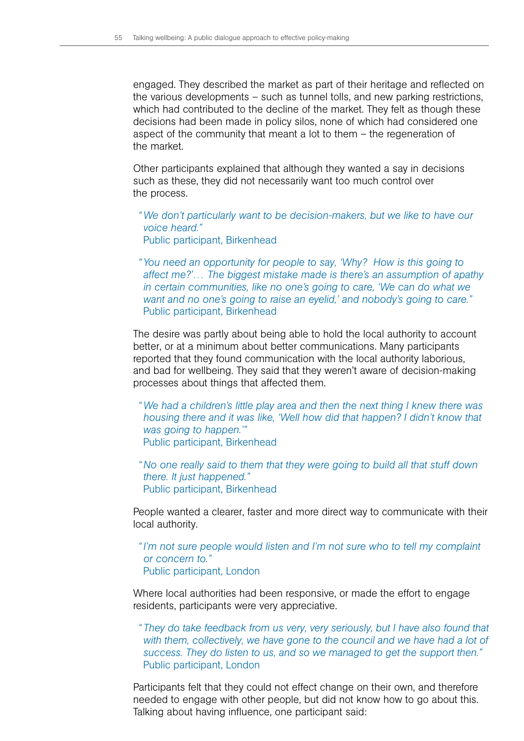engaged. They described the market as part of their heritage and reflected on the various developments – such as tunnel tolls, and new parking restrictions, which had contributed to the decline of the market. They felt as though these decisions had been made in policy silos, none of which had considered one aspect of the community that meant a lot to them – the regeneration of the market.

Other participants explained that although they wanted a say in decisions such as these, they did not necessarily want too much control over the process.

> *"We don't particularly want to be decision-makers, but we like to have our voice heard."*
> Public participant, Birkenhead

> *"You need an opportunity for people to say, 'Why? How is this going to affect me?'… The biggest mistake made is there's an assumption of apathy in certain communities, like no one's going to care, 'We can do what we want and no one's going to raise an eyelid,' and nobody's going to care."*
> Public participant, Birkenhead

The desire was partly about being able to hold the local authority to account better, or at a minimum about better communications. Many participants reported that they found communication with the local authority laborious, and bad for wellbeing. They said that they weren't aware of decision-making processes about things that affected them.

> *"We had a children's little play area and then the next thing I knew there was housing there and it was like, 'Well how did that happen? I didn't know that was going to happen.'"*
> Public participant, Birkenhead

> *"No one really said to them that they were going to build all that stuff down there. It just happened."*
> Public participant, Birkenhead

People wanted a clearer, faster and more direct way to communicate with their local authority.

> *"I'm not sure people would listen and I'm not sure who to tell my complaint or concern to."*
> Public participant, London

Where local authorities had been responsive, or made the effort to engage residents, participants were very appreciative.

> *"They do take feedback from us very, very seriously, but I have also found that with them, collectively, we have gone to the council and we have had a lot of success. They do listen to us, and so we managed to get the support then."*
> Public participant, London

Participants felt that they could not effect change on their own, and therefore needed to engage with other people, but did not know how to go about this. Talking about having influence, one participant said: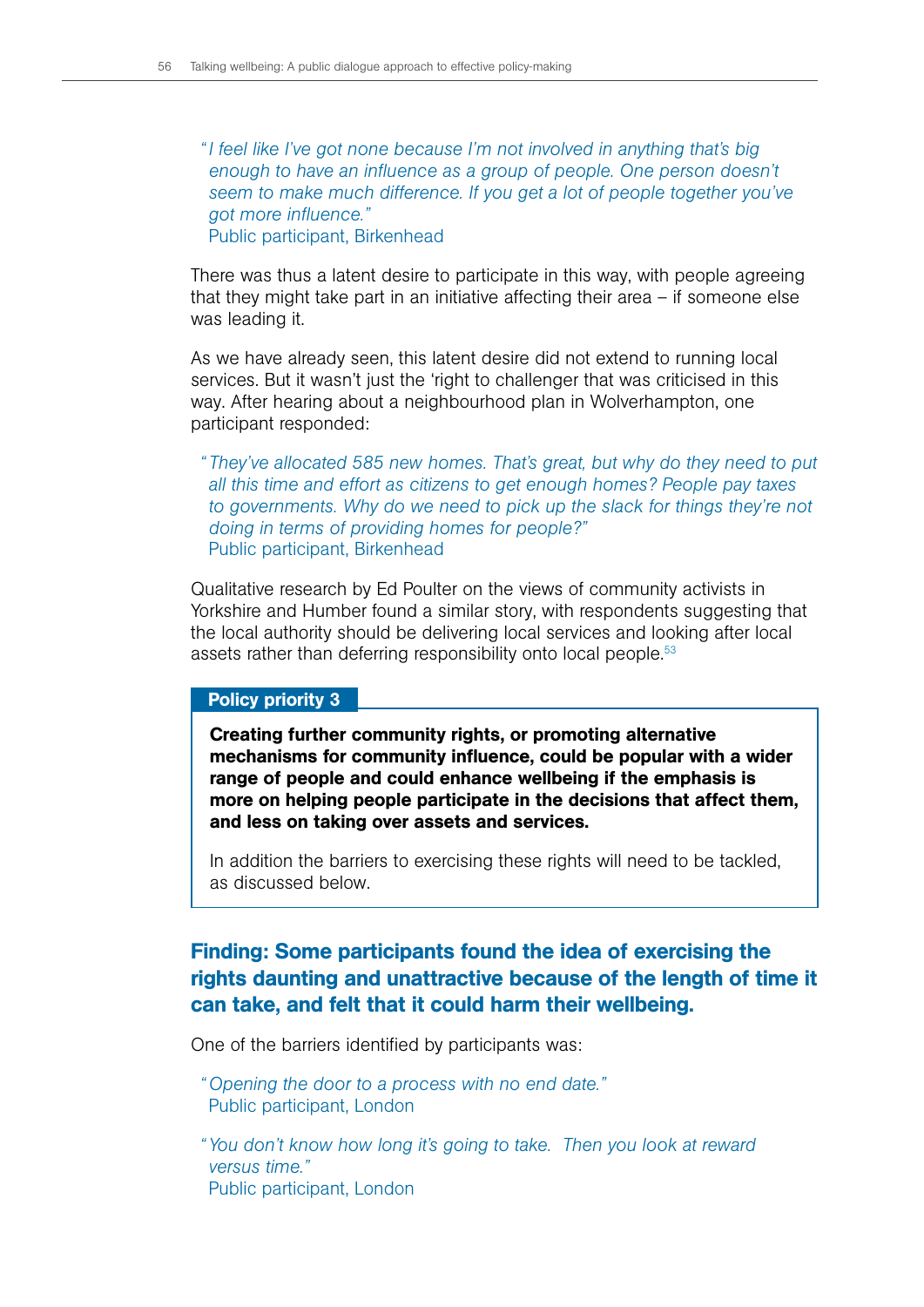> *"I feel like I've got none because I'm not involved in anything that's big enough to have an influence as a group of people. One person doesn't seem to make much difference. If you get a lot of people together you've got more influence."*
> Public participant, Birkenhead

There was thus a latent desire to participate in this way, with people agreeing that they might take part in an initiative affecting their area – if someone else was leading it.

As we have already seen, this latent desire did not extend to running local services. But it wasn't just the 'right to challenger that was criticised in this way. After hearing about a neighbourhood plan in Wolverhampton, one participant responded:

> *"They've allocated 585 new homes. That's great, but why do they need to put all this time and effort as citizens to get enough homes? People pay taxes to governments. Why do we need to pick up the slack for things they're not doing in terms of providing homes for people?"*
> Public participant, Birkenhead

Qualitative research by Ed Poulter on the views of community activists in Yorkshire and Humber found a similar story, with respondents suggesting that the local authority should be delivering local services and looking after local assets rather than deferring responsibility onto local people.[53]

**Policy priority 3**

**Creating further community rights, or promoting alternative mechanisms for community influence, could be popular with a wider range of people and could enhance wellbeing if the emphasis is more on helping people participate in the decisions that affect them, and less on taking over assets and services.**

In addition the barriers to exercising these rights will need to be tackled, as discussed below.

### Finding: Some participants found the idea of exercising the rights daunting and unattractive because of the length of time it can take, and felt that it could harm their wellbeing.

One of the barriers identified by participants was:

> *"Opening the door to a process with no end date."*
> Public participant, London

> *"You don't know how long it's going to take. Then you look at reward versus time."*
> Public participant, London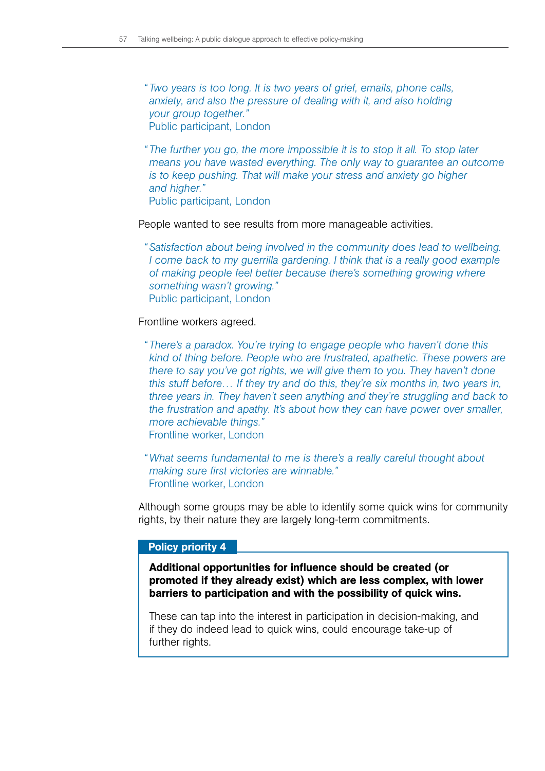> *"Two years is too long. It is two years of grief, emails, phone calls, anxiety, and also the pressure of dealing with it, and also holding your group together."*
> Public participant, London

> *"The further you go, the more impossible it is to stop it all. To stop later means you have wasted everything. The only way to guarantee an outcome is to keep pushing. That will make your stress and anxiety go higher and higher."*
> Public participant, London

People wanted to see results from more manageable activities.

> *"Satisfaction about being involved in the community does lead to wellbeing. I come back to my guerrilla gardening. I think that is a really good example of making people feel better because there's something growing where something wasn't growing."*
> Public participant, London

Frontline workers agreed.

> *"There's a paradox. You're trying to engage people who haven't done this kind of thing before. People who are frustrated, apathetic. These powers are there to say you've got rights, we will give them to you. They haven't done this stuff before… If they try and do this, they're six months in, two years in, three years in. They haven't seen anything and they're struggling and back to the frustration and apathy. It's about how they can have power over smaller, more achievable things."*
> Frontline worker, London

> *"What seems fundamental to me is there's a really careful thought about making sure first victories are winnable."*
> Frontline worker, London

Although some groups may be able to identify some quick wins for community rights, by their nature they are largely long-term commitments.

**Policy priority 4**

**Additional opportunities for influence should be created (or promoted if they already exist) which are less complex, with lower barriers to participation and with the possibility of quick wins.**

These can tap into the interest in participation in decision-making, and if they do indeed lead to quick wins, could encourage take-up of further rights.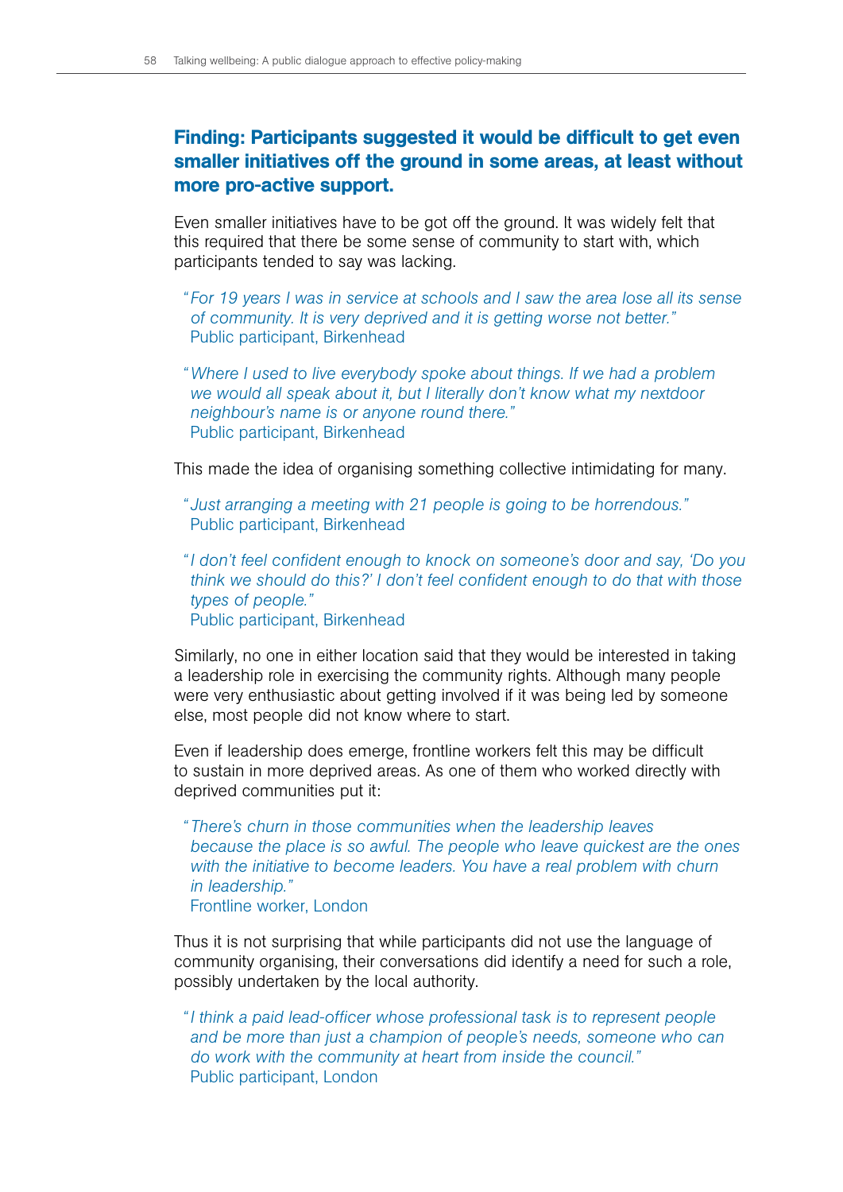### Finding: Participants suggested it would be difficult to get even smaller initiatives off the ground in some areas, at least without more pro-active support.

Even smaller initiatives have to be got off the ground. It was widely felt that this required that there be some sense of community to start with, which participants tended to say was lacking.

> *"For 19 years I was in service at schools and I saw the area lose all its sense of community. It is very deprived and it is getting worse not better."*
> Public participant, Birkenhead

> *"Where I used to live everybody spoke about things. If we had a problem we would all speak about it, but I literally don't know what my nextdoor neighbour's name is or anyone round there."*
> Public participant, Birkenhead

This made the idea of organising something collective intimidating for many.

> *"Just arranging a meeting with 21 people is going to be horrendous."*
> Public participant, Birkenhead

> *"I don't feel confident enough to knock on someone's door and say, 'Do you think we should do this?' I don't feel confident enough to do that with those types of people."*
> Public participant, Birkenhead

Similarly, no one in either location said that they would be interested in taking a leadership role in exercising the community rights. Although many people were very enthusiastic about getting involved if it was being led by someone else, most people did not know where to start.

Even if leadership does emerge, frontline workers felt this may be difficult to sustain in more deprived areas. As one of them who worked directly with deprived communities put it:

> *"There's churn in those communities when the leadership leaves because the place is so awful. The people who leave quickest are the ones with the initiative to become leaders. You have a real problem with churn in leadership."*
> Frontline worker, London

Thus it is not surprising that while participants did not use the language of community organising, their conversations did identify a need for such a role, possibly undertaken by the local authority.

> *"I think a paid lead-officer whose professional task is to represent people and be more than just a champion of people's needs, someone who can do work with the community at heart from inside the council."*
> Public participant, London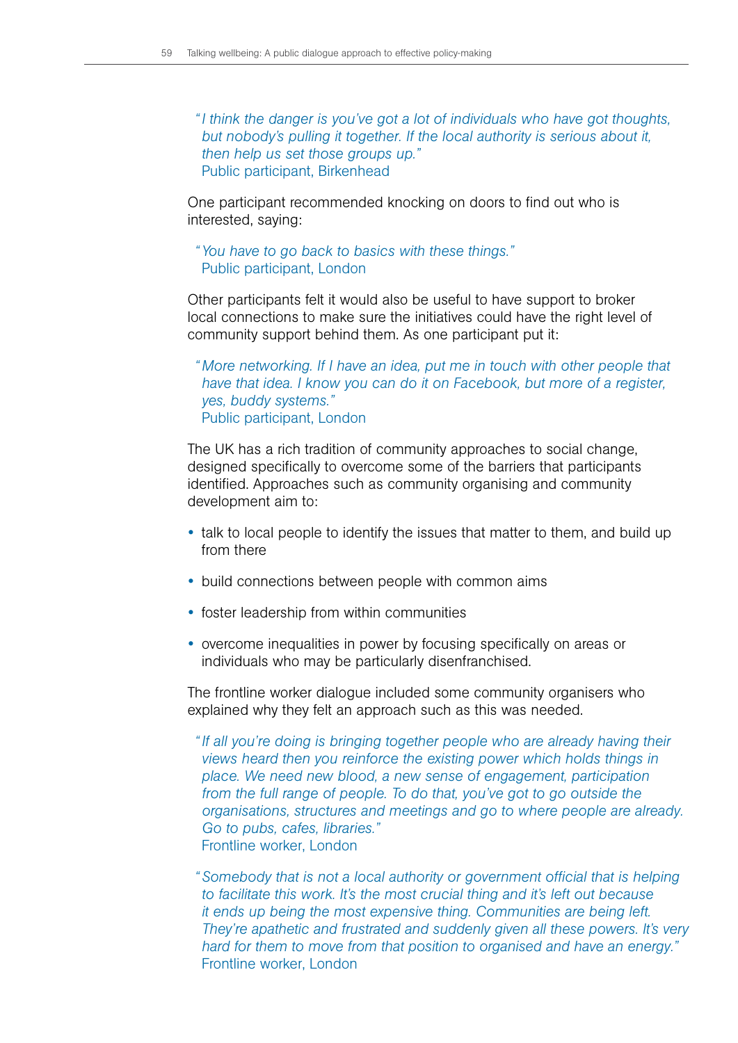> *"I think the danger is you've got a lot of individuals who have got thoughts, but nobody's pulling it together. If the local authority is serious about it, then help us set those groups up."*
> Public participant, Birkenhead

One participant recommended knocking on doors to find out who is interested, saying:

> *"You have to go back to basics with these things."*
> Public participant, London

Other participants felt it would also be useful to have support to broker local connections to make sure the initiatives could have the right level of community support behind them. As one participant put it:

> *"More networking. If I have an idea, put me in touch with other people that have that idea. I know you can do it on Facebook, but more of a register, yes, buddy systems."*
> Public participant, London

The UK has a rich tradition of community approaches to social change, designed specifically to overcome some of the barriers that participants identified. Approaches such as community organising and community development aim to:

- talk to local people to identify the issues that matter to them, and build up from there
- build connections between people with common aims
- foster leadership from within communities
- overcome inequalities in power by focusing specifically on areas or individuals who may be particularly disenfranchised.

The frontline worker dialogue included some community organisers who explained why they felt an approach such as this was needed.

> *"If all you're doing is bringing together people who are already having their views heard then you reinforce the existing power which holds things in place. We need new blood, a new sense of engagement, participation from the full range of people. To do that, you've got to go outside the organisations, structures and meetings and go to where people are already. Go to pubs, cafes, libraries."*
> Frontline worker, London

> *"Somebody that is not a local authority or government official that is helping to facilitate this work. It's the most crucial thing and it's left out because it ends up being the most expensive thing. Communities are being left. They're apathetic and frustrated and suddenly given all these powers. It's very hard for them to move from that position to organised and have an energy."*
> Frontline worker, London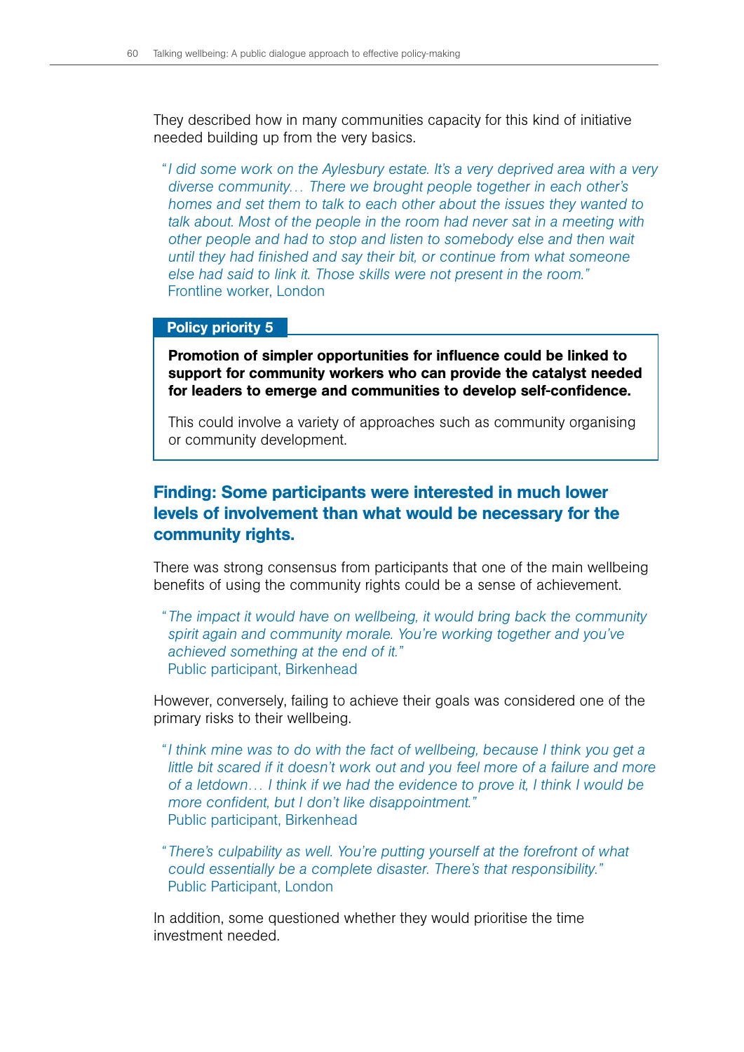They described how in many communities capacity for this kind of initiative needed building up from the very basics.

> *"I did some work on the Aylesbury estate. It's a very deprived area with a very diverse community… There we brought people together in each other's homes and set them to talk to each other about the issues they wanted to talk about. Most of the people in the room had never sat in a meeting with other people and had to stop and listen to somebody else and then wait until they had finished and say their bit, or continue from what someone else had said to link it. Those skills were not present in the room."*
> Frontline worker, London

**Policy priority 5**

**Promotion of simpler opportunities for influence could be linked to support for community workers who can provide the catalyst needed for leaders to emerge and communities to develop self-confidence.**

This could involve a variety of approaches such as community organising or community development.

## Finding: Some participants were interested in much lower levels of involvement than what would be necessary for the community rights.

There was strong consensus from participants that one of the main wellbeing benefits of using the community rights could be a sense of achievement.

> *"The impact it would have on wellbeing, it would bring back the community spirit again and community morale. You're working together and you've achieved something at the end of it."*
> Public participant, Birkenhead

However, conversely, failing to achieve their goals was considered one of the primary risks to their wellbeing.

> *"I think mine was to do with the fact of wellbeing, because I think you get a little bit scared if it doesn't work out and you feel more of a failure and more of a letdown… I think if we had the evidence to prove it, I think I would be more confident, but I don't like disappointment."*
> Public participant, Birkenhead

> *"There's culpability as well. You're putting yourself at the forefront of what could essentially be a complete disaster. There's that responsibility."*
> Public Participant, London

In addition, some questioned whether they would prioritise the time investment needed.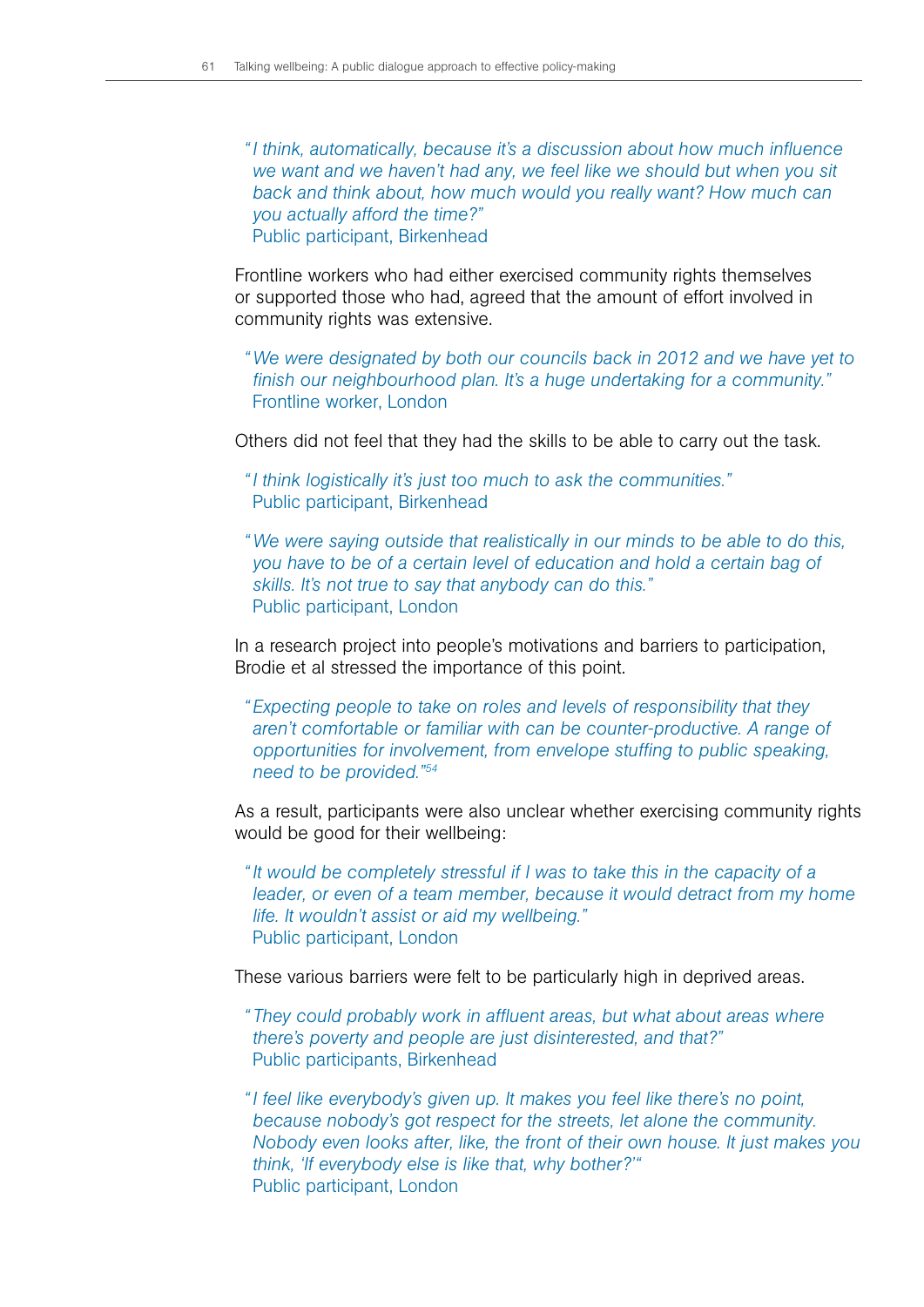*"I think, automatically, because it's a discussion about how much influence we want and we haven't had any, we feel like we should but when you sit back and think about, how much would you really want? How much can you actually afford the time?"*
Public participant, Birkenhead

Frontline workers who had either exercised community rights themselves or supported those who had, agreed that the amount of effort involved in community rights was extensive.

*"We were designated by both our councils back in 2012 and we have yet to finish our neighbourhood plan. It's a huge undertaking for a community."*
Frontline worker, London

Others did not feel that they had the skills to be able to carry out the task.

*"I think logistically it's just too much to ask the communities."*
Public participant, Birkenhead

*"We were saying outside that realistically in our minds to be able to do this, you have to be of a certain level of education and hold a certain bag of skills. It's not true to say that anybody can do this."*
Public participant, London

In a research project into people's motivations and barriers to participation, Brodie et al stressed the importance of this point.

*"Expecting people to take on roles and levels of responsibility that they aren't comfortable or familiar with can be counter-productive. A range of opportunities for involvement, from envelope stuffing to public speaking, need to be provided."*[54]

As a result, participants were also unclear whether exercising community rights would be good for their wellbeing:

*"It would be completely stressful if I was to take this in the capacity of a leader, or even of a team member, because it would detract from my home life. It wouldn't assist or aid my wellbeing."*
Public participant, London

These various barriers were felt to be particularly high in deprived areas.

*"They could probably work in affluent areas, but what about areas where there's poverty and people are just disinterested, and that?"*
Public participants, Birkenhead

*"I feel like everybody's given up. It makes you feel like there's no point, because nobody's got respect for the streets, let alone the community. Nobody even looks after, like, the front of their own house. It just makes you think, 'If everybody else is like that, why bother?'"*
Public participant, London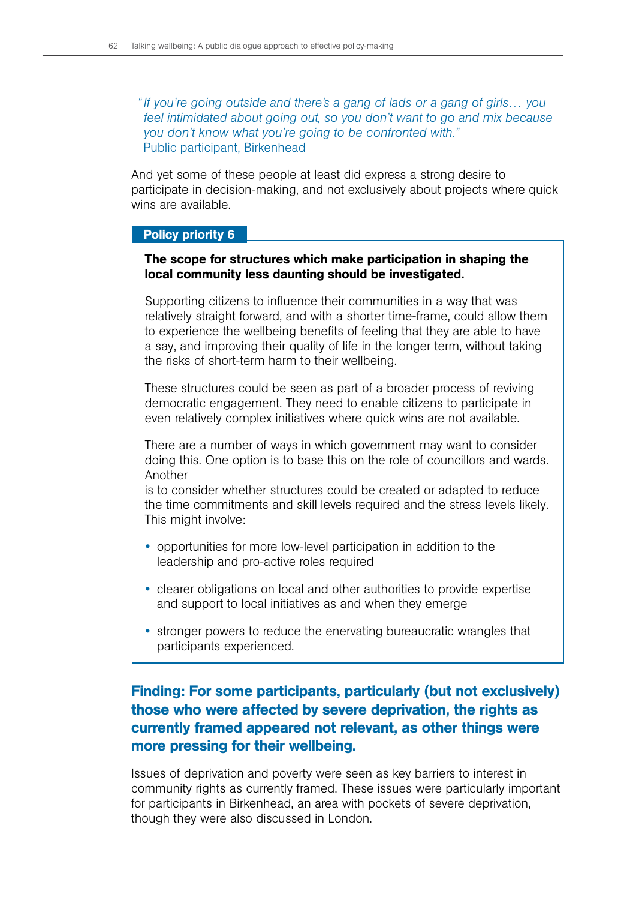*"If you're going outside and there's a gang of lads or a gang of girls… you feel intimidated about going out, so you don't want to go and mix because you don't know what you're going to be confronted with."*
Public participant, Birkenhead

And yet some of these people at least did express a strong desire to participate in decision-making, and not exclusively about projects where quick wins are available.

**Policy priority 6**

**The scope for structures which make participation in shaping the local community less daunting should be investigated.**

Supporting citizens to influence their communities in a way that was relatively straight forward, and with a shorter time-frame, could allow them to experience the wellbeing benefits of feeling that they are able to have a say, and improving their quality of life in the longer term, without taking the risks of short-term harm to their wellbeing.

These structures could be seen as part of a broader process of reviving democratic engagement. They need to enable citizens to participate in even relatively complex initiatives where quick wins are not available.

There are a number of ways in which government may want to consider doing this. One option is to base this on the role of councillors and wards. Another is to consider whether structures could be created or adapted to reduce the time commitments and skill levels required and the stress levels likely. This might involve:

- opportunities for more low-level participation in addition to the leadership and pro-active roles required
- clearer obligations on local and other authorities to provide expertise and support to local initiatives as and when they emerge
- stronger powers to reduce the enervating bureaucratic wrangles that participants experienced.

### Finding: For some participants, particularly (but not exclusively) those who were affected by severe deprivation, the rights as currently framed appeared not relevant, as other things were more pressing for their wellbeing.

Issues of deprivation and poverty were seen as key barriers to interest in community rights as currently framed. These issues were particularly important for participants in Birkenhead, an area with pockets of severe deprivation, though they were also discussed in London.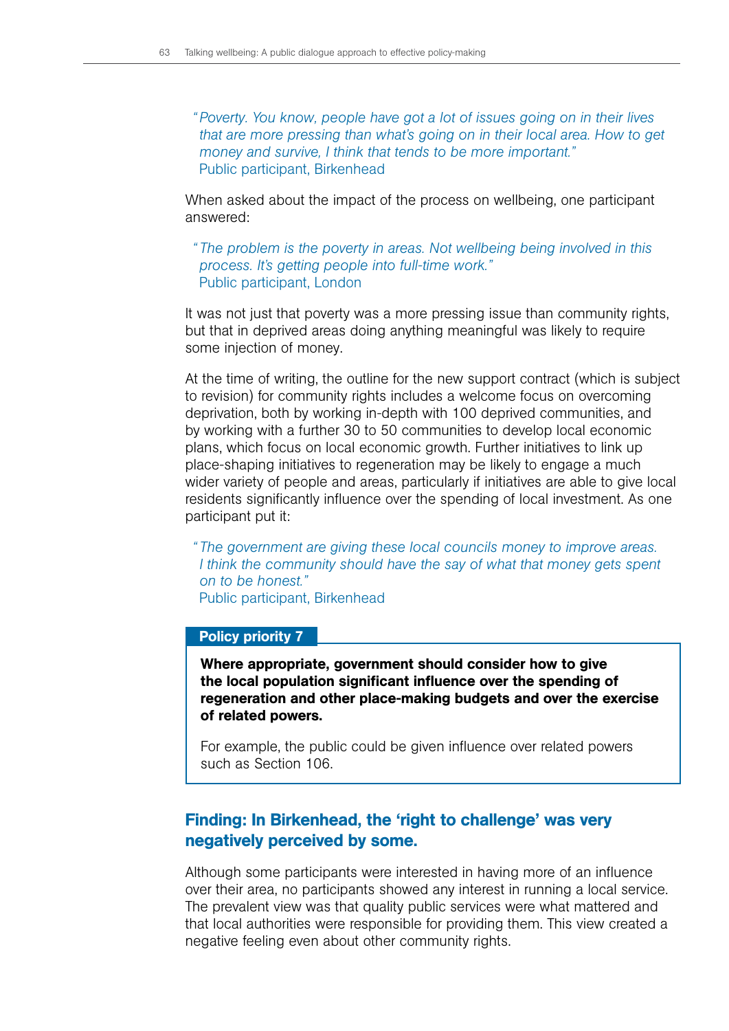> *"Poverty. You know, people have got a lot of issues going on in their lives that are more pressing than what's going on in their local area. How to get money and survive, I think that tends to be more important."*
> Public participant, Birkenhead

When asked about the impact of the process on wellbeing, one participant answered:

> *"The problem is the poverty in areas. Not wellbeing being involved in this process. It's getting people into full-time work."*
> Public participant, London

It was not just that poverty was a more pressing issue than community rights, but that in deprived areas doing anything meaningful was likely to require some injection of money.

At the time of writing, the outline for the new support contract (which is subject to revision) for community rights includes a welcome focus on overcoming deprivation, both by working in-depth with 100 deprived communities, and by working with a further 30 to 50 communities to develop local economic plans, which focus on local economic growth. Further initiatives to link up place-shaping initiatives to regeneration may be likely to engage a much wider variety of people and areas, particularly if initiatives are able to give local residents significantly influence over the spending of local investment. As one participant put it:

> *"The government are giving these local councils money to improve areas. I think the community should have the say of what that money gets spent on to be honest."*
> Public participant, Birkenhead

**Policy priority 7**

**Where appropriate, government should consider how to give the local population significant influence over the spending of regeneration and other place-making budgets and over the exercise of related powers.**

For example, the public could be given influence over related powers such as Section 106.

### Finding: In Birkenhead, the 'right to challenge' was very negatively perceived by some.

Although some participants were interested in having more of an influence over their area, no participants showed any interest in running a local service. The prevalent view was that quality public services were what mattered and that local authorities were responsible for providing them. This view created a negative feeling even about other community rights.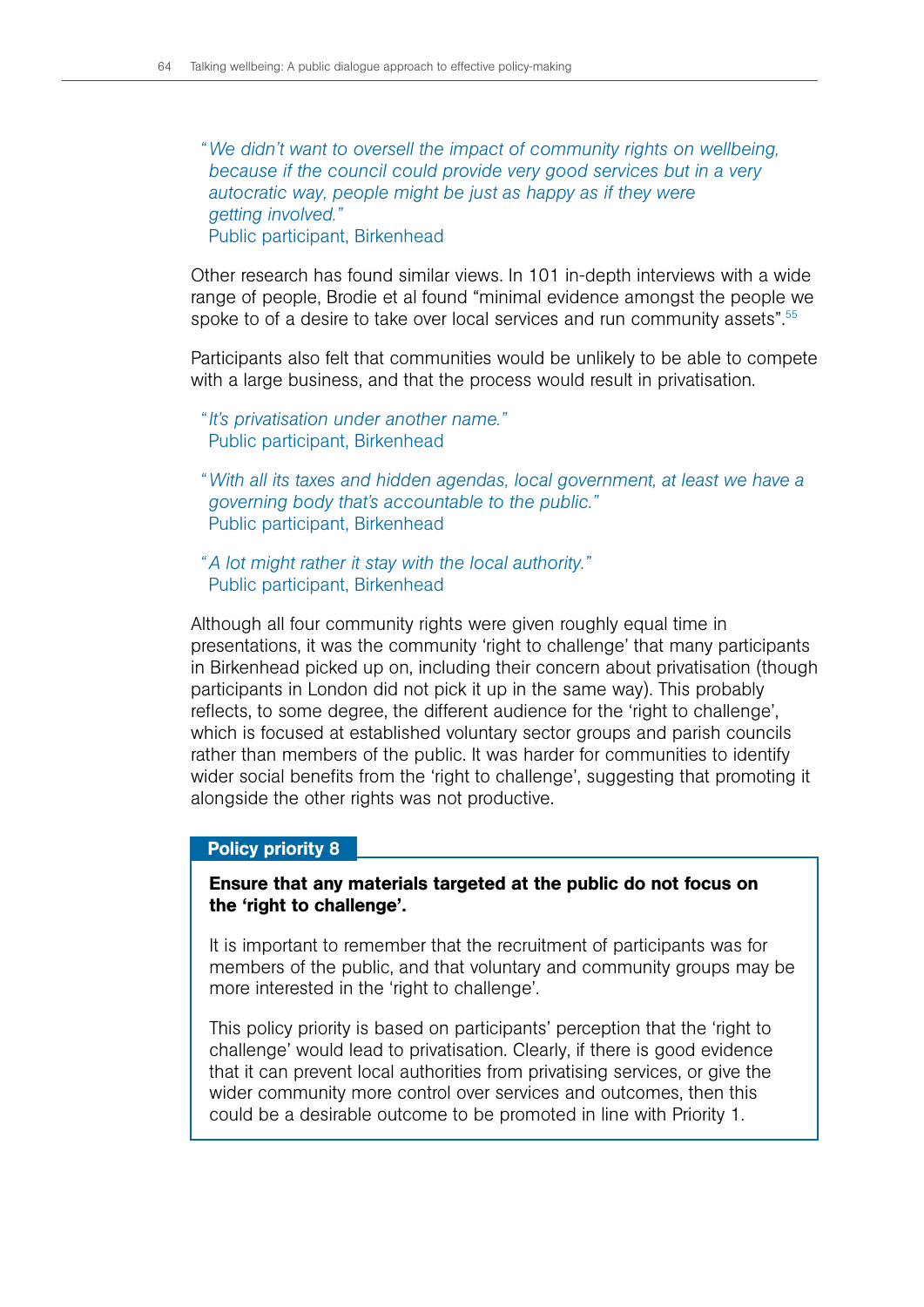> *"We didn't want to oversell the impact of community rights on wellbeing, because if the council could provide very good services but in a very autocratic way, people might be just as happy as if they were getting involved."*
> Public participant, Birkenhead

Other research has found similar views. In 101 in-depth interviews with a wide range of people, Brodie et al found "minimal evidence amongst the people we spoke to of a desire to take over local services and run community assets".[55]

Participants also felt that communities would be unlikely to be able to compete with a large business, and that the process would result in privatisation.

> *"It's privatisation under another name."*
> Public participant, Birkenhead

> *"With all its taxes and hidden agendas, local government, at least we have a governing body that's accountable to the public."*
> Public participant, Birkenhead

> *"A lot might rather it stay with the local authority."*
> Public participant, Birkenhead

Although all four community rights were given roughly equal time in presentations, it was the community 'right to challenge' that many participants in Birkenhead picked up on, including their concern about privatisation (though participants in London did not pick it up in the same way). This probably reflects, to some degree, the different audience for the 'right to challenge', which is focused at established voluntary sector groups and parish councils rather than members of the public. It was harder for communities to identify wider social benefits from the 'right to challenge', suggesting that promoting it alongside the other rights was not productive.

**Policy priority 8**

**Ensure that any materials targeted at the public do not focus on the 'right to challenge'.**

It is important to remember that the recruitment of participants was for members of the public, and that voluntary and community groups may be more interested in the 'right to challenge'.

This policy priority is based on participants' perception that the 'right to challenge' would lead to privatisation. Clearly, if there is good evidence that it can prevent local authorities from privatising services, or give the wider community more control over services and outcomes, then this could be a desirable outcome to be promoted in line with Priority 1.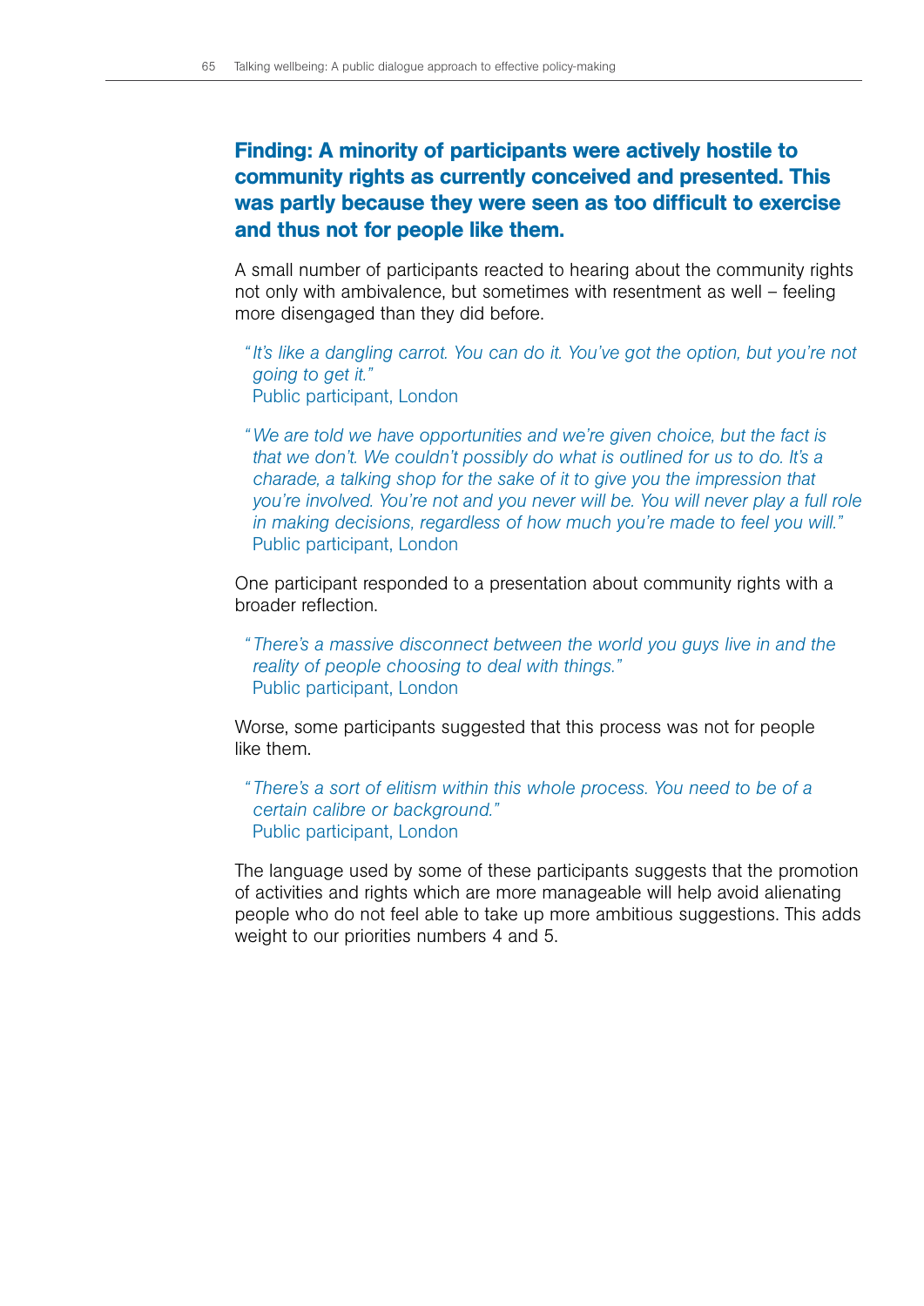### Finding: A minority of participants were actively hostile to community rights as currently conceived and presented. This was partly because they were seen as too difficult to exercise and thus not for people like them.

A small number of participants reacted to hearing about the community rights not only with ambivalence, but sometimes with resentment as well – feeling more disengaged than they did before.

> *"It's like a dangling carrot. You can do it. You've got the option, but you're not going to get it."*
> Public participant, London

> *"We are told we have opportunities and we're given choice, but the fact is that we don't. We couldn't possibly do what is outlined for us to do. It's a charade, a talking shop for the sake of it to give you the impression that you're involved. You're not and you never will be. You will never play a full role in making decisions, regardless of how much you're made to feel you will."*
> Public participant, London

One participant responded to a presentation about community rights with a broader reflection.

> *"There's a massive disconnect between the world you guys live in and the reality of people choosing to deal with things."*
> Public participant, London

Worse, some participants suggested that this process was not for people like them.

> *"There's a sort of elitism within this whole process. You need to be of a certain calibre or background."*
> Public participant, London

The language used by some of these participants suggests that the promotion of activities and rights which are more manageable will help avoid alienating people who do not feel able to take up more ambitious suggestions. This adds weight to our priorities numbers 4 and 5.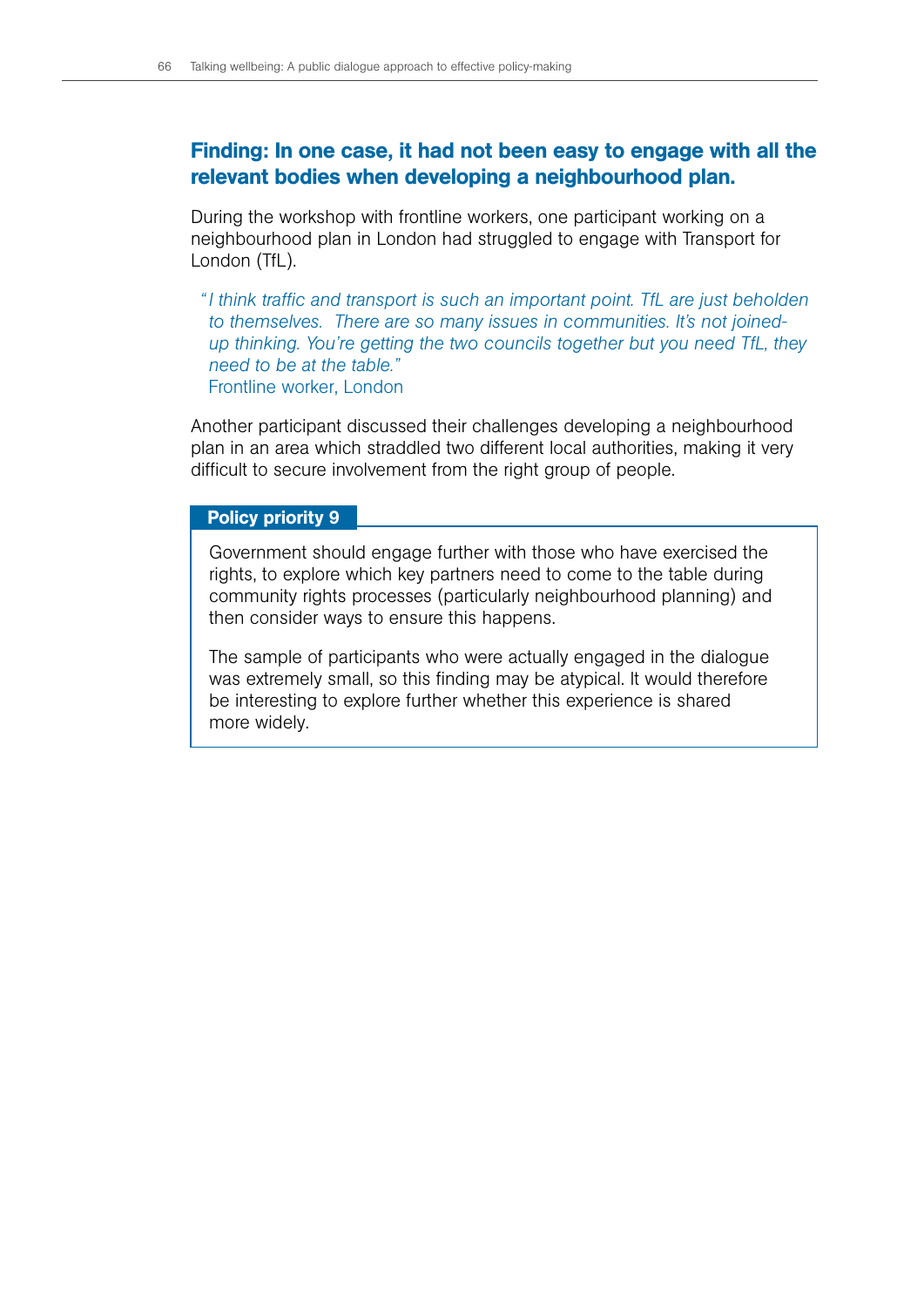### Finding: In one case, it had not been easy to engage with all the relevant bodies when developing a neighbourhood plan.

During the workshop with frontline workers, one participant working on a neighbourhood plan in London had struggled to engage with Transport for London (TfL).

> *"I think traffic and transport is such an important point. TfL are just beholden to themselves. There are so many issues in communities. It's not joined-up thinking. You're getting the two councils together but you need TfL, they need to be at the table."*
> Frontline worker, London

Another participant discussed their challenges developing a neighbourhood plan in an area which straddled two different local authorities, making it very difficult to secure involvement from the right group of people.

**Policy priority 9**

Government should engage further with those who have exercised the rights, to explore which key partners need to come to the table during community rights processes (particularly neighbourhood planning) and then consider ways to ensure this happens.

The sample of participants who were actually engaged in the dialogue was extremely small, so this finding may be atypical. It would therefore be interesting to explore further whether this experience is shared more widely.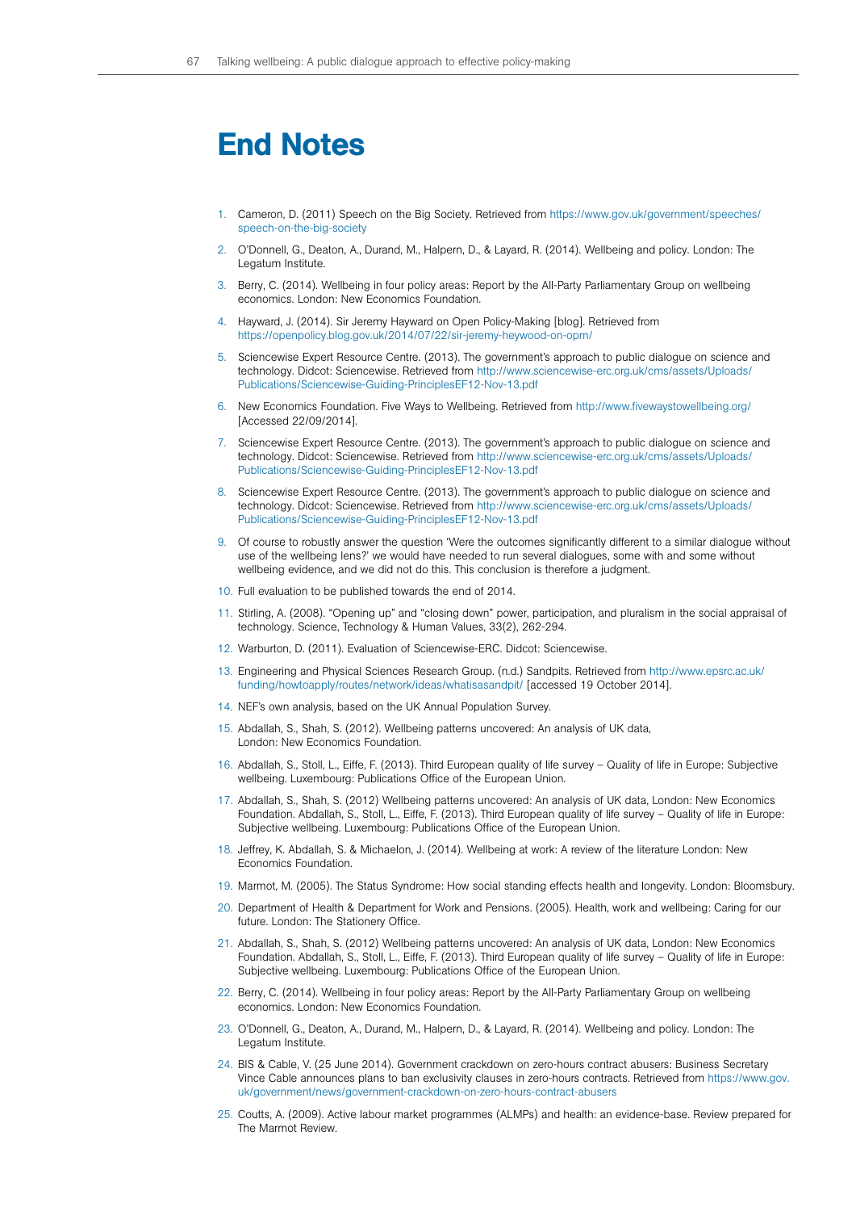# End Notes

1. Cameron, D. (2011) Speech on the Big Society. Retrieved from https://www.gov.uk/government/speeches/speech-on-the-big-society
2. O'Donnell, G., Deaton, A., Durand, M., Halpern, D., & Layard, R. (2014). Wellbeing and policy. London: The Legatum Institute.
3. Berry, C. (2014). Wellbeing in four policy areas: Report by the All-Party Parliamentary Group on wellbeing economics. London: New Economics Foundation.
4. Hayward, J. (2014). Sir Jeremy Hayward on Open Policy-Making [blog]. Retrieved from https://openpolicy.blog.gov.uk/2014/07/22/sir-jeremy-heywood-on-opm/
5. Sciencewise Expert Resource Centre. (2013). The government's approach to public dialogue on science and technology. Didcot: Sciencewise. Retrieved from http://www.sciencewise-erc.org.uk/cms/assets/Uploads/Publications/Sciencewise-Guiding-PrinciplesEF12-Nov-13.pdf
6. New Economics Foundation. Five Ways to Wellbeing. Retrieved from http://www.fivewaystowellbeing.org/ [Accessed 22/09/2014].
7. Sciencewise Expert Resource Centre. (2013). The government's approach to public dialogue on science and technology. Didcot: Sciencewise. Retrieved from http://www.sciencewise-erc.org.uk/cms/assets/Uploads/Publications/Sciencewise-Guiding-PrinciplesEF12-Nov-13.pdf
8. Sciencewise Expert Resource Centre. (2013). The government's approach to public dialogue on science and technology. Didcot: Sciencewise. Retrieved from http://www.sciencewise-erc.org.uk/cms/assets/Uploads/Publications/Sciencewise-Guiding-PrinciplesEF12-Nov-13.pdf
9. Of course to robustly answer the question 'Were the outcomes significantly different to a similar dialogue without use of the wellbeing lens?' we would have needed to run several dialogues, some with and some without wellbeing evidence, and we did not do this. This conclusion is therefore a judgment.
10. Full evaluation to be published towards the end of 2014.
11. Stirling, A. (2008). "Opening up" and "closing down" power, participation, and pluralism in the social appraisal of technology. Science, Technology & Human Values, 33(2), 262-294.
12. Warburton, D. (2011). Evaluation of Sciencewise-ERC. Didcot: Sciencewise.
13. Engineering and Physical Sciences Research Group. (n.d.) Sandpits. Retrieved from http://www.epsrc.ac.uk/funding/howtoapply/routes/network/ideas/whatisasandpit/ [accessed 19 October 2014].
14. NEF's own analysis, based on the UK Annual Population Survey.
15. Abdallah, S., Shah, S. (2012). Wellbeing patterns uncovered: An analysis of UK data, London: New Economics Foundation.
16. Abdallah, S., Stoll, L., Eiffe, F. (2013). Third European quality of life survey – Quality of life in Europe: Subjective wellbeing. Luxembourg: Publications Office of the European Union.
17. Abdallah, S., Shah, S. (2012) Wellbeing patterns uncovered: An analysis of UK data, London: New Economics Foundation. Abdallah, S., Stoll, L., Eiffe, F. (2013). Third European quality of life survey – Quality of life in Europe: Subjective wellbeing. Luxembourg: Publications Office of the European Union.
18. Jeffrey, K. Abdallah, S. & Michaelon, J. (2014). Wellbeing at work: A review of the literature London: New Economics Foundation.
19. Marmot, M. (2005). The Status Syndrome: How social standing effects health and longevity. London: Bloomsbury.
20. Department of Health & Department for Work and Pensions. (2005). Health, work and wellbeing: Caring for our future. London: The Stationery Office.
21. Abdallah, S., Shah, S. (2012) Wellbeing patterns uncovered: An analysis of UK data, London: New Economics Foundation. Abdallah, S., Stoll, L., Eiffe, F. (2013). Third European quality of life survey – Quality of life in Europe: Subjective wellbeing. Luxembourg: Publications Office of the European Union.
22. Berry, C. (2014). Wellbeing in four policy areas: Report by the All-Party Parliamentary Group on wellbeing economics. London: New Economics Foundation.
23. O'Donnell, G., Deaton, A., Durand, M., Halpern, D., & Layard, R. (2014). Wellbeing and policy. London: The Legatum Institute.
24. BIS & Cable, V. (25 June 2014). Government crackdown on zero-hours contract abusers: Business Secretary Vince Cable announces plans to ban exclusivity clauses in zero-hours contracts. Retrieved from https://www.gov.uk/government/news/government-crackdown-on-zero-hours-contract-abusers
25. Coutts, A. (2009). Active labour market programmes (ALMPs) and health: an evidence-base. Review prepared for The Marmot Review.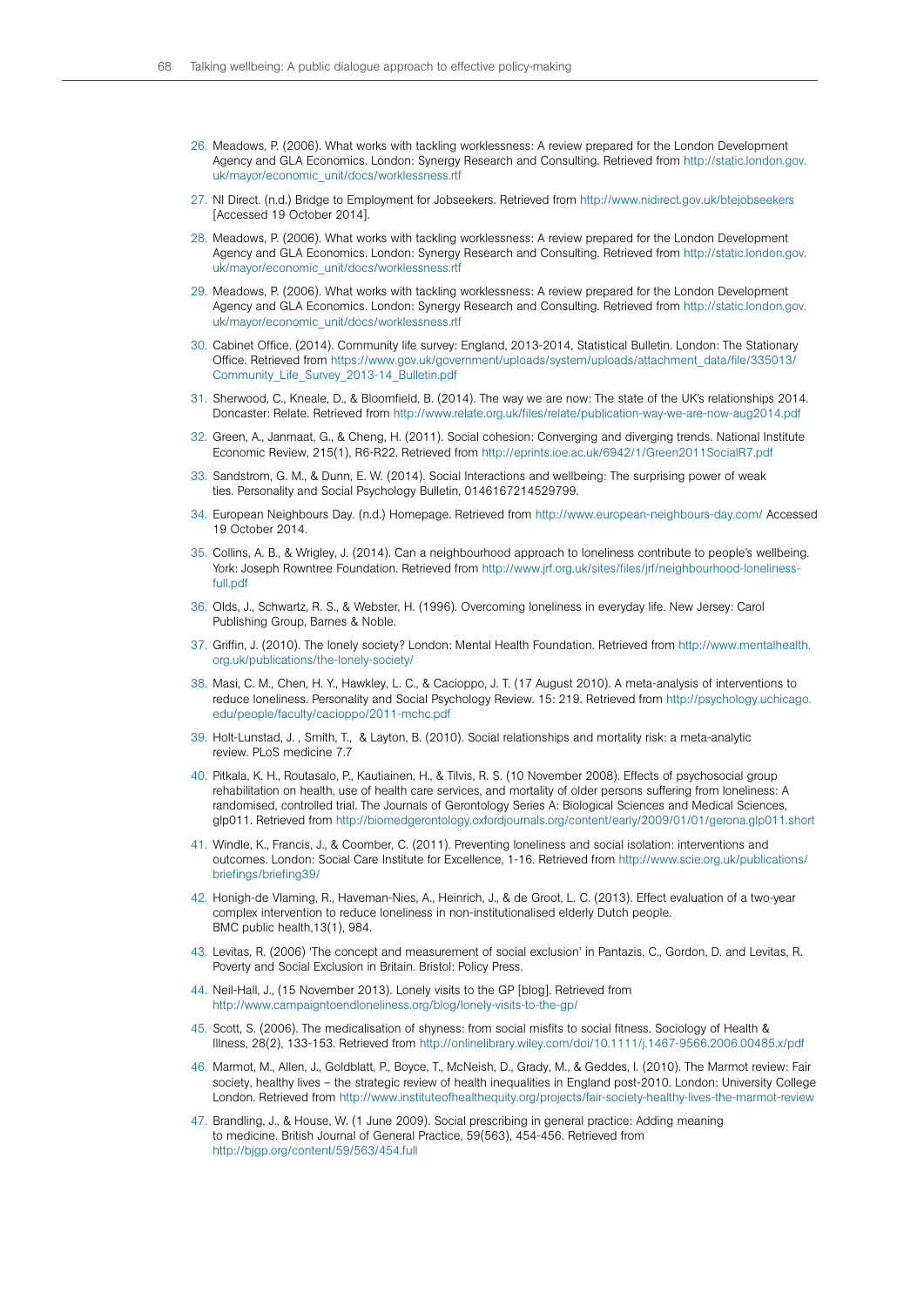26. Meadows, P. (2006). What works with tackling worklessness: A review prepared for the London Development Agency and GLA Economics. London: Synergy Research and Consulting. Retrieved from http://static.london.gov.uk/mayor/economic_unit/docs/worklessness.rtf

27. NI Direct. (n.d.) Bridge to Employment for Jobseekers. Retrieved from http://www.nidirect.gov.uk/btejobseekers [Accessed 19 October 2014].

28. Meadows, P. (2006). What works with tackling worklessness: A review prepared for the London Development Agency and GLA Economics. London: Synergy Research and Consulting. Retrieved from http://static.london.gov.uk/mayor/economic_unit/docs/worklessness.rtf

29. Meadows, P. (2006). What works with tackling worklessness: A review prepared for the London Development Agency and GLA Economics. London: Synergy Research and Consulting. Retrieved from http://static.london.gov.uk/mayor/economic_unit/docs/worklessness.rtf

30. Cabinet Office. (2014). Community life survey: England, 2013-2014, Statistical Bulletin. London: The Stationary Office. Retrieved from https://www.gov.uk/government/uploads/system/uploads/attachment_data/file/335013/Community_Life_Survey_2013-14_Bulletin.pdf

31. Sherwood, C., Kneale, D., & Bloomfield, B. (2014). The way we are now: The state of the UK's relationships 2014. Doncaster: Relate. Retrieved from http://www.relate.org.uk/files/relate/publication-way-we-are-now-aug2014.pdf

32. Green, A., Janmaat, G., & Cheng, H. (2011). Social cohesion: Converging and diverging trends. National Institute Economic Review, 215(1), R6-R22. Retrieved from http://eprints.ioe.ac.uk/6942/1/Green2011SocialR7.pdf

33. Sandstrom, G. M., & Dunn, E. W. (2014). Social Interactions and wellbeing: The surprising power of weak ties. Personality and Social Psychology Bulletin, 0146167214529799.

34. European Neighbours Day. (n.d.) Homepage. Retrieved from http://www.european-neighbours-day.com/ Accessed 19 October 2014.

35. Collins, A. B., & Wrigley, J. (2014). Can a neighbourhood approach to loneliness contribute to people's wellbeing. York: Joseph Rowntree Foundation. Retrieved from http://www.jrf.org.uk/sites/files/jrf/neighbourhood-loneliness-full.pdf

36. Olds, J., Schwartz, R. S., & Webster, H. (1996). Overcoming loneliness in everyday life. New Jersey: Carol Publishing Group, Barnes & Noble.

37. Griffin, J. (2010). The lonely society? London: Mental Health Foundation. Retrieved from http://www.mentalhealth.org.uk/publications/the-lonely-society/

38. Masi, C. M., Chen, H. Y., Hawkley, L. C., & Cacioppo, J. T. (17 August 2010). A meta-analysis of interventions to reduce loneliness. Personality and Social Psychology Review. 15: 219. Retrieved from http://psychology.uchicago.edu/people/faculty/cacioppo/2011-mchc.pdf

39. Holt-Lunstad, J. , Smith, T., & Layton, B. (2010). Social relationships and mortality risk: a meta-analytic review. PLoS medicine 7.7

40. Pitkala, K. H., Routasalo, P., Kautiainen, H., & Tilvis, R. S. (10 November 2008). Effects of psychosocial group rehabilitation on health, use of health care services, and mortality of older persons suffering from loneliness: A randomised, controlled trial. The Journals of Gerontology Series A: Biological Sciences and Medical Sciences, glp011. Retrieved from http://biomedgerontology.oxfordjournals.org/content/early/2009/01/01/gerona.glp011.short

41. Windle, K., Francis, J., & Coomber, C. (2011). Preventing loneliness and social isolation: interventions and outcomes. London: Social Care Institute for Excellence, 1-16. Retrieved from http://www.scie.org.uk/publications/briefings/briefing39/

42. Honigh-de Vlaming, R., Haveman-Nies, A., Heinrich, J., & de Groot, L. C. (2013). Effect evaluation of a two-year complex intervention to reduce loneliness in non-institutionalised elderly Dutch people. BMC public health,13(1), 984.

43. Levitas, R. (2006) 'The concept and measurement of social exclusion' in Pantazis, C., Gordon, D. and Levitas, R. Poverty and Social Exclusion in Britain. Bristol: Policy Press.

44. Neil-Hall, J., (15 November 2013). Lonely visits to the GP [blog]. Retrieved from http://www.campaigntoendloneliness.org/blog/lonely-visits-to-the-gp/

45. Scott, S. (2006). The medicalisation of shyness: from social misfits to social fitness. Sociology of Health & Illness, 28(2), 133-153. Retrieved from http://onlinelibrary.wiley.com/doi/10.1111/j.1467-9566.2006.00485.x/pdf

46. Marmot, M., Allen, J., Goldblatt, P., Boyce, T., McNeish, D., Grady, M., & Geddes, I. (2010). The Marmot review: Fair society, healthy lives – the strategic review of health inequalities in England post-2010. London: University College London. Retrieved from http://www.instituteofhealthequity.org/projects/fair-society-healthy-lives-the-marmot-review

47. Brandling, J., & House, W. (1 June 2009). Social prescribing in general practice: Adding meaning to medicine. British Journal of General Practice, 59(563), 454-456. Retrieved from http://bjgp.org/content/59/563/454.full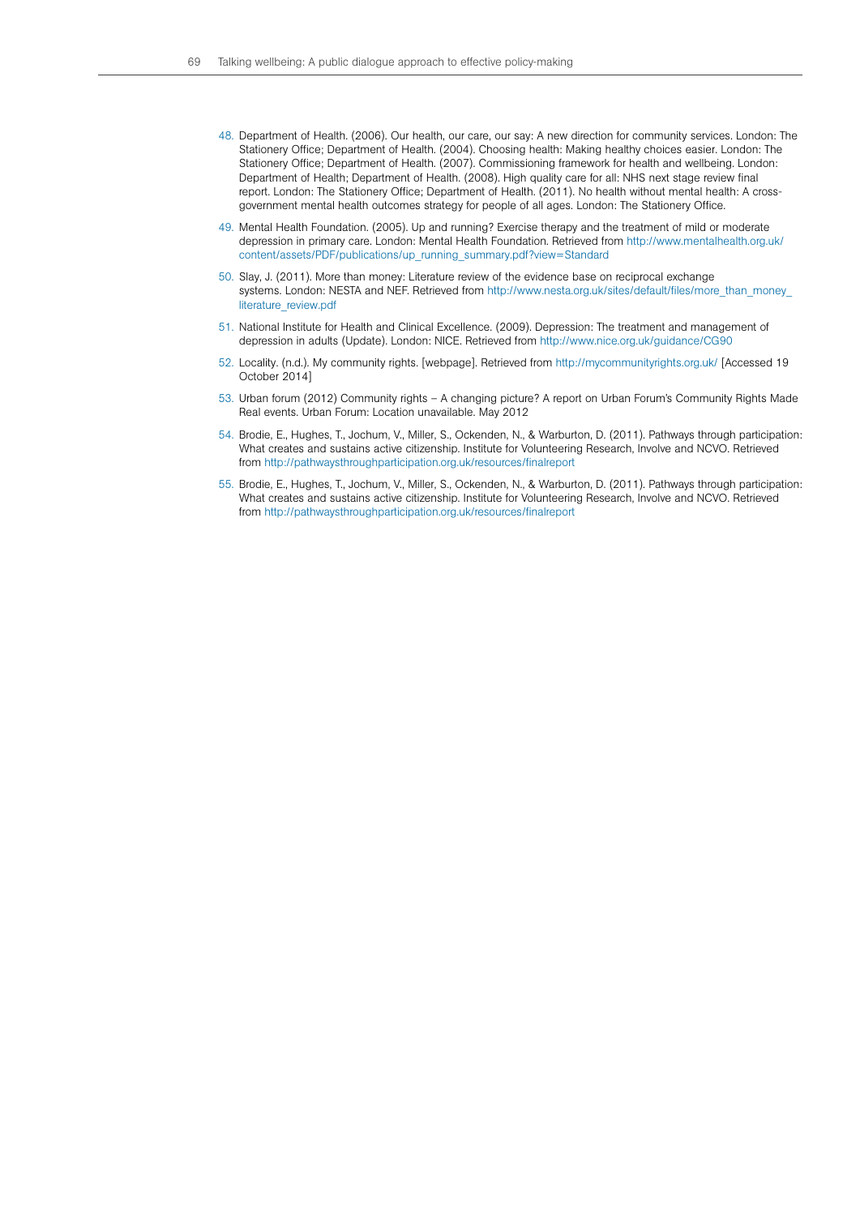48. Department of Health. (2006). Our health, our care, our say: A new direction for community services. London: The Stationery Office; Department of Health. (2004). Choosing health: Making healthy choices easier. London: The Stationery Office; Department of Health. (2007). Commissioning framework for health and wellbeing. London: Department of Health; Department of Health. (2008). High quality care for all: NHS next stage review final report. London: The Stationery Office; Department of Health. (2011). No health without mental health: A cross-government mental health outcomes strategy for people of all ages. London: The Stationery Office.

49. Mental Health Foundation. (2005). Up and running? Exercise therapy and the treatment of mild or moderate depression in primary care. London: Mental Health Foundation. Retrieved from http://www.mentalhealth.org.uk/content/assets/PDF/publications/up_running_summary.pdf?view=Standard

50. Slay, J. (2011). More than money: Literature review of the evidence base on reciprocal exchange systems. London: NESTA and NEF. Retrieved from http://www.nesta.org.uk/sites/default/files/more_than_money_literature_review.pdf

51. National Institute for Health and Clinical Excellence. (2009). Depression: The treatment and management of depression in adults (Update). London: NICE. Retrieved from http://www.nice.org.uk/guidance/CG90

52. Locality. (n.d.). My community rights. [webpage]. Retrieved from http://mycommunityrights.org.uk/ [Accessed 19 October 2014]

53. Urban forum (2012) Community rights – A changing picture? A report on Urban Forum's Community Rights Made Real events. Urban Forum: Location unavailable. May 2012

54. Brodie, E., Hughes, T., Jochum, V., Miller, S., Ockenden, N., & Warburton, D. (2011). Pathways through participation: What creates and sustains active citizenship. Institute for Volunteering Research, Involve and NCVO. Retrieved from http://pathwaysthroughparticipation.org.uk/resources/finalreport

55. Brodie, E., Hughes, T., Jochum, V., Miller, S., Ockenden, N., & Warburton, D. (2011). Pathways through participation: What creates and sustains active citizenship. Institute for Volunteering Research, Involve and NCVO. Retrieved from http://pathwaysthroughparticipation.org.uk/resources/finalreport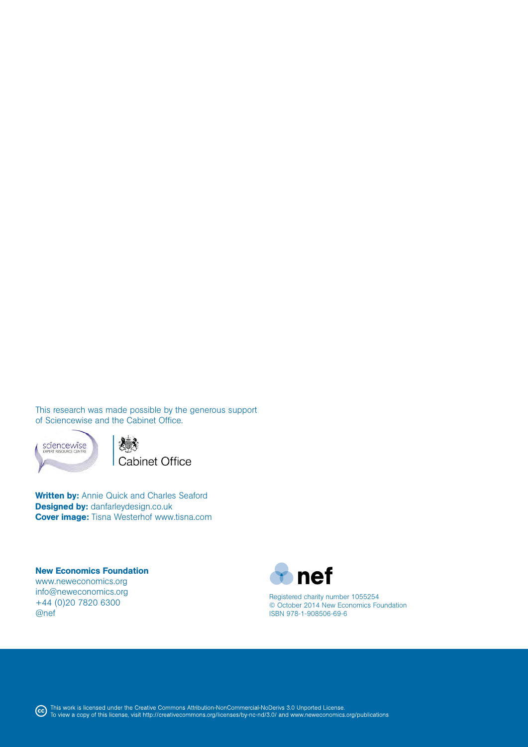This research was made possible by the generous support of Sciencewise and the Cabinet Office.

sciencewise
EXPERT RESOURCE CENTRE

Cabinet Office

**Written by:** Annie Quick and Charles Seaford
**Designed by:** danfarleydesign.co.uk
**Cover image:** Tisna Westerhof www.tisna.com

**New Economics Foundation**
www.neweconomics.org
info@neweconomics.org
+44 (0)20 7820 6300
@nef

nef

Registered charity number 1055254
© October 2014 New Economics Foundation
ISBN 978-1-908506-69-6

This work is licensed under the Creative Commons Attribution-NonCommercial-NoDerivs 3.0 Unported License.
To view a copy of this license, visit http://creativecommons.org/licenses/by-nc-nd/3.0/ and www.neweconomics.org/publications